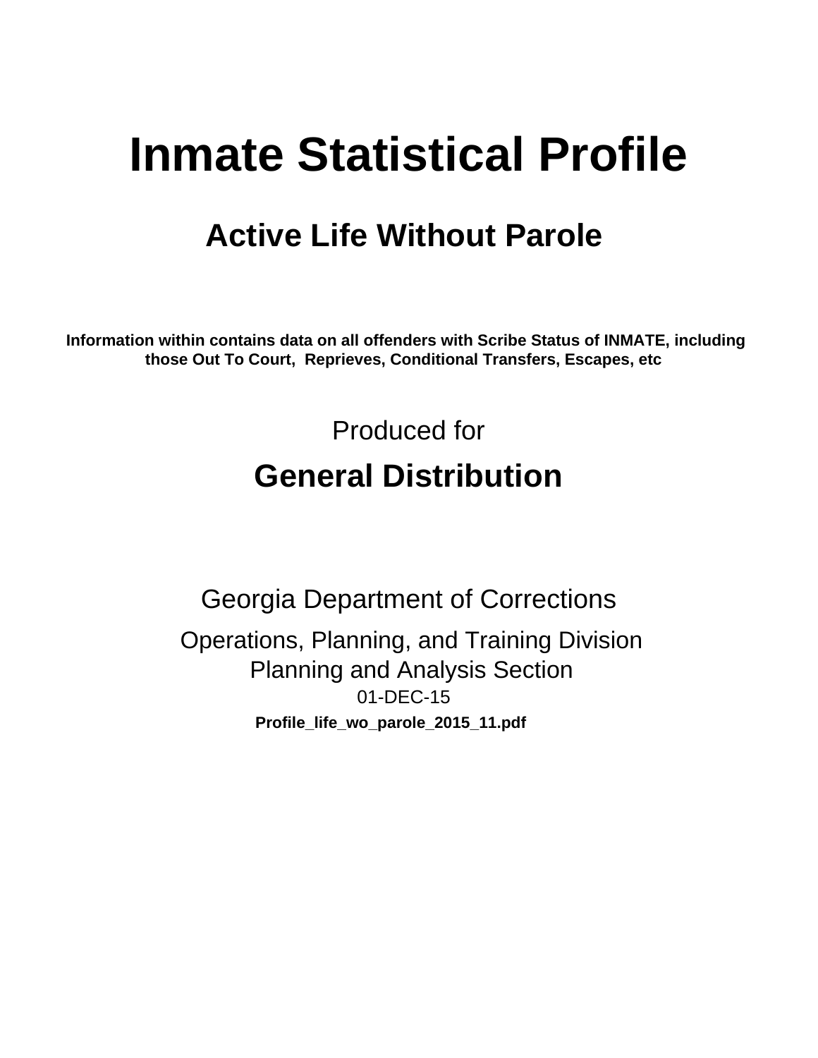# Inmate Statistical Profile

## Active Life Without Parole

**Information within contains data on all offenders with Scribe Status of INMATE, including those Out To Court, Reprieves, Conditional Transfers, Escapes, etc**

Produced for

## General Distribution

Georgia Department of Corrections

Operations, Planning, and Training Division
Planning and Analysis Section
01-DEC-15

**Profile_life_wo_parole_2015_11.pdf**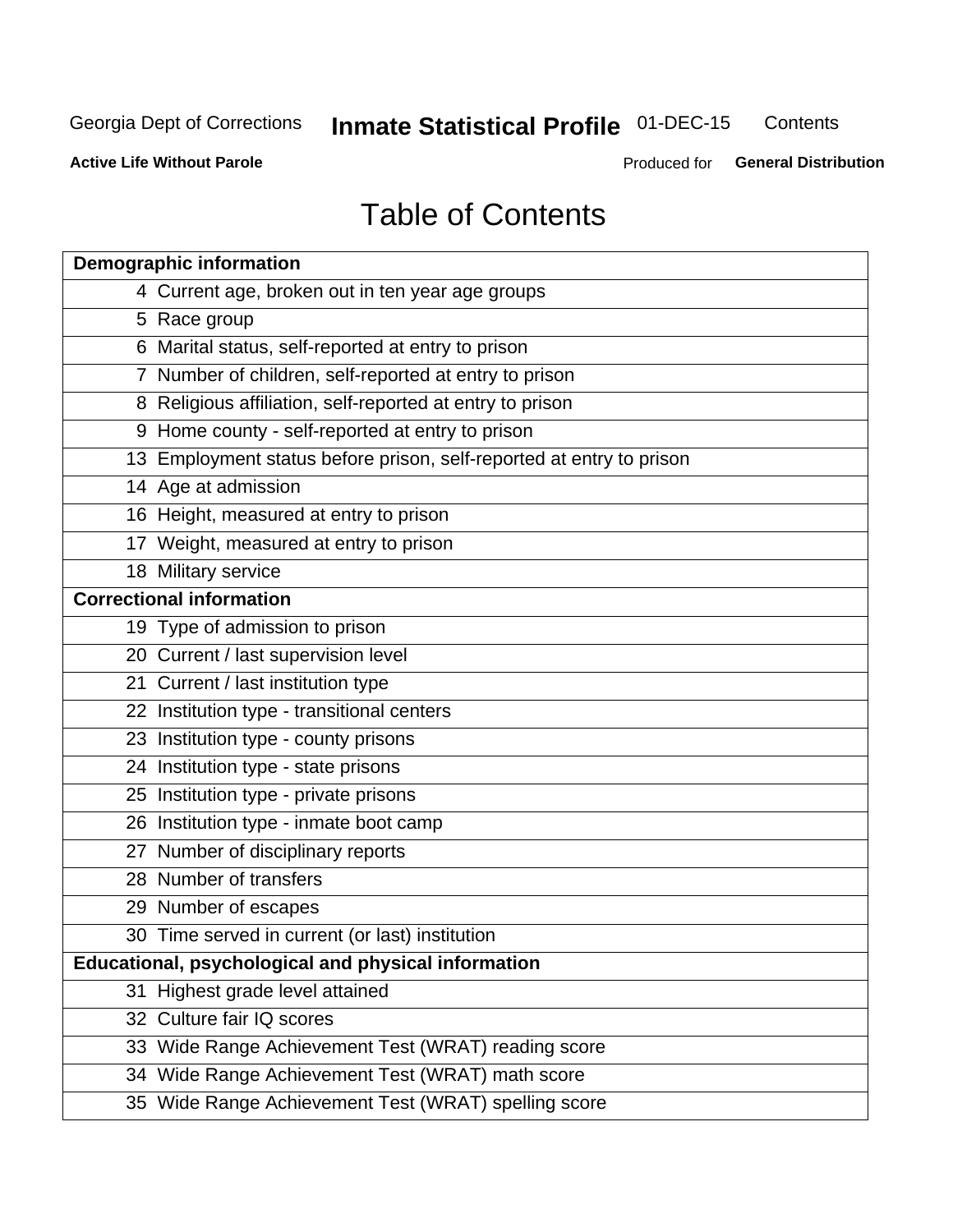# Table of Contents

| Page | Demographic information |
|---|---|
| 4 | Current age, broken out in ten year age groups |
| 5 | Race group |
| 6 | Marital status, self-reported at entry to prison |
| 7 | Number of children, self-reported at entry to prison |
| 8 | Religious affiliation, self-reported at entry to prison |
| 9 | Home county - self-reported at entry to prison |
| 13 | Employment status before prison, self-reported at entry to prison |
| 14 | Age at admission |
| 16 | Height, measured at entry to prison |
| 17 | Weight, measured at entry to prison |
| 18 | Military service |
| | **Correctional information** |
| 19 | Type of admission to prison |
| 20 | Current / last supervision level |
| 21 | Current / last institution type |
| 22 | Institution type - transitional centers |
| 23 | Institution type - county prisons |
| 24 | Institution type - state prisons |
| 25 | Institution type - private prisons |
| 26 | Institution type - inmate boot camp |
| 27 | Number of disciplinary reports |
| 28 | Number of transfers |
| 29 | Number of escapes |
| 30 | Time served in current (or last) institution |
| | **Educational, psychological and physical information** |
| 31 | Highest grade level attained |
| 32 | Culture fair IQ scores |
| 33 | Wide Range Achievement Test (WRAT) reading score |
| 34 | Wide Range Achievement Test (WRAT) math score |
| 35 | Wide Range Achievement Test (WRAT) spelling score |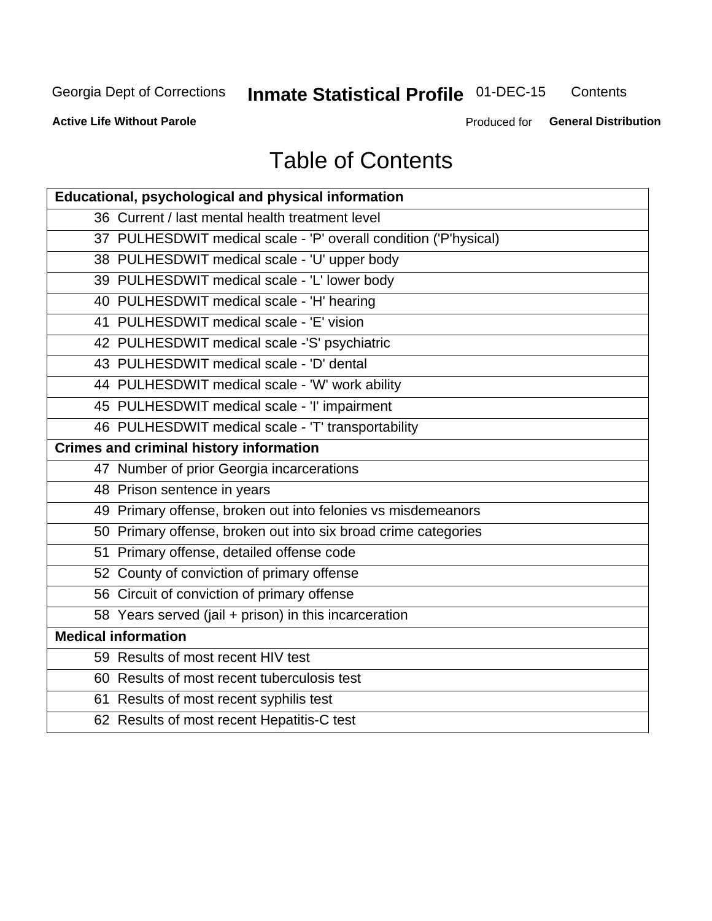# Table of Contents

| Educational, psychological and physical information |
|---|
| 36 Current / last mental health treatment level |
| 37 PULHESDWIT medical scale - 'P' overall condition ('P'hysical) |
| 38 PULHESDWIT medical scale - 'U' upper body |
| 39 PULHESDWIT medical scale - 'L' lower body |
| 40 PULHESDWIT medical scale - 'H' hearing |
| 41 PULHESDWIT medical scale - 'E' vision |
| 42 PULHESDWIT medical scale -'S' psychiatric |
| 43 PULHESDWIT medical scale - 'D' dental |
| 44 PULHESDWIT medical scale - 'W' work ability |
| 45 PULHESDWIT medical scale - 'I' impairment |
| 46 PULHESDWIT medical scale - 'T' transportability |
| **Crimes and criminal history information** |
| 47 Number of prior Georgia incarcerations |
| 48 Prison sentence in years |
| 49 Primary offense, broken out into felonies vs misdemeanors |
| 50 Primary offense, broken out into six broad crime categories |
| 51 Primary offense, detailed offense code |
| 52 County of conviction of primary offense |
| 56 Circuit of conviction of primary offense |
| 58 Years served (jail + prison) in this incarceration |
| **Medical information** |
| 59 Results of most recent HIV test |
| 60 Results of most recent tuberculosis test |
| 61 Results of most recent syphilis test |
| 62 Results of most recent Hepatitis-C test |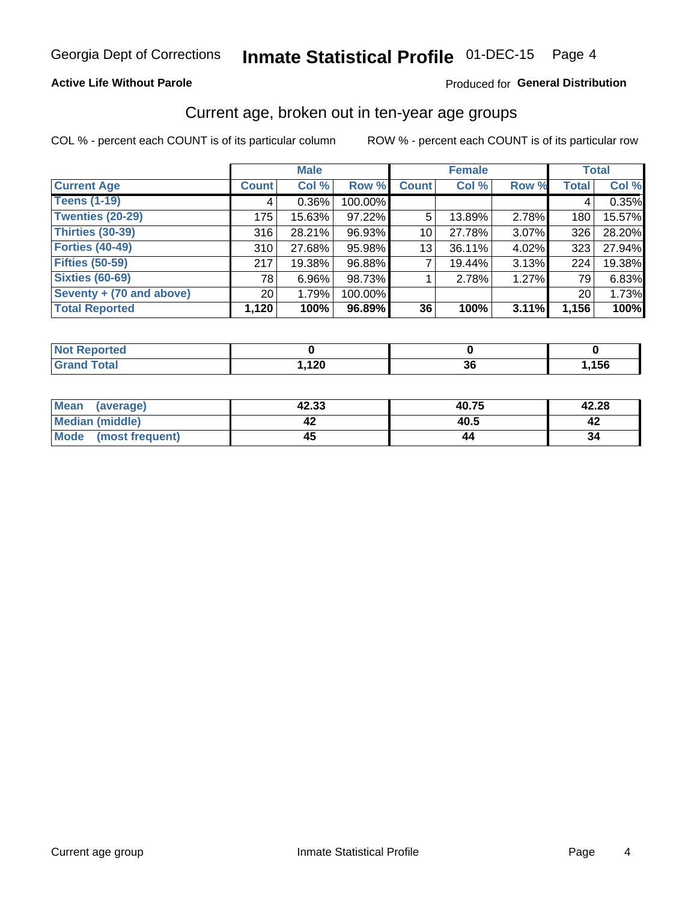Georgia Dept of Corrections **Inmate Statistical Profile** 01-DEC-15 Page 4

**Active Life Without Parole**

Produced for **General Distribution**

## Current age, broken out in ten-year age groups

COL % - percent each COUNT is of its particular column

ROW % - percent each COUNT is of its particular row

| | Male | | | Female | | | Total | |
|---|---|---|---|---|---|---|---|---|
| **Current Age** | **Count** | **Col %** | **Row %** | **Count** | **Col %** | **Row %** | **Total** | **Col %** |
| **Teens (1-19)** | 4 | 0.36% | 100.00% | | | | 4 | 0.35% |
| **Twenties (20-29)** | 175 | 15.63% | 97.22% | 5 | 13.89% | 2.78% | 180 | 15.57% |
| **Thirties (30-39)** | 316 | 28.21% | 96.93% | 10 | 27.78% | 3.07% | 326 | 28.20% |
| **Forties (40-49)** | 310 | 27.68% | 95.98% | 13 | 36.11% | 4.02% | 323 | 27.94% |
| **Fifties (50-59)** | 217 | 19.38% | 96.88% | 7 | 19.44% | 3.13% | 224 | 19.38% |
| **Sixties (60-69)** | 78 | 6.96% | 98.73% | 1 | 2.78% | 1.27% | 79 | 6.83% |
| **Seventy + (70 and above)** | 20 | 1.79% | 100.00% | | | | 20 | 1.73% |
| **Total Reported** | **1,120** | **100%** | **96.89%** | **36** | **100%** | **3.11%** | **1,156** | **100%** |

| | Male | Female | Total |
|---|---|---|---|
| **Not Reported** | **0** | **0** | **0** |
| **Grand Total** | **1,120** | **36** | **1,156** |

| | Male | Female | Total |
|---|---|---|---|
| **Mean (average)** | **42.33** | **40.75** | **42.28** |
| **Median (middle)** | **42** | **40.5** | **42** |
| **Mode (most frequent)** | **45** | **44** | **34** |

Current age group Inmate Statistical Profile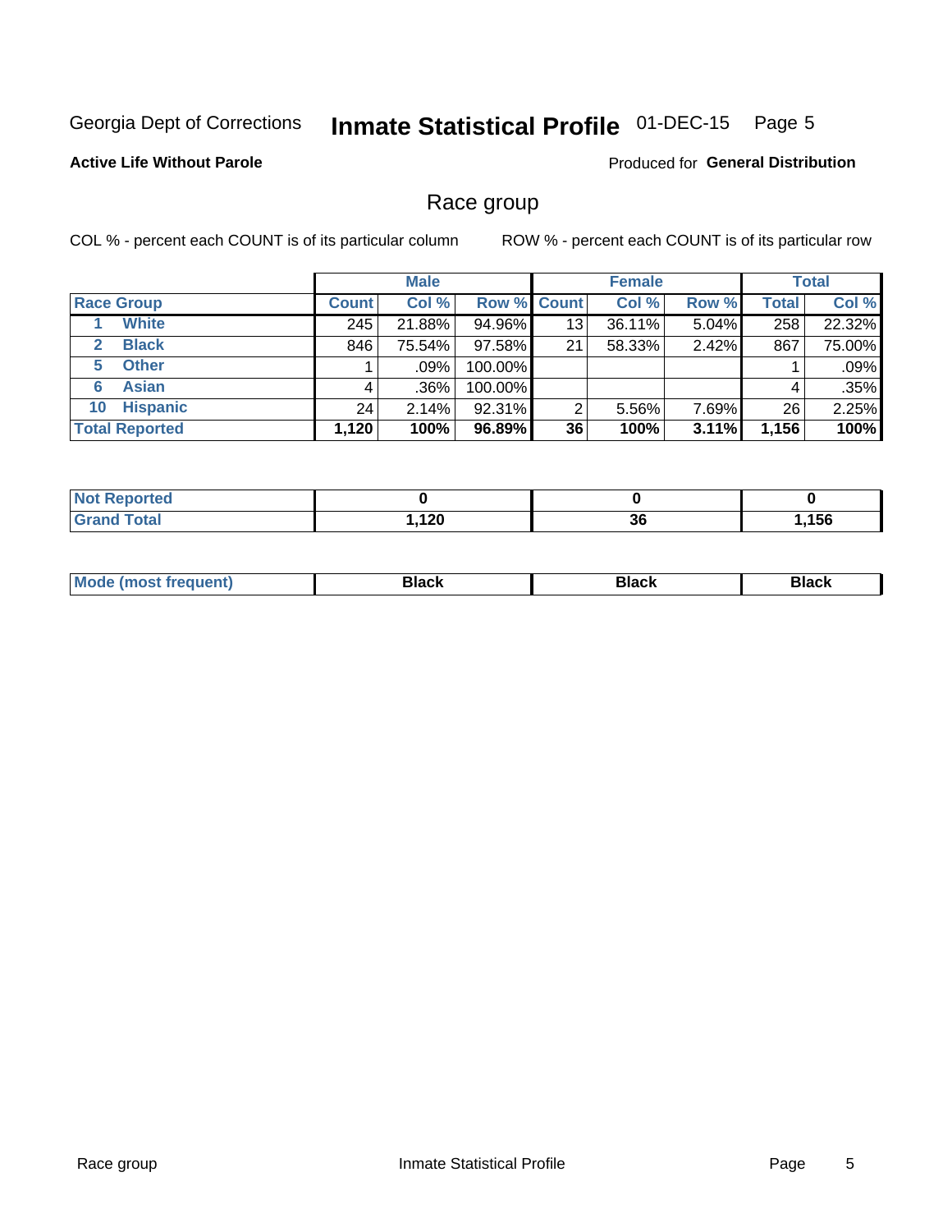Georgia Dept of Corrections **Inmate Statistical Profile** 01-DEC-15 Page 5

**Active Life Without Parole**

Produced for **General Distribution**

## Race group

COL % - percent each COUNT is of its particular column

ROW % - percent each COUNT is of its particular row

| | Male | | | Female | | | Total | |
|---|---|---|---|---|---|---|---|---|
| **Race Group** | **Count** | **Col %** | **Row %** | **Count** | **Col %** | **Row %** | **Total** | **Col %** |
| 1 **White** | 245 | 21.88% | 94.96% | 13 | 36.11% | 5.04% | 258 | 22.32% |
| 2 **Black** | 846 | 75.54% | 97.58% | 21 | 58.33% | 2.42% | 867 | 75.00% |
| 5 **Other** | 1 | .09% | 100.00% | | | | 1 | .09% |
| 6 **Asian** | 4 | .36% | 100.00% | | | | 4 | .35% |
| 10 **Hispanic** | 24 | 2.14% | 92.31% | 2 | 5.56% | 7.69% | 26 | 2.25% |
| **Total Reported** | **1,120** | **100%** | **96.89%** | **36** | **100%** | **3.11%** | **1,156** | **100%** |

| | Male | Female | Total |
|---|---|---|---|
| **Not Reported** | **0** | **0** | **0** |
| **Grand Total** | **1,120** | **36** | **1,156** |

| | Male | Female | Total |
|---|---|---|---|
| **Mode (most frequent)** | **Black** | **Black** | **Black** |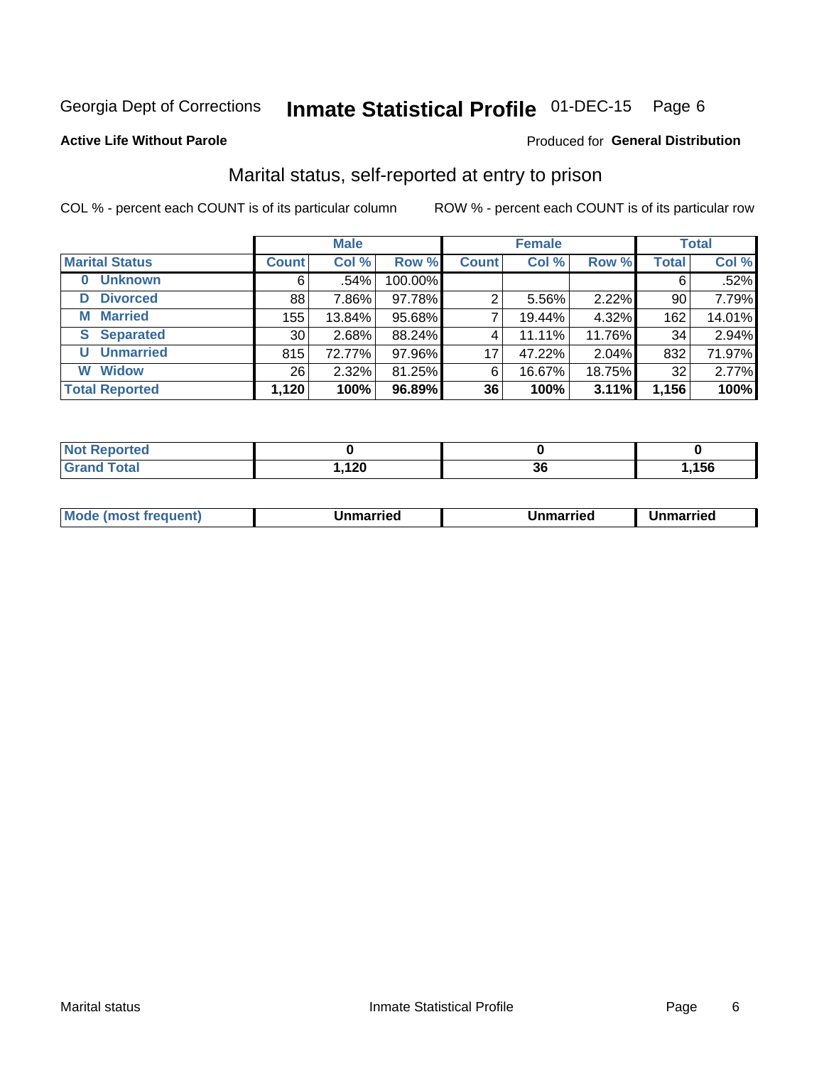Georgia Dept of Corrections **Inmate Statistical Profile** 01-DEC-15

**Active Life Without Parole**

Produced for **General Distribution**

## Marital status, self-reported at entry to prison

COL % - percent each COUNT is of its particular column

ROW % - percent each COUNT is of its particular row

| | Male | | | Female | | | Total | |
|---|---|---|---|---|---|---|---|---|
| **Marital Status** | **Count** | **Col %** | **Row %** | **Count** | **Col %** | **Row %** | **Total** | **Col %** |
| **0 Unknown** | 6 | .54% | 100.00% | | | | 6 | .52% |
| **D Divorced** | 88 | 7.86% | 97.78% | 2 | 5.56% | 2.22% | 90 | 7.79% |
| **M Married** | 155 | 13.84% | 95.68% | 7 | 19.44% | 4.32% | 162 | 14.01% |
| **S Separated** | 30 | 2.68% | 88.24% | 4 | 11.11% | 11.76% | 34 | 2.94% |
| **U Unmarried** | 815 | 72.77% | 97.96% | 17 | 47.22% | 2.04% | 832 | 71.97% |
| **W Widow** | 26 | 2.32% | 81.25% | 6 | 16.67% | 18.75% | 32 | 2.77% |
| **Total Reported** | **1,120** | **100%** | **96.89%** | **36** | **100%** | **3.11%** | **1,156** | **100%** |

| | Male | Female | Total |
|---|---|---|---|
| **Not Reported** | **0** | **0** | **0** |
| **Grand Total** | **1,120** | **36** | **1,156** |

| | Male | Female | Total |
|---|---|---|---|
| **Mode (most frequent)** | **Unmarried** | **Unmarried** | **Unmarried** |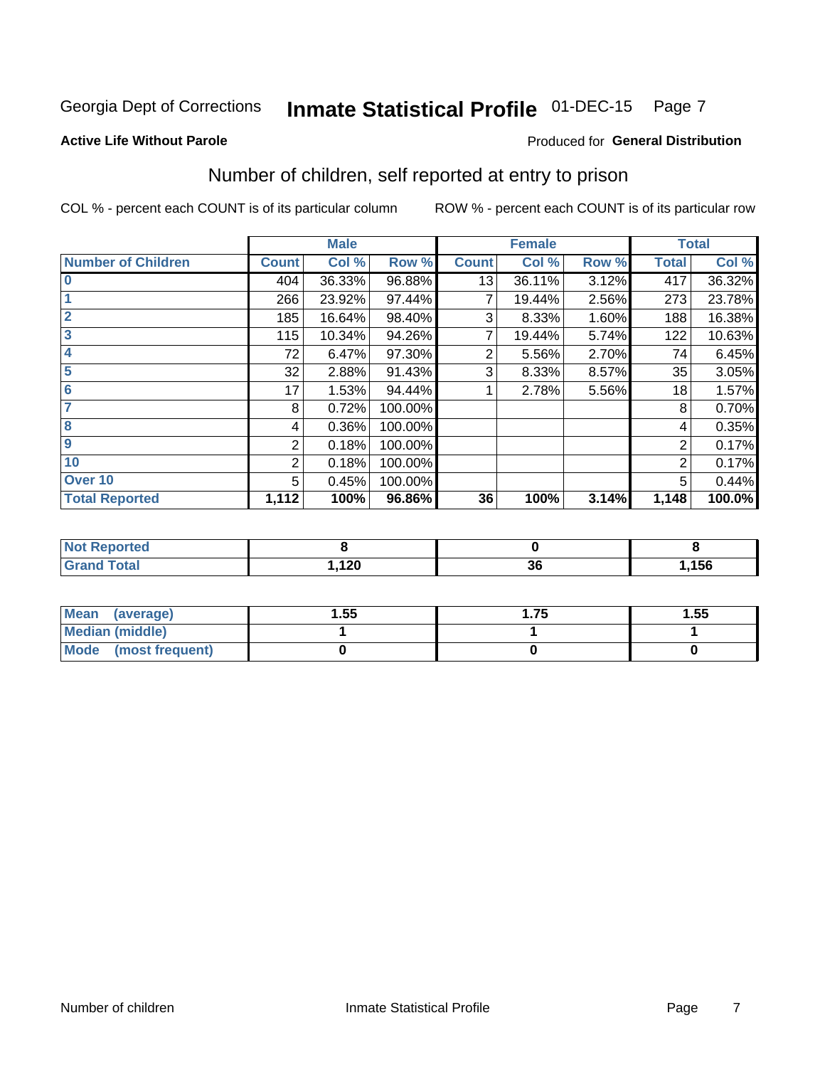Georgia Dept of Corrections **Inmate Statistical Profile** 01-DEC-15

**Active Life Without Parole**

Produced for **General Distribution**

## Number of children, self reported at entry to prison

COL % - percent each COUNT is of its particular column

ROW % - percent each COUNT is of its particular row

| | Male | | | Female | | | Total | |
|---|---|---|---|---|---|---|---|---|
| **Number of Children** | **Count** | **Col %** | **Row %** | **Count** | **Col %** | **Row %** | **Total** | **Col %** |
| **0** | 404 | 36.33% | 96.88% | 13 | 36.11% | 3.12% | 417 | 36.32% |
| **1** | 266 | 23.92% | 97.44% | 7 | 19.44% | 2.56% | 273 | 23.78% |
| **2** | 185 | 16.64% | 98.40% | 3 | 8.33% | 1.60% | 188 | 16.38% |
| **3** | 115 | 10.34% | 94.26% | 7 | 19.44% | 5.74% | 122 | 10.63% |
| **4** | 72 | 6.47% | 97.30% | 2 | 5.56% | 2.70% | 74 | 6.45% |
| **5** | 32 | 2.88% | 91.43% | 3 | 8.33% | 8.57% | 35 | 3.05% |
| **6** | 17 | 1.53% | 94.44% | 1 | 2.78% | 5.56% | 18 | 1.57% |
| **7** | 8 | 0.72% | 100.00% | | | | 8 | 0.70% |
| **8** | 4 | 0.36% | 100.00% | | | | 4 | 0.35% |
| **9** | 2 | 0.18% | 100.00% | | | | 2 | 0.17% |
| **10** | 2 | 0.18% | 100.00% | | | | 2 | 0.17% |
| **Over 10** | 5 | 0.45% | 100.00% | | | | 5 | 0.44% |
| **Total Reported** | **1,112** | **100%** | **96.86%** | **36** | **100%** | **3.14%** | **1,148** | **100.0%** |

| | Male | Female | Total |
|---|---|---|---|
| **Not Reported** | **8** | **0** | **8** |
| **Grand Total** | **1,120** | **36** | **1,156** |

| | Male | Female | Total |
|---|---|---|---|
| **Mean (average)** | **1.55** | **1.75** | **1.55** |
| **Median (middle)** | **1** | **1** | **1** |
| **Mode (most frequent)** | **0** | **0** | **0** |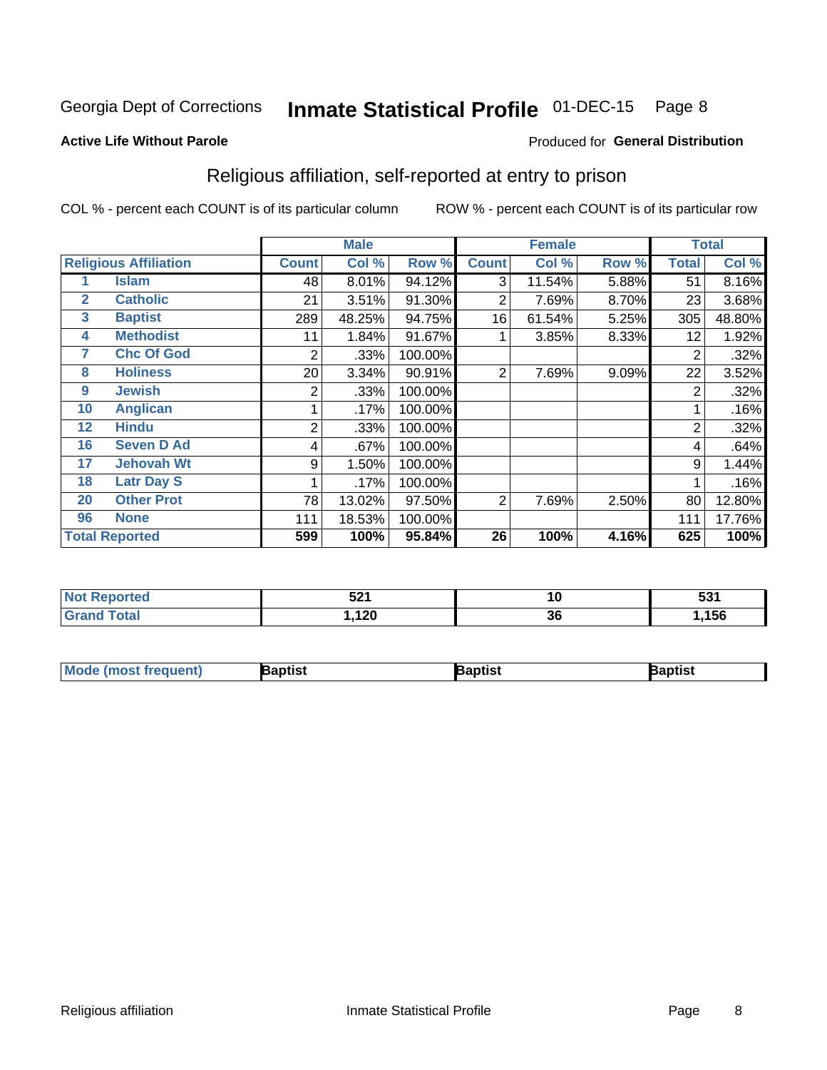Georgia Dept of Corrections **Inmate Statistical Profile** 01-DEC-15

**Active Life Without Parole**

Produced for **General Distribution**

## Religious affiliation, self-reported at entry to prison

COL % - percent each COUNT is of its particular column

ROW % - percent each COUNT is of its particular row

| Religious Affiliation | | Male | | | Female | | | Total | |
|---|---|---|---|---|---|---|---|---|---|
| | | Count | Col % | Row % | Count | Col % | Row % | Total | Col % |
| 1 | Islam | 48 | 8.01% | 94.12% | 3 | 11.54% | 5.88% | 51 | 8.16% |
| 2 | Catholic | 21 | 3.51% | 91.30% | 2 | 7.69% | 8.70% | 23 | 3.68% |
| 3 | Baptist | 289 | 48.25% | 94.75% | 16 | 61.54% | 5.25% | 305 | 48.80% |
| 4 | Methodist | 11 | 1.84% | 91.67% | 1 | 3.85% | 8.33% | 12 | 1.92% |
| 7 | Chc Of God | 2 | .33% | 100.00% | | | | 2 | .32% |
| 8 | Holiness | 20 | 3.34% | 90.91% | 2 | 7.69% | 9.09% | 22 | 3.52% |
| 9 | Jewish | 2 | .33% | 100.00% | | | | 2 | .32% |
| 10 | Anglican | 1 | .17% | 100.00% | | | | 1 | .16% |
| 12 | Hindu | 2 | .33% | 100.00% | | | | 2 | .32% |
| 16 | Seven D Ad | 4 | .67% | 100.00% | | | | 4 | .64% |
| 17 | Jehovah Wt | 9 | 1.50% | 100.00% | | | | 9 | 1.44% |
| 18 | Latr Day S | 1 | .17% | 100.00% | | | | 1 | .16% |
| 20 | Other Prot | 78 | 13.02% | 97.50% | 2 | 7.69% | 2.50% | 80 | 12.80% |
| 96 | None | 111 | 18.53% | 100.00% | | | | 111 | 17.76% |
| **Total Reported** | | **599** | **100%** | **95.84%** | **26** | **100%** | **4.16%** | **625** | **100%** |

| | Male | Female | Total |
|---|---|---|---|
| Not Reported | 521 | 10 | 531 |
| Grand Total | 1,120 | 36 | 1,156 |

| | Male | Female | Total |
|---|---|---|---|
| Mode (most frequent) | Baptist | Baptist | Baptist |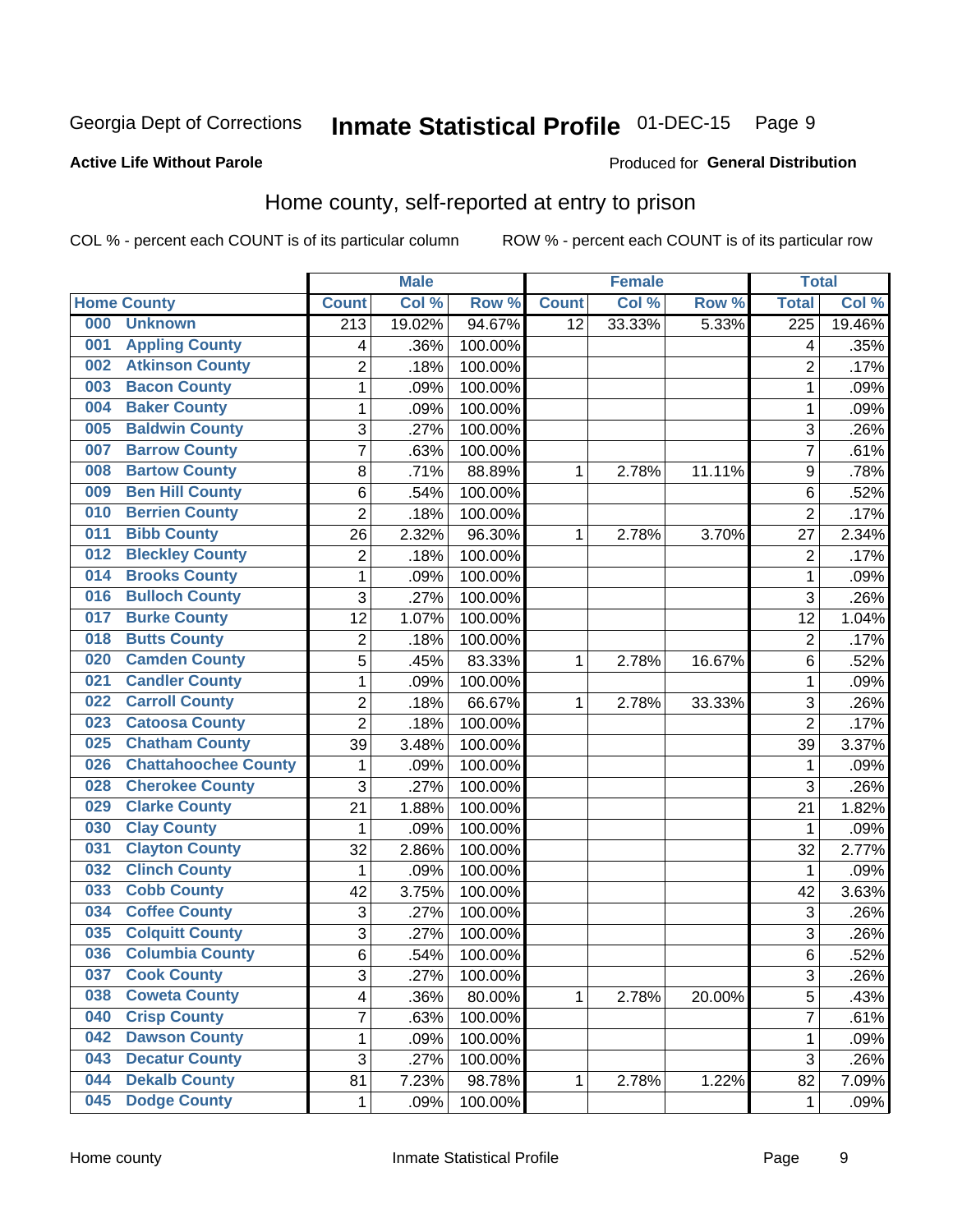Georgia Dept of Corrections **Inmate Statistical Profile** 01-DEC-15

**Active Life Without Parole**

Produced for **General Distribution**

## Home county, self-reported at entry to prison

COL % - percent each COUNT is of its particular column ROW % - percent each COUNT is of its particular row

| Home County | | Male | | | Female | | | Total | |
|---|---|---|---|---|---|---|---|---|---|
| | | Count | Col % | Row % | Count | Col % | Row % | Total | Col % |
| 000 | Unknown | 213 | 19.02% | 94.67% | 12 | 33.33% | 5.33% | 225 | 19.46% |
| 001 | Appling County | 4 | .36% | 100.00% | | | | 4 | .35% |
| 002 | Atkinson County | 2 | .18% | 100.00% | | | | 2 | .17% |
| 003 | Bacon County | 1 | .09% | 100.00% | | | | 1 | .09% |
| 004 | Baker County | 1 | .09% | 100.00% | | | | 1 | .09% |
| 005 | Baldwin County | 3 | .27% | 100.00% | | | | 3 | .26% |
| 007 | Barrow County | 7 | .63% | 100.00% | | | | 7 | .61% |
| 008 | Bartow County | 8 | .71% | 88.89% | 1 | 2.78% | 11.11% | 9 | .78% |
| 009 | Ben Hill County | 6 | .54% | 100.00% | | | | 6 | .52% |
| 010 | Berrien County | 2 | .18% | 100.00% | | | | 2 | .17% |
| 011 | Bibb County | 26 | 2.32% | 96.30% | 1 | 2.78% | 3.70% | 27 | 2.34% |
| 012 | Bleckley County | 2 | .18% | 100.00% | | | | 2 | .17% |
| 014 | Brooks County | 1 | .09% | 100.00% | | | | 1 | .09% |
| 016 | Bulloch County | 3 | .27% | 100.00% | | | | 3 | .26% |
| 017 | Burke County | 12 | 1.07% | 100.00% | | | | 12 | 1.04% |
| 018 | Butts County | 2 | .18% | 100.00% | | | | 2 | .17% |
| 020 | Camden County | 5 | .45% | 83.33% | 1 | 2.78% | 16.67% | 6 | .52% |
| 021 | Candler County | 1 | .09% | 100.00% | | | | 1 | .09% |
| 022 | Carroll County | 2 | .18% | 66.67% | 1 | 2.78% | 33.33% | 3 | .26% |
| 023 | Catoosa County | 2 | .18% | 100.00% | | | | 2 | .17% |
| 025 | Chatham County | 39 | 3.48% | 100.00% | | | | 39 | 3.37% |
| 026 | Chattahoochee County | 1 | .09% | 100.00% | | | | 1 | .09% |
| 028 | Cherokee County | 3 | .27% | 100.00% | | | | 3 | .26% |
| 029 | Clarke County | 21 | 1.88% | 100.00% | | | | 21 | 1.82% |
| 030 | Clay County | 1 | .09% | 100.00% | | | | 1 | .09% |
| 031 | Clayton County | 32 | 2.86% | 100.00% | | | | 32 | 2.77% |
| 032 | Clinch County | 1 | .09% | 100.00% | | | | 1 | .09% |
| 033 | Cobb County | 42 | 3.75% | 100.00% | | | | 42 | 3.63% |
| 034 | Coffee County | 3 | .27% | 100.00% | | | | 3 | .26% |
| 035 | Colquitt County | 3 | .27% | 100.00% | | | | 3 | .26% |
| 036 | Columbia County | 6 | .54% | 100.00% | | | | 6 | .52% |
| 037 | Cook County | 3 | .27% | 100.00% | | | | 3 | .26% |
| 038 | Coweta County | 4 | .36% | 80.00% | 1 | 2.78% | 20.00% | 5 | .43% |
| 040 | Crisp County | 7 | .63% | 100.00% | | | | 7 | .61% |
| 042 | Dawson County | 1 | .09% | 100.00% | | | | 1 | .09% |
| 043 | Decatur County | 3 | .27% | 100.00% | | | | 3 | .26% |
| 044 | Dekalb County | 81 | 7.23% | 98.78% | 1 | 2.78% | 1.22% | 82 | 7.09% |
| 045 | Dodge County | 1 | .09% | 100.00% | | | | 1 | .09% |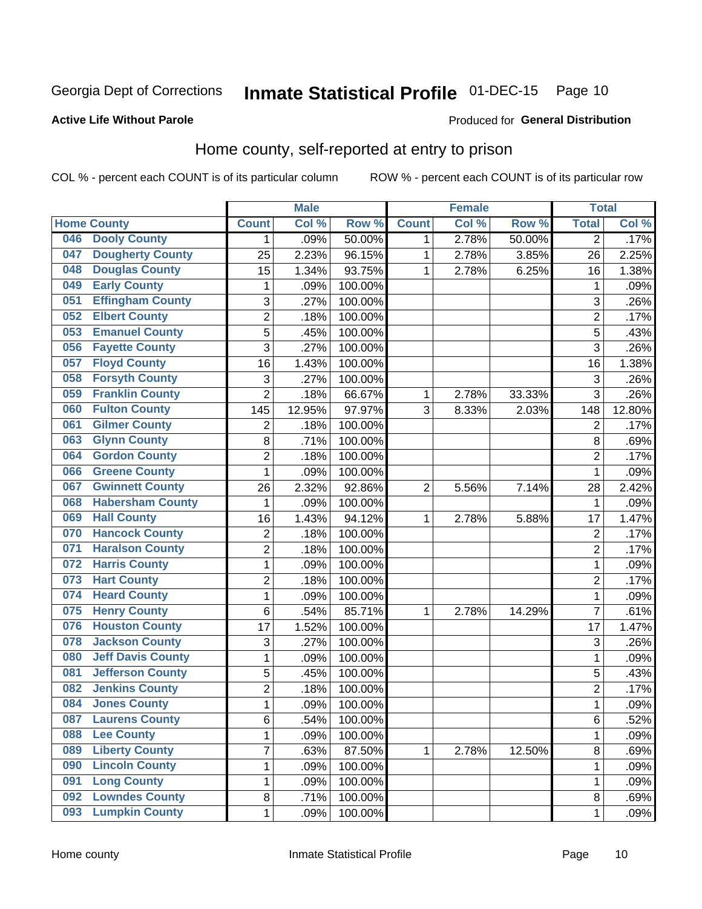Georgia Dept of Corrections **Inmate Statistical Profile** 01-DEC-15

**Active Life Without Parole**

Produced for **General Distribution**

## Home county, self-reported at entry to prison

COL % - percent each COUNT is of its particular column ROW % - percent each COUNT is of its particular row

| Home County | | Male | | | Female | | | Total | |
|---|---|---|---|---|---|---|---|---|---|
| | | Count | Col % | Row % | Count | Col % | Row % | Total | Col % |
| 046 | Dooly County | 1 | .09% | 50.00% | 1 | 2.78% | 50.00% | 2 | .17% |
| 047 | Dougherty County | 25 | 2.23% | 96.15% | 1 | 2.78% | 3.85% | 26 | 2.25% |
| 048 | Douglas County | 15 | 1.34% | 93.75% | 1 | 2.78% | 6.25% | 16 | 1.38% |
| 049 | Early County | 1 | .09% | 100.00% | | | | 1 | .09% |
| 051 | Effingham County | 3 | .27% | 100.00% | | | | 3 | .26% |
| 052 | Elbert County | 2 | .18% | 100.00% | | | | 2 | .17% |
| 053 | Emanuel County | 5 | .45% | 100.00% | | | | 5 | .43% |
| 056 | Fayette County | 3 | .27% | 100.00% | | | | 3 | .26% |
| 057 | Floyd County | 16 | 1.43% | 100.00% | | | | 16 | 1.38% |
| 058 | Forsyth County | 3 | .27% | 100.00% | | | | 3 | .26% |
| 059 | Franklin County | 2 | .18% | 66.67% | 1 | 2.78% | 33.33% | 3 | .26% |
| 060 | Fulton County | 145 | 12.95% | 97.97% | 3 | 8.33% | 2.03% | 148 | 12.80% |
| 061 | Gilmer County | 2 | .18% | 100.00% | | | | 2 | .17% |
| 063 | Glynn County | 8 | .71% | 100.00% | | | | 8 | .69% |
| 064 | Gordon County | 2 | .18% | 100.00% | | | | 2 | .17% |
| 066 | Greene County | 1 | .09% | 100.00% | | | | 1 | .09% |
| 067 | Gwinnett County | 26 | 2.32% | 92.86% | 2 | 5.56% | 7.14% | 28 | 2.42% |
| 068 | Habersham County | 1 | .09% | 100.00% | | | | 1 | .09% |
| 069 | Hall County | 16 | 1.43% | 94.12% | 1 | 2.78% | 5.88% | 17 | 1.47% |
| 070 | Hancock County | 2 | .18% | 100.00% | | | | 2 | .17% |
| 071 | Haralson County | 2 | .18% | 100.00% | | | | 2 | .17% |
| 072 | Harris County | 1 | .09% | 100.00% | | | | 1 | .09% |
| 073 | Hart County | 2 | .18% | 100.00% | | | | 2 | .17% |
| 074 | Heard County | 1 | .09% | 100.00% | | | | 1 | .09% |
| 075 | Henry County | 6 | .54% | 85.71% | 1 | 2.78% | 14.29% | 7 | .61% |
| 076 | Houston County | 17 | 1.52% | 100.00% | | | | 17 | 1.47% |
| 078 | Jackson County | 3 | .27% | 100.00% | | | | 3 | .26% |
| 080 | Jeff Davis County | 1 | .09% | 100.00% | | | | 1 | .09% |
| 081 | Jefferson County | 5 | .45% | 100.00% | | | | 5 | .43% |
| 082 | Jenkins County | 2 | .18% | 100.00% | | | | 2 | .17% |
| 084 | Jones County | 1 | .09% | 100.00% | | | | 1 | .09% |
| 087 | Laurens County | 6 | .54% | 100.00% | | | | 6 | .52% |
| 088 | Lee County | 1 | .09% | 100.00% | | | | 1 | .09% |
| 089 | Liberty County | 7 | .63% | 87.50% | 1 | 2.78% | 12.50% | 8 | .69% |
| 090 | Lincoln County | 1 | .09% | 100.00% | | | | 1 | .09% |
| 091 | Long County | 1 | .09% | 100.00% | | | | 1 | .09% |
| 092 | Lowndes County | 8 | .71% | 100.00% | | | | 8 | .69% |
| 093 | Lumpkin County | 1 | .09% | 100.00% | | | | 1 | .09% |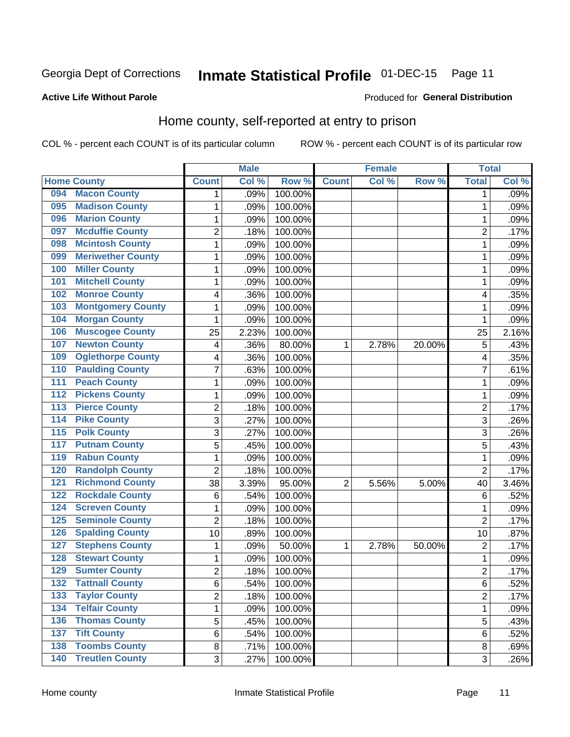Georgia Dept of Corrections **Inmate Statistical Profile** 01-DEC-15 Page 11

**Active Life Without Parole**

Produced for **General Distribution**

## Home county, self-reported at entry to prison

COL % - percent each COUNT is of its particular column ROW % - percent each COUNT is of its particular row

| Home County | | Male | | | Female | | | Total | |
|---|---|---|---|---|---|---|---|---|---|
| | | Count | Col % | Row % | Count | Col % | Row % | Total | Col % |
| 094 | Macon County | 1 | .09% | 100.00% | | | | 1 | .09% |
| 095 | Madison County | 1 | .09% | 100.00% | | | | 1 | .09% |
| 096 | Marion County | 1 | .09% | 100.00% | | | | 1 | .09% |
| 097 | Mcduffie County | 2 | .18% | 100.00% | | | | 2 | .17% |
| 098 | Mcintosh County | 1 | .09% | 100.00% | | | | 1 | .09% |
| 099 | Meriwether County | 1 | .09% | 100.00% | | | | 1 | .09% |
| 100 | Miller County | 1 | .09% | 100.00% | | | | 1 | .09% |
| 101 | Mitchell County | 1 | .09% | 100.00% | | | | 1 | .09% |
| 102 | Monroe County | 4 | .36% | 100.00% | | | | 4 | .35% |
| 103 | Montgomery County | 1 | .09% | 100.00% | | | | 1 | .09% |
| 104 | Morgan County | 1 | .09% | 100.00% | | | | 1 | .09% |
| 106 | Muscogee County | 25 | 2.23% | 100.00% | | | | 25 | 2.16% |
| 107 | Newton County | 4 | .36% | 80.00% | 1 | 2.78% | 20.00% | 5 | .43% |
| 109 | Oglethorpe County | 4 | .36% | 100.00% | | | | 4 | .35% |
| 110 | Paulding County | 7 | .63% | 100.00% | | | | 7 | .61% |
| 111 | Peach County | 1 | .09% | 100.00% | | | | 1 | .09% |
| 112 | Pickens County | 1 | .09% | 100.00% | | | | 1 | .09% |
| 113 | Pierce County | 2 | .18% | 100.00% | | | | 2 | .17% |
| 114 | Pike County | 3 | .27% | 100.00% | | | | 3 | .26% |
| 115 | Polk County | 3 | .27% | 100.00% | | | | 3 | .26% |
| 117 | Putnam County | 5 | .45% | 100.00% | | | | 5 | .43% |
| 119 | Rabun County | 1 | .09% | 100.00% | | | | 1 | .09% |
| 120 | Randolph County | 2 | .18% | 100.00% | | | | 2 | .17% |
| 121 | Richmond County | 38 | 3.39% | 95.00% | 2 | 5.56% | 5.00% | 40 | 3.46% |
| 122 | Rockdale County | 6 | .54% | 100.00% | | | | 6 | .52% |
| 124 | Screven County | 1 | .09% | 100.00% | | | | 1 | .09% |
| 125 | Seminole County | 2 | .18% | 100.00% | | | | 2 | .17% |
| 126 | Spalding County | 10 | .89% | 100.00% | | | | 10 | .87% |
| 127 | Stephens County | 1 | .09% | 50.00% | 1 | 2.78% | 50.00% | 2 | .17% |
| 128 | Stewart County | 1 | .09% | 100.00% | | | | 1 | .09% |
| 129 | Sumter County | 2 | .18% | 100.00% | | | | 2 | .17% |
| 132 | Tattnall County | 6 | .54% | 100.00% | | | | 6 | .52% |
| 133 | Taylor County | 2 | .18% | 100.00% | | | | 2 | .17% |
| 134 | Telfair County | 1 | .09% | 100.00% | | | | 1 | .09% |
| 136 | Thomas County | 5 | .45% | 100.00% | | | | 5 | .43% |
| 137 | Tift County | 6 | .54% | 100.00% | | | | 6 | .52% |
| 138 | Toombs County | 8 | .71% | 100.00% | | | | 8 | .69% |
| 140 | Treutlen County | 3 | .27% | 100.00% | | | | 3 | .26% |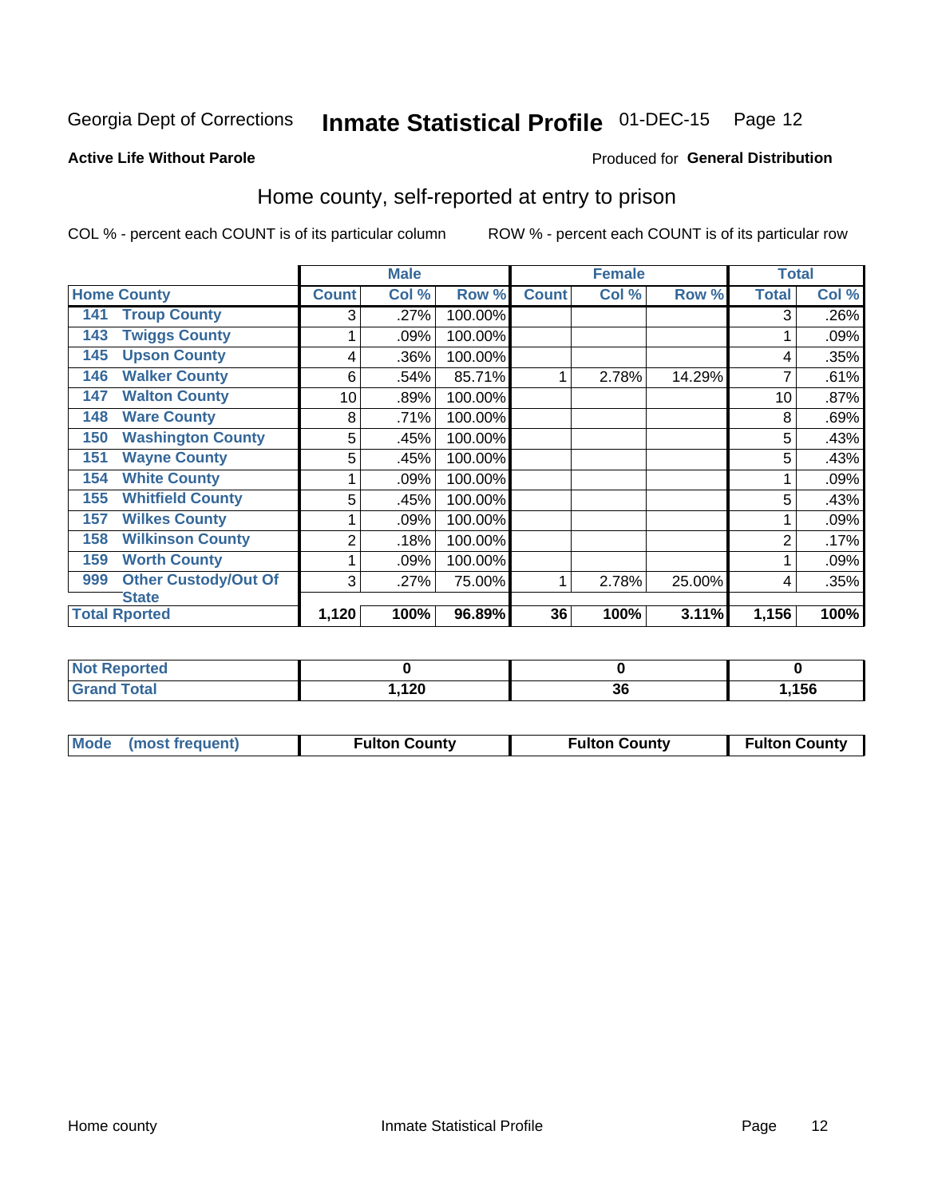Georgia Dept of Corrections **Inmate Statistical Profile** 01-DEC-15

**Active Life Without Parole**

Produced for **General Distribution**

## Home county, self-reported at entry to prison

COL % - percent each COUNT is of its particular column ROW % - percent each COUNT is of its particular row

| Home County | | Male | | | Female | | | Total | |
|---|---|---|---|---|---|---|---|---|---|
| | | Count | Col % | Row % | Count | Col % | Row % | Total | Col % |
| 141 | Troup County | 3 | .27% | 100.00% | | | | 3 | .26% |
| 143 | Twiggs County | 1 | .09% | 100.00% | | | | 1 | .09% |
| 145 | Upson County | 4 | .36% | 100.00% | | | | 4 | .35% |
| 146 | Walker County | 6 | .54% | 85.71% | 1 | 2.78% | 14.29% | 7 | .61% |
| 147 | Walton County | 10 | .89% | 100.00% | | | | 10 | .87% |
| 148 | Ware County | 8 | .71% | 100.00% | | | | 8 | .69% |
| 150 | Washington County | 5 | .45% | 100.00% | | | | 5 | .43% |
| 151 | Wayne County | 5 | .45% | 100.00% | | | | 5 | .43% |
| 154 | White County | 1 | .09% | 100.00% | | | | 1 | .09% |
| 155 | Whitfield County | 5 | .45% | 100.00% | | | | 5 | .43% |
| 157 | Wilkes County | 1 | .09% | 100.00% | | | | 1 | .09% |
| 158 | Wilkinson County | 2 | .18% | 100.00% | | | | 2 | .17% |
| 159 | Worth County | 1 | .09% | 100.00% | | | | 1 | .09% |
| 999 | Other Custody/Out Of State | 3 | .27% | 75.00% | 1 | 2.78% | 25.00% | 4 | .35% |
| **Total Rported** | | **1,120** | **100%** | **96.89%** | **36** | **100%** | **3.11%** | **1,156** | **100%** |

| | Male | Female | Total |
|---|---|---|---|
| Not Reported | **0** | **0** | **0** |
| Grand Total | **1,120** | **36** | **1,156** |

| Mode (most frequent) | Fulton County | Fulton County | Fulton County |
|---|---|---|---|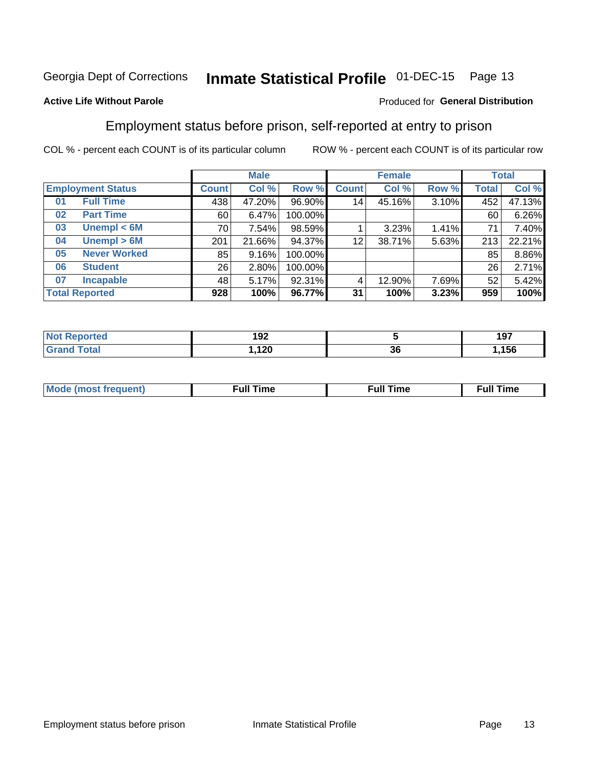Georgia Dept of Corrections **Inmate Statistical Profile** 01-DEC-15

**Active Life Without Parole**

Produced for **General Distribution**

## Employment status before prison, self-reported at entry to prison

COL % - percent each COUNT is of its particular column ROW % - percent each COUNT is of its particular row

| | | Male | | | Female | | | Total | |
|---|---|---|---|---|---|---|---|---|---|
| **Employment Status** | | **Count** | **Col %** | **Row %** | **Count** | **Col %** | **Row %** | **Total** | **Col %** |
| 01 | **Full Time** | 438 | 47.20% | 96.90% | 14 | 45.16% | 3.10% | 452 | 47.13% |
| 02 | **Part Time** | 60 | 6.47% | 100.00% | | | | 60 | 6.26% |
| 03 | **Unempl < 6M** | 70 | 7.54% | 98.59% | 1 | 3.23% | 1.41% | 71 | 7.40% |
| 04 | **Unempl > 6M** | 201 | 21.66% | 94.37% | 12 | 38.71% | 5.63% | 213 | 22.21% |
| 05 | **Never Worked** | 85 | 9.16% | 100.00% | | | | 85 | 8.86% |
| 06 | **Student** | 26 | 2.80% | 100.00% | | | | 26 | 2.71% |
| 07 | **Incapable** | 48 | 5.17% | 92.31% | 4 | 12.90% | 7.69% | 52 | 5.42% |
| **Total Reported** | | **928** | **100%** | **96.77%** | **31** | **100%** | **3.23%** | **959** | **100%** |

| | Male | Female | Total |
|---|---|---|---|
| **Not Reported** | **192** | **5** | **197** |
| **Grand Total** | **1,120** | **36** | **1,156** |

| | Male | Female | Total |
|---|---|---|---|
| **Mode (most frequent)** | **Full Time** | **Full Time** | **Full Time** |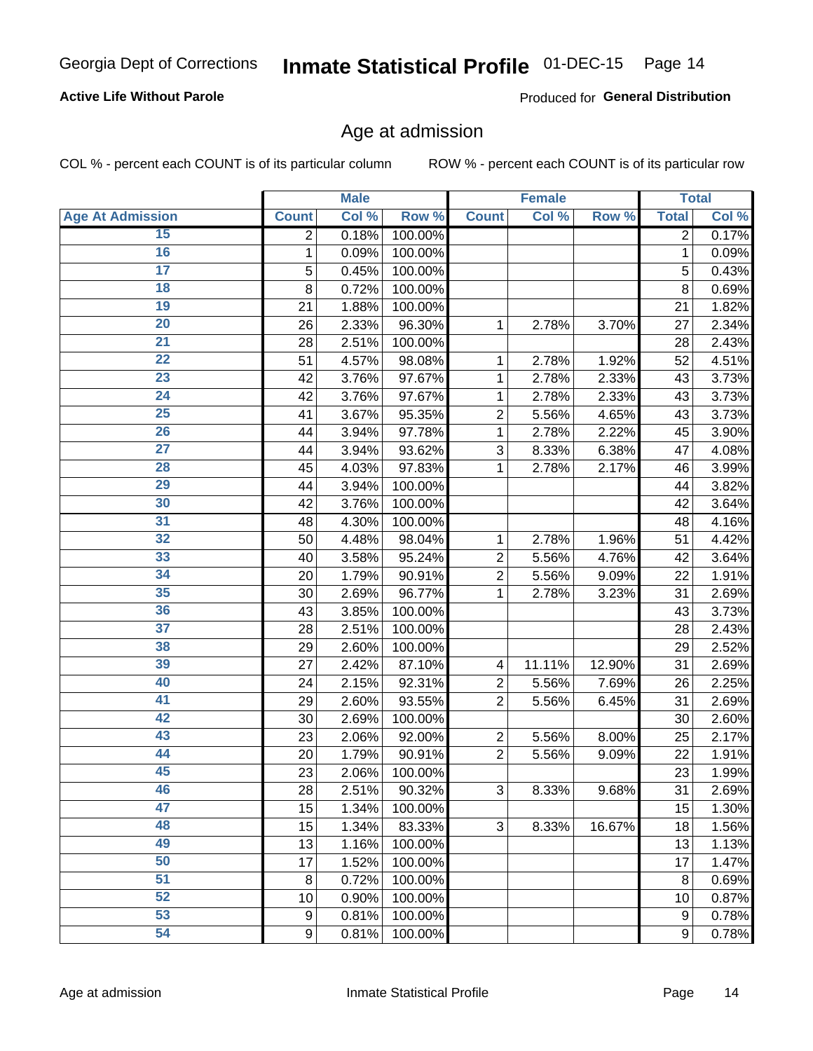Georgia Dept of Corrections **Inmate Statistical Profile** 01-DEC-15

**Active Life Without Parole**

Produced for **General Distribution**

## Age at admission

COL % - percent each COUNT is of its particular column ROW % - percent each COUNT is of its particular row

| | Male | | | Female | | | Total | |
|---|---|---|---|---|---|---|---|---|
| **Age At Admission** | **Count** | **Col %** | **Row %** | **Count** | **Col %** | **Row %** | **Total** | **Col %** |
| 15 | 2 | 0.18% | 100.00% | | | | 2 | 0.17% |
| 16 | 1 | 0.09% | 100.00% | | | | 1 | 0.09% |
| 17 | 5 | 0.45% | 100.00% | | | | 5 | 0.43% |
| 18 | 8 | 0.72% | 100.00% | | | | 8 | 0.69% |
| 19 | 21 | 1.88% | 100.00% | | | | 21 | 1.82% |
| 20 | 26 | 2.33% | 96.30% | 1 | 2.78% | 3.70% | 27 | 2.34% |
| 21 | 28 | 2.51% | 100.00% | | | | 28 | 2.43% |
| 22 | 51 | 4.57% | 98.08% | 1 | 2.78% | 1.92% | 52 | 4.51% |
| 23 | 42 | 3.76% | 97.67% | 1 | 2.78% | 2.33% | 43 | 3.73% |
| 24 | 42 | 3.76% | 97.67% | 1 | 2.78% | 2.33% | 43 | 3.73% |
| 25 | 41 | 3.67% | 95.35% | 2 | 5.56% | 4.65% | 43 | 3.73% |
| 26 | 44 | 3.94% | 97.78% | 1 | 2.78% | 2.22% | 45 | 3.90% |
| 27 | 44 | 3.94% | 93.62% | 3 | 8.33% | 6.38% | 47 | 4.08% |
| 28 | 45 | 4.03% | 97.83% | 1 | 2.78% | 2.17% | 46 | 3.99% |
| 29 | 44 | 3.94% | 100.00% | | | | 44 | 3.82% |
| 30 | 42 | 3.76% | 100.00% | | | | 42 | 3.64% |
| 31 | 48 | 4.30% | 100.00% | | | | 48 | 4.16% |
| 32 | 50 | 4.48% | 98.04% | 1 | 2.78% | 1.96% | 51 | 4.42% |
| 33 | 40 | 3.58% | 95.24% | 2 | 5.56% | 4.76% | 42 | 3.64% |
| 34 | 20 | 1.79% | 90.91% | 2 | 5.56% | 9.09% | 22 | 1.91% |
| 35 | 30 | 2.69% | 96.77% | 1 | 2.78% | 3.23% | 31 | 2.69% |
| 36 | 43 | 3.85% | 100.00% | | | | 43 | 3.73% |
| 37 | 28 | 2.51% | 100.00% | | | | 28 | 2.43% |
| 38 | 29 | 2.60% | 100.00% | | | | 29 | 2.52% |
| 39 | 27 | 2.42% | 87.10% | 4 | 11.11% | 12.90% | 31 | 2.69% |
| 40 | 24 | 2.15% | 92.31% | 2 | 5.56% | 7.69% | 26 | 2.25% |
| 41 | 29 | 2.60% | 93.55% | 2 | 5.56% | 6.45% | 31 | 2.69% |
| 42 | 30 | 2.69% | 100.00% | | | | 30 | 2.60% |
| 43 | 23 | 2.06% | 92.00% | 2 | 5.56% | 8.00% | 25 | 2.17% |
| 44 | 20 | 1.79% | 90.91% | 2 | 5.56% | 9.09% | 22 | 1.91% |
| 45 | 23 | 2.06% | 100.00% | | | | 23 | 1.99% |
| 46 | 28 | 2.51% | 90.32% | 3 | 8.33% | 9.68% | 31 | 2.69% |
| 47 | 15 | 1.34% | 100.00% | | | | 15 | 1.30% |
| 48 | 15 | 1.34% | 83.33% | 3 | 8.33% | 16.67% | 18 | 1.56% |
| 49 | 13 | 1.16% | 100.00% | | | | 13 | 1.13% |
| 50 | 17 | 1.52% | 100.00% | | | | 17 | 1.47% |
| 51 | 8 | 0.72% | 100.00% | | | | 8 | 0.69% |
| 52 | 10 | 0.90% | 100.00% | | | | 10 | 0.87% |
| 53 | 9 | 0.81% | 100.00% | | | | 9 | 0.78% |
| 54 | 9 | 0.81% | 100.00% | | | | 9 | 0.78% |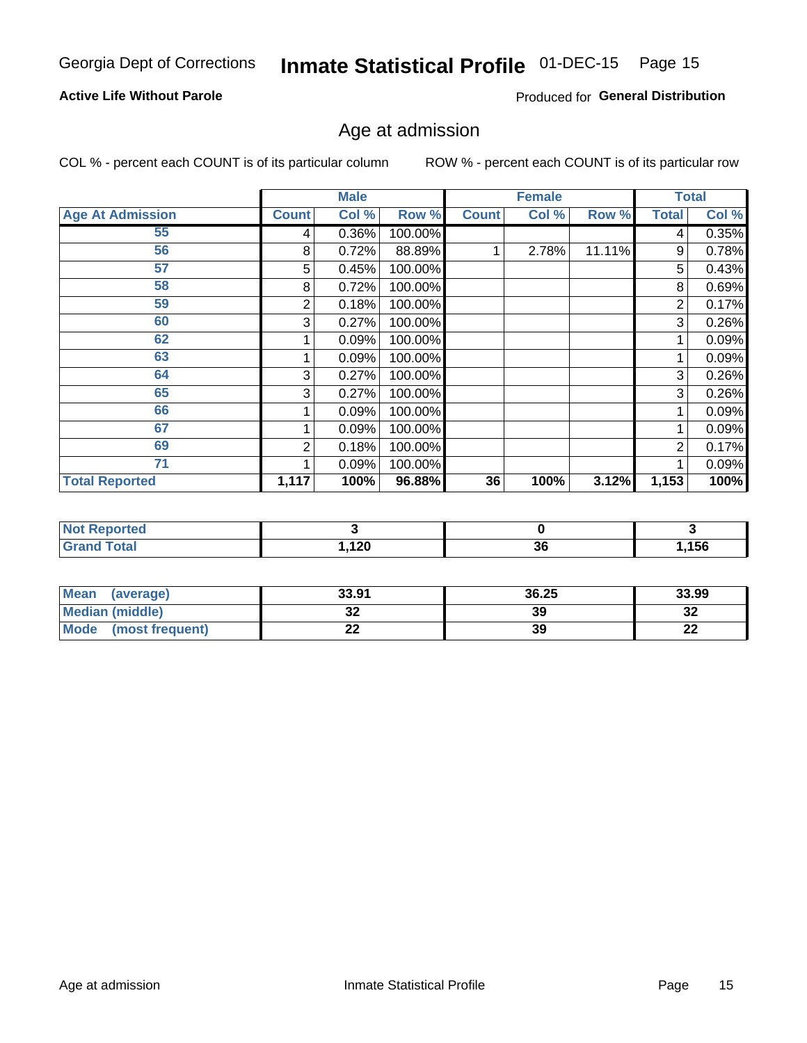Georgia Dept of Corrections **Inmate Statistical Profile** 01-DEC-15

**Active Life Without Parole**

Produced for **General Distribution**

## Age at admission

COL % - percent each COUNT is of its particular column ROW % - percent each COUNT is of its particular row

| | Male | | | Female | | | Total | |
|---|---|---|---|---|---|---|---|---|
| **Age At Admission** | **Count** | **Col %** | **Row %** | **Count** | **Col %** | **Row %** | **Total** | **Col %** |
| 55 | 4 | 0.36% | 100.00% | | | | 4 | 0.35% |
| 56 | 8 | 0.72% | 88.89% | 1 | 2.78% | 11.11% | 9 | 0.78% |
| 57 | 5 | 0.45% | 100.00% | | | | 5 | 0.43% |
| 58 | 8 | 0.72% | 100.00% | | | | 8 | 0.69% |
| 59 | 2 | 0.18% | 100.00% | | | | 2 | 0.17% |
| 60 | 3 | 0.27% | 100.00% | | | | 3 | 0.26% |
| 62 | 1 | 0.09% | 100.00% | | | | 1 | 0.09% |
| 63 | 1 | 0.09% | 100.00% | | | | 1 | 0.09% |
| 64 | 3 | 0.27% | 100.00% | | | | 3 | 0.26% |
| 65 | 3 | 0.27% | 100.00% | | | | 3 | 0.26% |
| 66 | 1 | 0.09% | 100.00% | | | | 1 | 0.09% |
| 67 | 1 | 0.09% | 100.00% | | | | 1 | 0.09% |
| 69 | 2 | 0.18% | 100.00% | | | | 2 | 0.17% |
| 71 | 1 | 0.09% | 100.00% | | | | 1 | 0.09% |
| **Total Reported** | **1,117** | **100%** | **96.88%** | **36** | **100%** | **3.12%** | **1,153** | **100%** |

| | Male | Female | Total |
|---|---|---|---|
| **Not Reported** | **3** | **0** | **3** |
| **Grand Total** | **1,120** | **36** | **1,156** |

| | Male | Female | Total |
|---|---|---|---|
| **Mean (average)** | **33.91** | **36.25** | **33.99** |
| **Median (middle)** | **32** | **39** | **32** |
| **Mode (most frequent)** | **22** | **39** | **22** |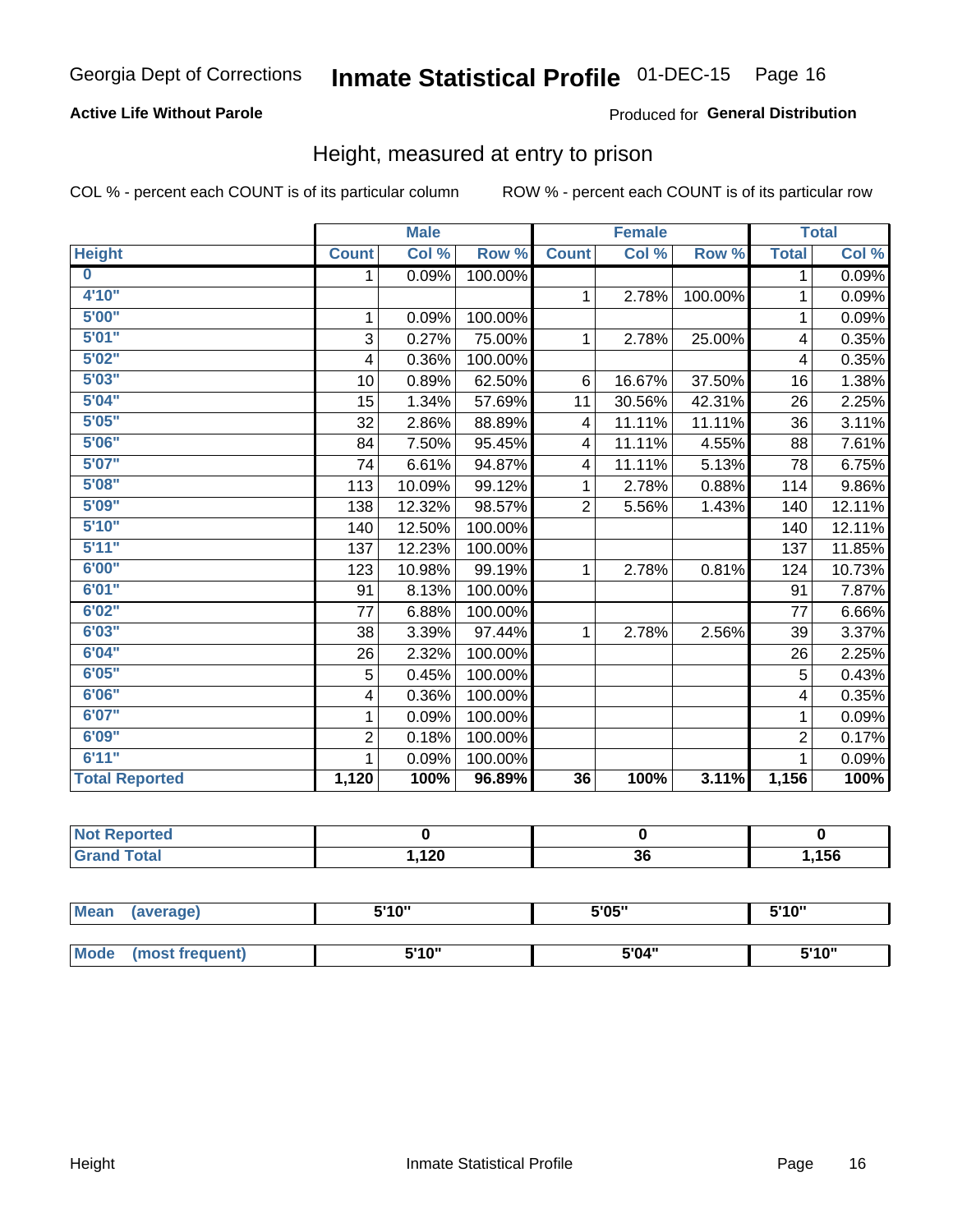Georgia Dept of Corrections **Inmate Statistical Profile** 01-DEC-15 Page 16

**Active Life Without Parole**

Produced for **General Distribution**

## Height, measured at entry to prison

COL % - percent each COUNT is of its particular column ROW % - percent each COUNT is of its particular row

| | Male | | | Female | | | Total | |
|---|---|---|---|---|---|---|---|---|
| **Height** | **Count** | **Col %** | **Row %** | **Count** | **Col %** | **Row %** | **Total** | **Col %** |
| **0** | 1 | 0.09% | 100.00% | | | | 1 | 0.09% |
| **4'10"** | | | | 1 | 2.78% | 100.00% | 1 | 0.09% |
| **5'00"** | 1 | 0.09% | 100.00% | | | | 1 | 0.09% |
| **5'01"** | 3 | 0.27% | 75.00% | 1 | 2.78% | 25.00% | 4 | 0.35% |
| **5'02"** | 4 | 0.36% | 100.00% | | | | 4 | 0.35% |
| **5'03"** | 10 | 0.89% | 62.50% | 6 | 16.67% | 37.50% | 16 | 1.38% |
| **5'04"** | 15 | 1.34% | 57.69% | 11 | 30.56% | 42.31% | 26 | 2.25% |
| **5'05"** | 32 | 2.86% | 88.89% | 4 | 11.11% | 11.11% | 36 | 3.11% |
| **5'06"** | 84 | 7.50% | 95.45% | 4 | 11.11% | 4.55% | 88 | 7.61% |
| **5'07"** | 74 | 6.61% | 94.87% | 4 | 11.11% | 5.13% | 78 | 6.75% |
| **5'08"** | 113 | 10.09% | 99.12% | 1 | 2.78% | 0.88% | 114 | 9.86% |
| **5'09"** | 138 | 12.32% | 98.57% | 2 | 5.56% | 1.43% | 140 | 12.11% |
| **5'10"** | 140 | 12.50% | 100.00% | | | | 140 | 12.11% |
| **5'11"** | 137 | 12.23% | 100.00% | | | | 137 | 11.85% |
| **6'00"** | 123 | 10.98% | 99.19% | 1 | 2.78% | 0.81% | 124 | 10.73% |
| **6'01"** | 91 | 8.13% | 100.00% | | | | 91 | 7.87% |
| **6'02"** | 77 | 6.88% | 100.00% | | | | 77 | 6.66% |
| **6'03"** | 38 | 3.39% | 97.44% | 1 | 2.78% | 2.56% | 39 | 3.37% |
| **6'04"** | 26 | 2.32% | 100.00% | | | | 26 | 2.25% |
| **6'05"** | 5 | 0.45% | 100.00% | | | | 5 | 0.43% |
| **6'06"** | 4 | 0.36% | 100.00% | | | | 4 | 0.35% |
| **6'07"** | 1 | 0.09% | 100.00% | | | | 1 | 0.09% |
| **6'09"** | 2 | 0.18% | 100.00% | | | | 2 | 0.17% |
| **6'11"** | 1 | 0.09% | 100.00% | | | | 1 | 0.09% |
| **Total Reported** | **1,120** | **100%** | **96.89%** | **36** | **100%** | **3.11%** | **1,156** | **100%** |

| | Male | Female | Total |
|---|---|---|---|
| **Not Reported** | **0** | **0** | **0** |
| **Grand Total** | **1,120** | **36** | **1,156** |

| | Male | Female | Total |
|---|---|---|---|
| **Mean (average)** | **5'10"** | **5'05"** | **5'10"** |
| **Mode (most frequent)** | **5'10"** | **5'04"** | **5'10"** |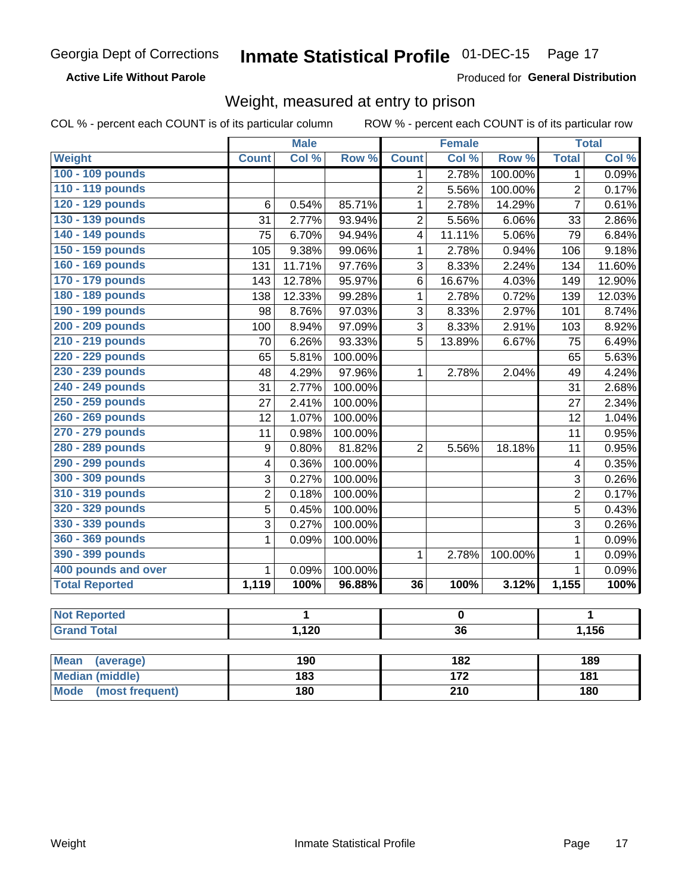Georgia Dept of Corrections **Inmate Statistical Profile** 01-DEC-15 Page 17

**Active Life Without Parole**

Produced for **General Distribution**

## Weight, measured at entry to prison

COL % - percent each COUNT is of its particular column ROW % - percent each COUNT is of its particular row

| | Male | | | Female | | | Total | |
|---|---|---|---|---|---|---|---|---|
| **Weight** | **Count** | **Col %** | **Row %** | **Count** | **Col %** | **Row %** | **Total** | **Col %** |
| 100 - 109 pounds | | | | 1 | 2.78% | 100.00% | 1 | 0.09% |
| 110 - 119 pounds | | | | 2 | 5.56% | 100.00% | 2 | 0.17% |
| 120 - 129 pounds | 6 | 0.54% | 85.71% | 1 | 2.78% | 14.29% | 7 | 0.61% |
| 130 - 139 pounds | 31 | 2.77% | 93.94% | 2 | 5.56% | 6.06% | 33 | 2.86% |
| 140 - 149 pounds | 75 | 6.70% | 94.94% | 4 | 11.11% | 5.06% | 79 | 6.84% |
| 150 - 159 pounds | 105 | 9.38% | 99.06% | 1 | 2.78% | 0.94% | 106 | 9.18% |
| 160 - 169 pounds | 131 | 11.71% | 97.76% | 3 | 8.33% | 2.24% | 134 | 11.60% |
| 170 - 179 pounds | 143 | 12.78% | 95.97% | 6 | 16.67% | 4.03% | 149 | 12.90% |
| 180 - 189 pounds | 138 | 12.33% | 99.28% | 1 | 2.78% | 0.72% | 139 | 12.03% |
| 190 - 199 pounds | 98 | 8.76% | 97.03% | 3 | 8.33% | 2.97% | 101 | 8.74% |
| 200 - 209 pounds | 100 | 8.94% | 97.09% | 3 | 8.33% | 2.91% | 103 | 8.92% |
| 210 - 219 pounds | 70 | 6.26% | 93.33% | 5 | 13.89% | 6.67% | 75 | 6.49% |
| 220 - 229 pounds | 65 | 5.81% | 100.00% | | | | 65 | 5.63% |
| 230 - 239 pounds | 48 | 4.29% | 97.96% | 1 | 2.78% | 2.04% | 49 | 4.24% |
| 240 - 249 pounds | 31 | 2.77% | 100.00% | | | | 31 | 2.68% |
| 250 - 259 pounds | 27 | 2.41% | 100.00% | | | | 27 | 2.34% |
| 260 - 269 pounds | 12 | 1.07% | 100.00% | | | | 12 | 1.04% |
| 270 - 279 pounds | 11 | 0.98% | 100.00% | | | | 11 | 0.95% |
| 280 - 289 pounds | 9 | 0.80% | 81.82% | 2 | 5.56% | 18.18% | 11 | 0.95% |
| 290 - 299 pounds | 4 | 0.36% | 100.00% | | | | 4 | 0.35% |
| 300 - 309 pounds | 3 | 0.27% | 100.00% | | | | 3 | 0.26% |
| 310 - 319 pounds | 2 | 0.18% | 100.00% | | | | 2 | 0.17% |
| 320 - 329 pounds | 5 | 0.45% | 100.00% | | | | 5 | 0.43% |
| 330 - 339 pounds | 3 | 0.27% | 100.00% | | | | 3 | 0.26% |
| 360 - 369 pounds | 1 | 0.09% | 100.00% | | | | 1 | 0.09% |
| 390 - 399 pounds | | | | 1 | 2.78% | 100.00% | 1 | 0.09% |
| 400 pounds and over | 1 | 0.09% | 100.00% | | | | 1 | 0.09% |
| **Total Reported** | **1,119** | **100%** | **96.88%** | **36** | **100%** | **3.12%** | **1,155** | **100%** |

| | Male | Female | Total |
|---|---|---|---|
| **Not Reported** | **1** | **0** | **1** |
| **Grand Total** | **1,120** | **36** | **1,156** |

| | Male | Female | Total |
|---|---|---|---|
| **Mean (average)** | **190** | **182** | **189** |
| **Median (middle)** | **183** | **172** | **181** |
| **Mode (most frequent)** | **180** | **210** | **180** |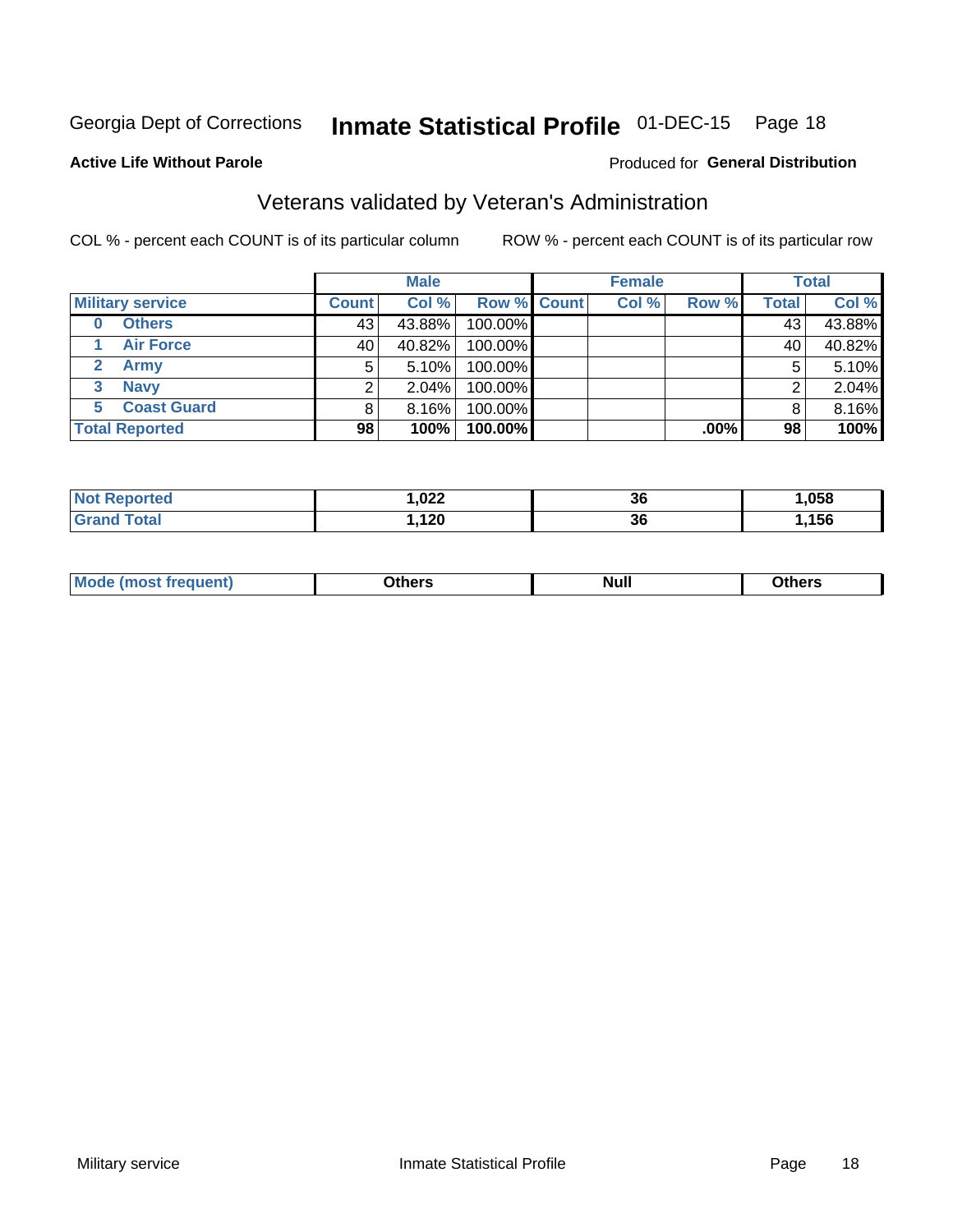Georgia Dept of Corrections **Inmate Statistical Profile** 01-DEC-15

**Active Life Without Parole**

Produced for **General Distribution**

## Veterans validated by Veteran's Administration

COL % - percent each COUNT is of its particular column

ROW % - percent each COUNT is of its particular row

| | Male | | | Female | | | Total | |
|---|---|---|---|---|---|---|---|---|
| **Military service** | **Count** | **Col %** | **Row %** | **Count** | **Col %** | **Row %** | **Total** | **Col %** |
| **0 Others** | 43 | 43.88% | 100.00% | | | | 43 | 43.88% |
| **1 Air Force** | 40 | 40.82% | 100.00% | | | | 40 | 40.82% |
| **2 Army** | 5 | 5.10% | 100.00% | | | | 5 | 5.10% |
| **3 Navy** | 2 | 2.04% | 100.00% | | | | 2 | 2.04% |
| **5 Coast Guard** | 8 | 8.16% | 100.00% | | | | 8 | 8.16% |
| **Total Reported** | **98** | **100%** | **100.00%** | | | **.00%** | **98** | **100%** |

| | Male | Female | Total |
|---|---|---|---|
| **Not Reported** | **1,022** | **36** | **1,058** |
| **Grand Total** | **1,120** | **36** | **1,156** |

| | Male | Female | Total |
|---|---|---|---|
| **Mode (most frequent)** | **Others** | **Null** | **Others** |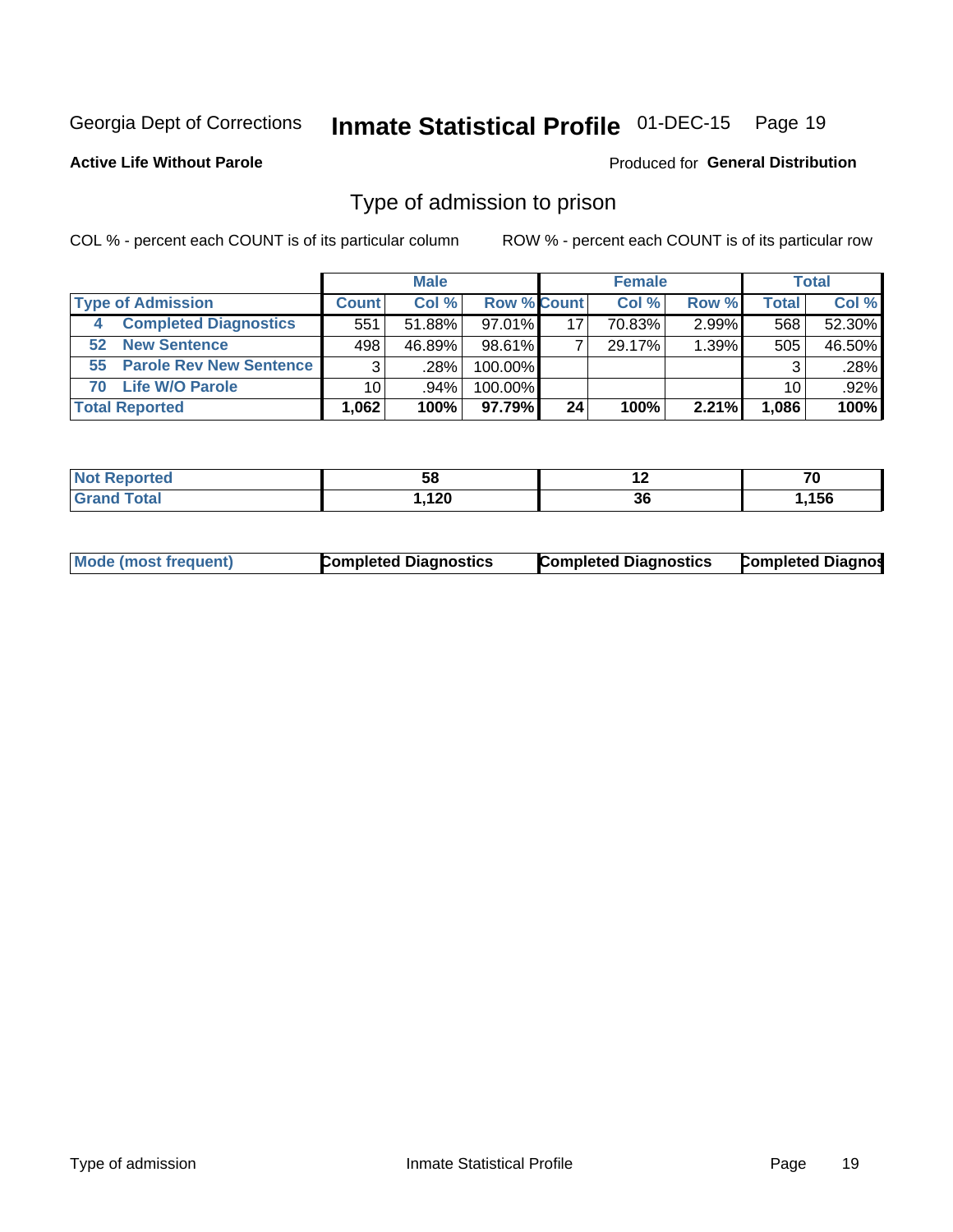Georgia Dept of Corrections **Inmate Statistical Profile** 01-DEC-15

**Active Life Without Parole**

Produced for **General Distribution**

## Type of admission to prison

COL % - percent each COUNT is of its particular column ROW % - percent each COUNT is of its particular row

| | Male | | | Female | | | Total | |
|---|---|---|---|---|---|---|---|---|
| **Type of Admission** | **Count** | **Col %** | **Row %** | **Count** | **Col %** | **Row %** | **Total** | **Col %** |
| 4 **Completed Diagnostics** | 551 | 51.88% | 97.01% | 17 | 70.83% | 2.99% | 568 | 52.30% |
| 52 **New Sentence** | 498 | 46.89% | 98.61% | 7 | 29.17% | 1.39% | 505 | 46.50% |
| 55 **Parole Rev New Sentence** | 3 | .28% | 100.00% | | | | 3 | .28% |
| 70 **Life W/O Parole** | 10 | .94% | 100.00% | | | | 10 | .92% |
| **Total Reported** | **1,062** | **100%** | **97.79%** | **24** | **100%** | **2.21%** | **1,086** | **100%** |

| | Male | Female | Total |
|---|---|---|---|
| **Not Reported** | **58** | **12** | **70** |
| **Grand Total** | **1,120** | **36** | **1,156** |

| | Male | Female | Total |
|---|---|---|---|
| **Mode (most frequent)** | **Completed Diagnostics** | **Completed Diagnostics** | **Completed Diagnos** |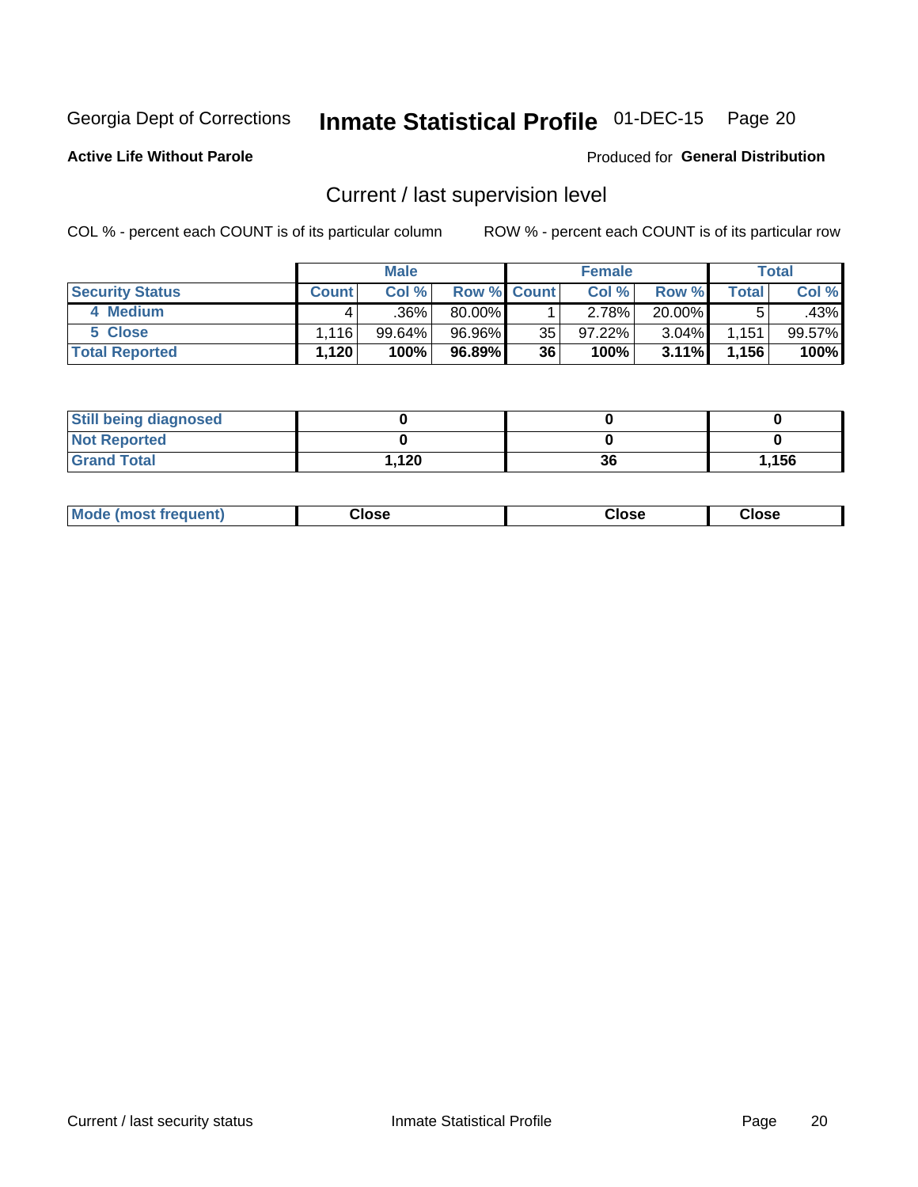Georgia Dept of Corrections **Inmate Statistical Profile** 01-DEC-15 Page 20

**Active Life Without Parole**

Produced for **General Distribution**

## Current / last supervision level

COL % - percent each COUNT is of its particular column ROW % - percent each COUNT is of its particular row

| | Male | | | Female | | | Total | |
|---|---|---|---|---|---|---|---|---|
| **Security Status** | **Count** | **Col %** | **Row %** | **Count** | **Col %** | **Row %** | **Total** | **Col %** |
| 4 Medium | 4 | .36% | 80.00% | 1 | 2.78% | 20.00% | 5 | .43% |
| 5 Close | 1,116 | 99.64% | 96.96% | 35 | 97.22% | 3.04% | 1,151 | 99.57% |
| **Total Reported** | **1,120** | **100%** | **96.89%** | **36** | **100%** | **3.11%** | **1,156** | **100%** |

| | Male | Female | Total |
|---|---|---|---|
| **Still being diagnosed** | **0** | **0** | **0** |
| **Not Reported** | **0** | **0** | **0** |
| **Grand Total** | **1,120** | **36** | **1,156** |

| | Male | Female | Total |
|---|---|---|---|
| **Mode (most frequent)** | **Close** | **Close** | **Close** |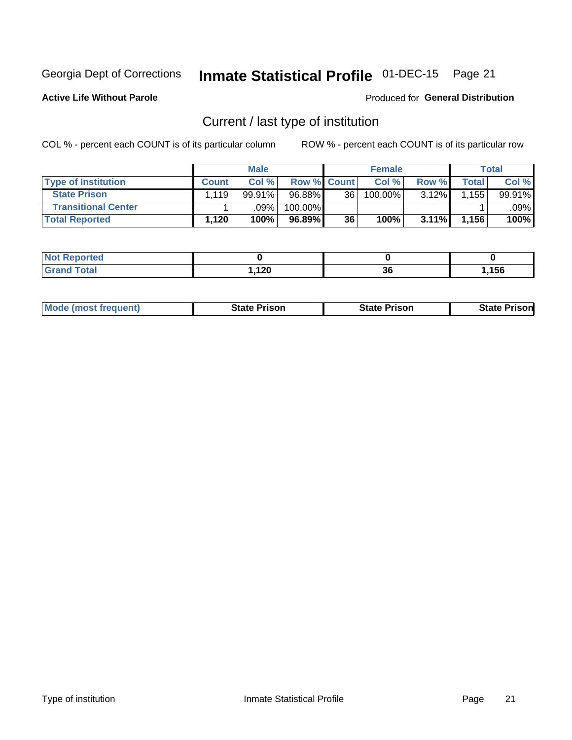Georgia Dept of Corrections **Inmate Statistical Profile** 01-DEC-15

**Active Life Without Parole**

Produced for **General Distribution**

## Current / last type of institution

COL % - percent each COUNT is of its particular column        ROW % - percent each COUNT is of its particular row

| | Male | | | Female | | | Total | |
|---|---|---|---|---|---|---|---|---|
| **Type of Institution** | **Count** | **Col %** | **Row %** | **Count** | **Col %** | **Row %** | **Total** | **Col %** |
| **State Prison** | 1,119 | 99.91% | 96.88% | 36 | 100.00% | 3.12% | 1,155 | 99.91% |
| **Transitional Center** | 1 | .09% | 100.00% | | | | 1 | .09% |
| **Total Reported** | **1,120** | **100%** | **96.89%** | **36** | **100%** | **3.11%** | **1,156** | **100%** |

| | Male | Female | Total |
|---|---|---|---|
| **Not Reported** | **0** | **0** | **0** |
| **Grand Total** | **1,120** | **36** | **1,156** |

| | Male | Female | Total |
|---|---|---|---|
| **Mode (most frequent)** | **State Prison** | **State Prison** | **State Prison** |

Type of institution        Inmate Statistical Profile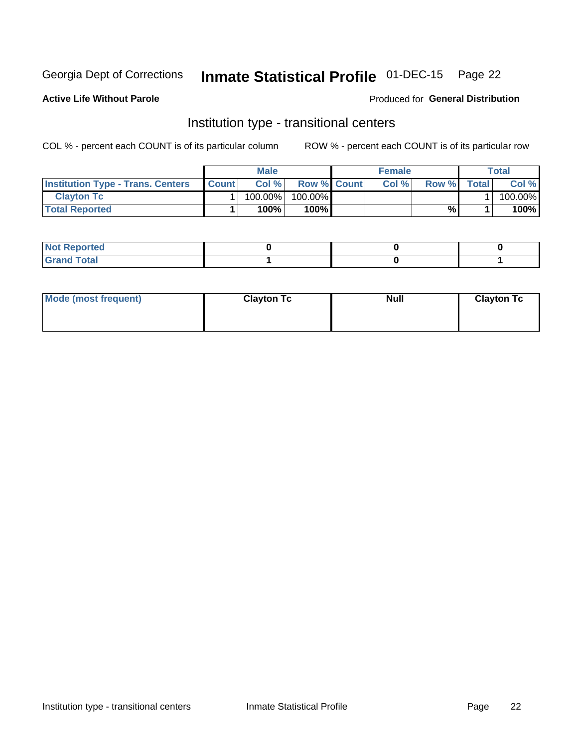Georgia Dept of Corrections **Inmate Statistical Profile** 01-DEC-15 Page 22

**Active Life Without Parole**

Produced for **General Distribution**

## Institution type - transitional centers

COL % - percent each COUNT is of its particular column

ROW % - percent each COUNT is of its particular row

| | Male | | | Female | | | Total | |
|---|---|---|---|---|---|---|---|---|
| **Institution Type - Trans. Centers** | **Count** | **Col %** | **Row %** | **Count** | **Col %** | **Row %** | **Total** | **Col %** |
| **Clayton Tc** | 1 | 100.00% | 100.00% | | | | 1 | 100.00% |
| **Total Reported** | **1** | **100%** | **100%** | | | **%** | **1** | **100%** |

| | | | |
|---|---|---|---|
| **Not Reported** | **0** | **0** | **0** |
| **Grand Total** | **1** | **0** | **1** |

| | | | |
|---|---|---|---|
| **Mode (most frequent)** | **Clayton Tc** | **Null** | **Clayton Tc** |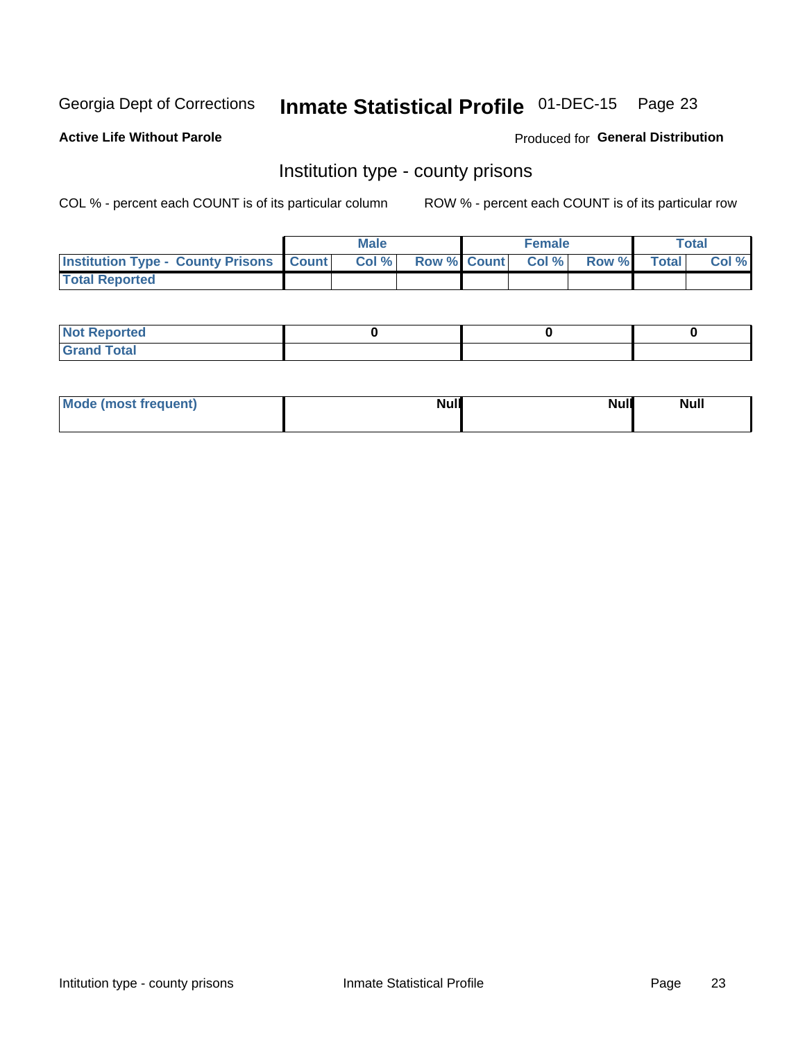Georgia Dept of Corrections **Inmate Statistical Profile** 01-DEC-15

**Active Life Without Parole**

Produced for **General Distribution**

## Institution type - county prisons

COL % - percent each COUNT is of its particular column

ROW % - percent each COUNT is of its particular row

| | Male | | | Female | | | Total | |
|---|---|---|---|---|---|---|---|---|
| **Institution Type - County Prisons** | **Count** | **Col %** | **Row %** | **Count** | **Col %** | **Row %** | **Total** | **Col %** |
| **Total Reported** | | | | | | | | |

| | Male | Female | Total |
|---|---|---|---|
| **Not Reported** | 0 | 0 | 0 |
| **Grand Total** | | | |

| | Male | Female | Total |
|---|---|---|---|
| **Mode (most frequent)** | Null | Null | Null |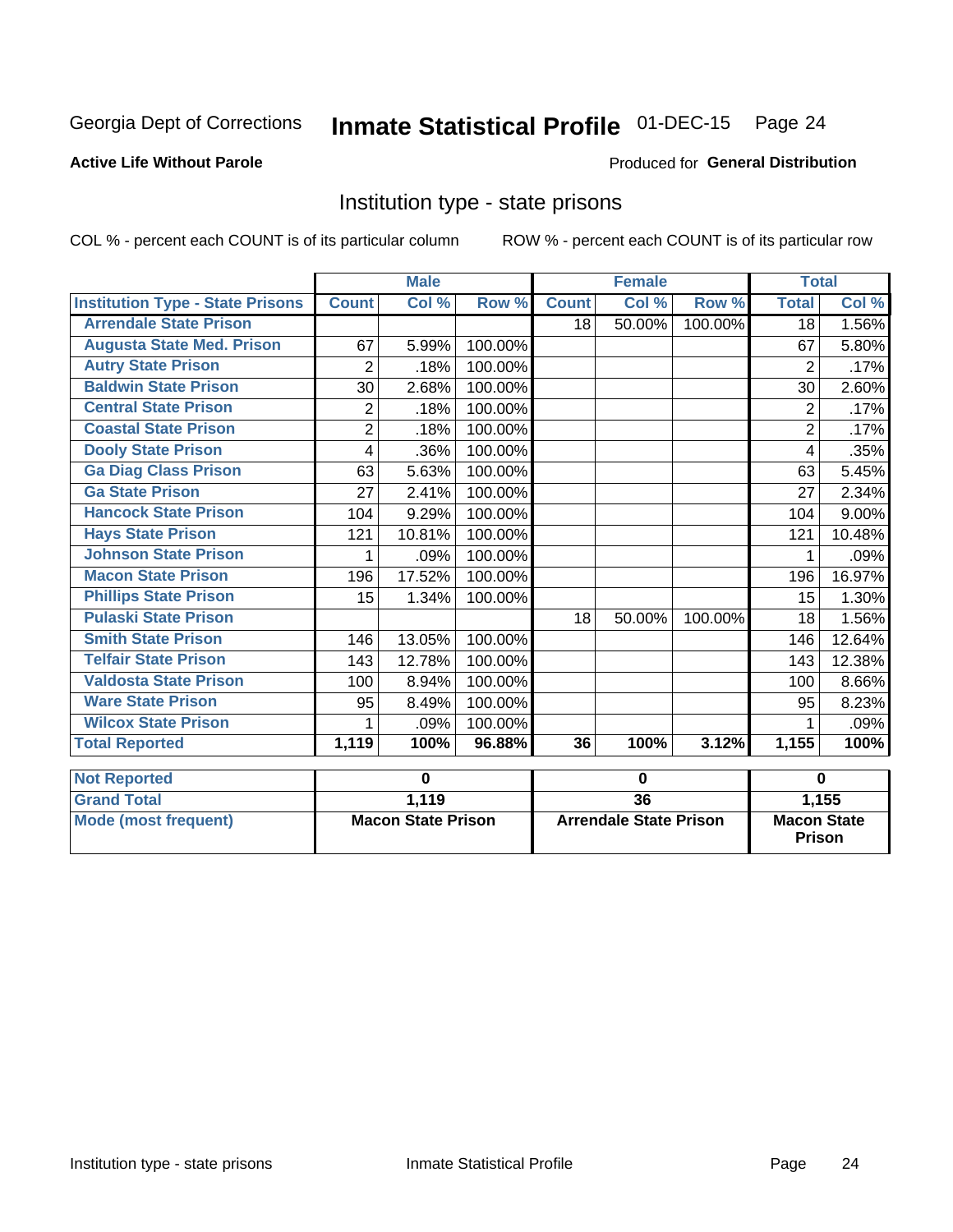Georgia Dept of Corrections **Inmate Statistical Profile** 01-DEC-15 Page 24

**Active Life Without Parole**

Produced for **General Distribution**

## Institution type - state prisons

COL % - percent each COUNT is of its particular column ROW % - percent each COUNT is of its particular row

| | Male | | | Female | | | Total | |
|---|---|---|---|---|---|---|---|---|
| **Institution Type - State Prisons** | **Count** | **Col %** | **Row %** | **Count** | **Col %** | **Row %** | **Total** | **Col %** |
| Arrendale State Prison | | | | 18 | 50.00% | 100.00% | 18 | 1.56% |
| Augusta State Med. Prison | 67 | 5.99% | 100.00% | | | | 67 | 5.80% |
| Autry State Prison | 2 | .18% | 100.00% | | | | 2 | .17% |
| Baldwin State Prison | 30 | 2.68% | 100.00% | | | | 30 | 2.60% |
| Central State Prison | 2 | .18% | 100.00% | | | | 2 | .17% |
| Coastal State Prison | 2 | .18% | 100.00% | | | | 2 | .17% |
| Dooly State Prison | 4 | .36% | 100.00% | | | | 4 | .35% |
| Ga Diag Class Prison | 63 | 5.63% | 100.00% | | | | 63 | 5.45% |
| Ga State Prison | 27 | 2.41% | 100.00% | | | | 27 | 2.34% |
| Hancock State Prison | 104 | 9.29% | 100.00% | | | | 104 | 9.00% |
| Hays State Prison | 121 | 10.81% | 100.00% | | | | 121 | 10.48% |
| Johnson State Prison | 1 | .09% | 100.00% | | | | 1 | .09% |
| Macon State Prison | 196 | 17.52% | 100.00% | | | | 196 | 16.97% |
| Phillips State Prison | 15 | 1.34% | 100.00% | | | | 15 | 1.30% |
| Pulaski State Prison | | | | 18 | 50.00% | 100.00% | 18 | 1.56% |
| Smith State Prison | 146 | 13.05% | 100.00% | | | | 146 | 12.64% |
| Telfair State Prison | 143 | 12.78% | 100.00% | | | | 143 | 12.38% |
| Valdosta State Prison | 100 | 8.94% | 100.00% | | | | 100 | 8.66% |
| Ware State Prison | 95 | 8.49% | 100.00% | | | | 95 | 8.23% |
| Wilcox State Prison | 1 | .09% | 100.00% | | | | 1 | .09% |
| **Total Reported** | **1,119** | **100%** | **96.88%** | **36** | **100%** | **3.12%** | **1,155** | **100%** |

| | Male | Female | Total |
|---|---|---|---|
| **Not Reported** | 0 | 0 | 0 |
| **Grand Total** | 1,119 | 36 | 1,155 |
| **Mode (most frequent)** | Macon State Prison | Arrendale State Prison | Macon State Prison |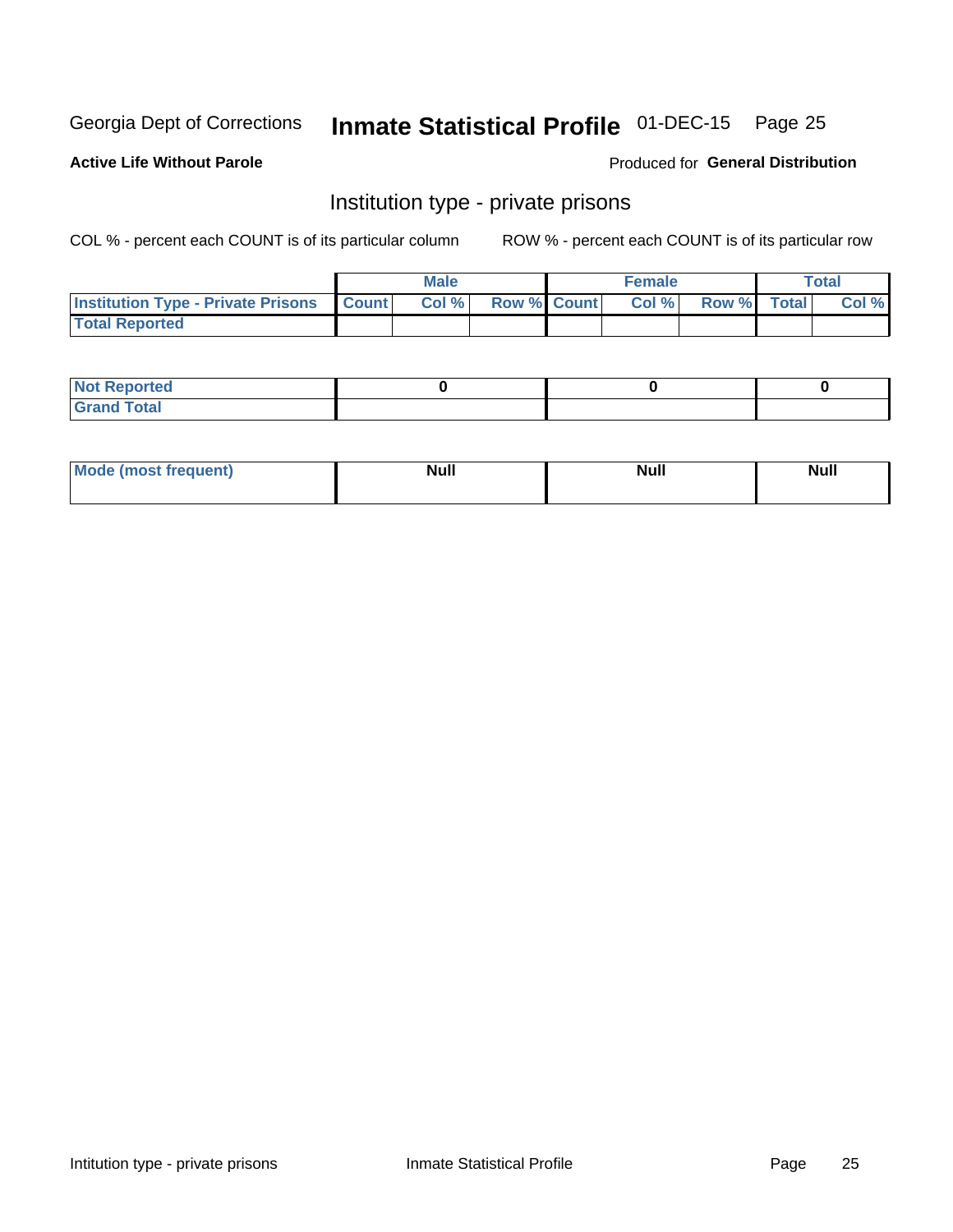Georgia Dept of Corrections **Inmate Statistical Profile** 01-DEC-15

**Active Life Without Parole**

Produced for **General Distribution**

## Institution type - private prisons

COL % - percent each COUNT is of its particular column

ROW % - percent each COUNT is of its particular row

| | Male | | | Female | | | Total | |
|---|---|---|---|---|---|---|---|---|
| **Institution Type - Private Prisons** | **Count** | **Col %** | **Row %** | **Count** | **Col %** | **Row %** | **Total** | **Col %** |
| **Total Reported** | | | | | | | | |

| | Male | Female | Total |
|---|---|---|---|
| **Not Reported** | 0 | 0 | 0 |
| **Grand Total** | | | |

| | Male | Female | Total |
|---|---|---|---|
| **Mode (most frequent)** | Null | Null | Null |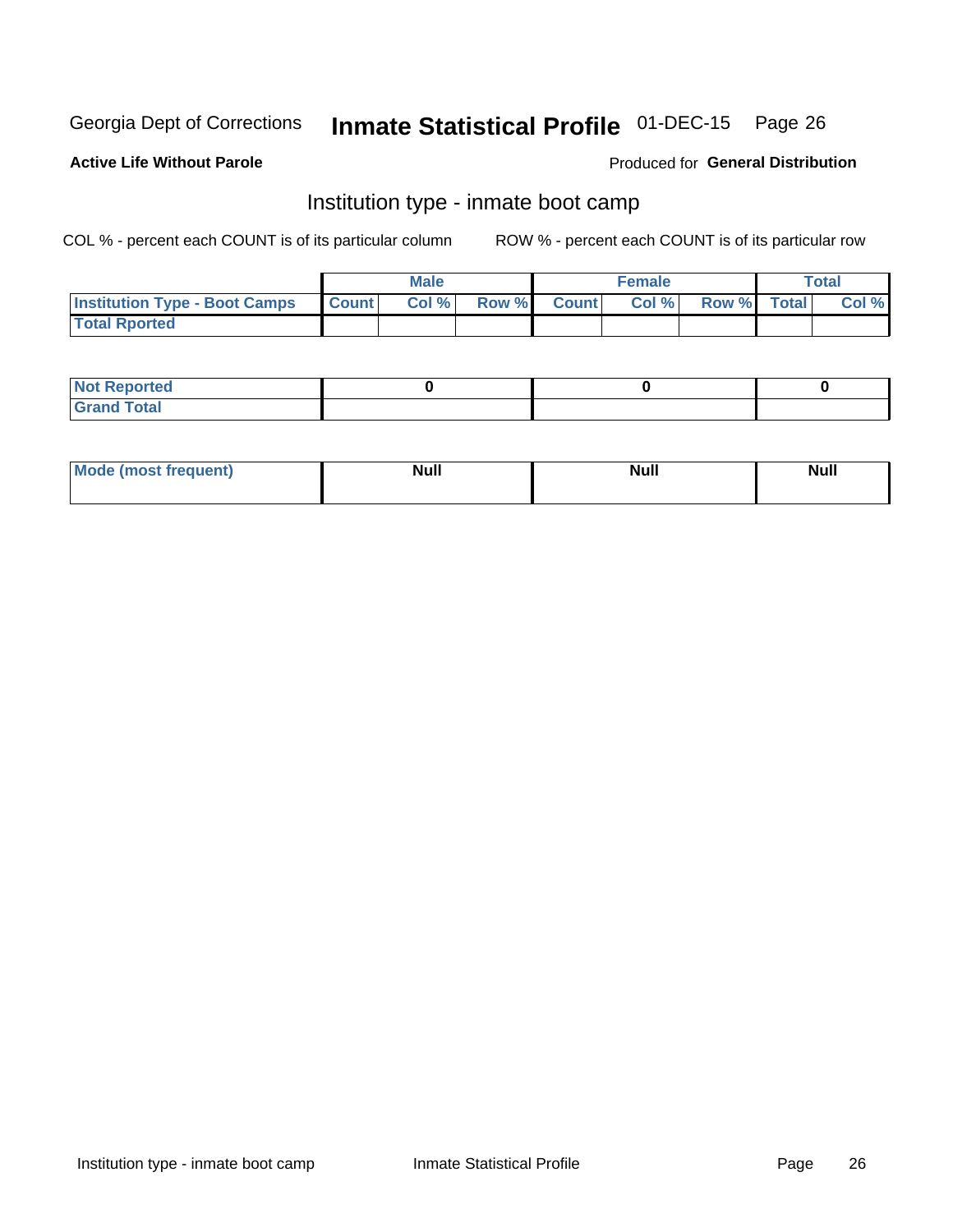Georgia Dept of Corrections **Inmate Statistical Profile** 01-DEC-15

**Active Life Without Parole**

Produced for **General Distribution**

## Institution type - inmate boot camp

COL % - percent each COUNT is of its particular column

ROW % - percent each COUNT is of its particular row

| | Male | | | Female | | | Total | |
|---|---|---|---|---|---|---|---|---|
| **Institution Type - Boot Camps** | **Count** | **Col %** | **Row %** | **Count** | **Col %** | **Row %** | **Total** | **Col %** |
| **Total Rported** | | | | | | | | |

| | Male | Female | Total |
|---|---|---|---|
| **Not Reported** | 0 | 0 | 0 |
| **Grand Total** | | | |

| | Male | Female | Total |
|---|---|---|---|
| **Mode (most frequent)** | Null | Null | Null |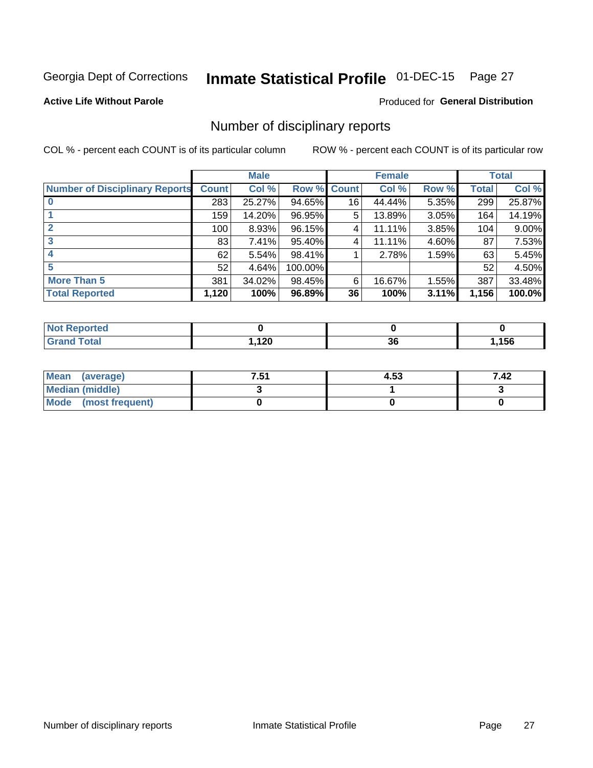Georgia Dept of Corrections **Inmate Statistical Profile** 01-DEC-15 Page 27

**Active Life Without Parole**

Produced for **General Distribution**

## Number of disciplinary reports

COL % - percent each COUNT is of its particular column

ROW % - percent each COUNT is of its particular row

| | Male | | | Female | | | Total | |
|---|---|---|---|---|---|---|---|---|
| **Number of Disciplinary Reports** | **Count** | **Col %** | **Row %** | **Count** | **Col %** | **Row %** | **Total** | **Col %** |
| **0** | 283 | 25.27% | 94.65% | 16 | 44.44% | 5.35% | 299 | 25.87% |
| **1** | 159 | 14.20% | 96.95% | 5 | 13.89% | 3.05% | 164 | 14.19% |
| **2** | 100 | 8.93% | 96.15% | 4 | 11.11% | 3.85% | 104 | 9.00% |
| **3** | 83 | 7.41% | 95.40% | 4 | 11.11% | 4.60% | 87 | 7.53% |
| **4** | 62 | 5.54% | 98.41% | 1 | 2.78% | 1.59% | 63 | 5.45% |
| **5** | 52 | 4.64% | 100.00% | | | | 52 | 4.50% |
| **More Than 5** | 381 | 34.02% | 98.45% | 6 | 16.67% | 1.55% | 387 | 33.48% |
| **Total Reported** | **1,120** | **100%** | **96.89%** | **36** | **100%** | **3.11%** | **1,156** | **100.0%** |

| | Male | Female | Total |
|---|---|---|---|
| **Not Reported** | **0** | **0** | **0** |
| **Grand Total** | **1,120** | **36** | **1,156** |

| | Male | Female | Total |
|---|---|---|---|
| **Mean (average)** | **7.51** | **4.53** | **7.42** |
| **Median (middle)** | **3** | **1** | **3** |
| **Mode (most frequent)** | **0** | **0** | **0** |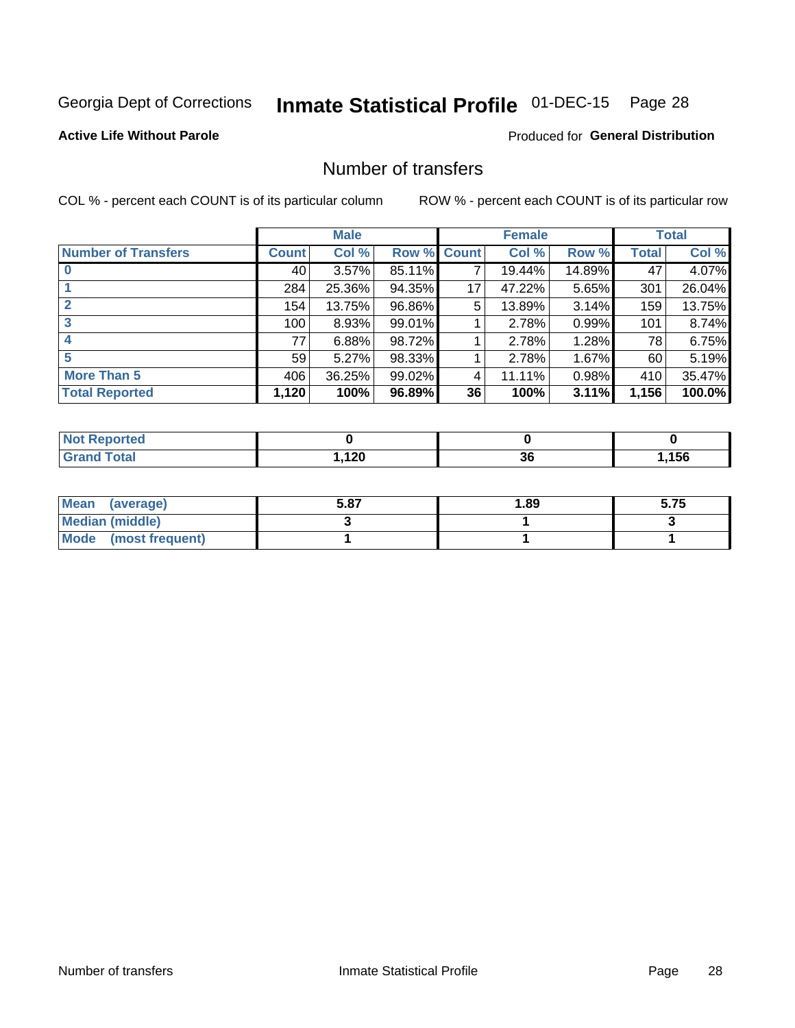Georgia Dept of Corrections **Inmate Statistical Profile** 01-DEC-15

**Active Life Without Parole**

Produced for **General Distribution**

## Number of transfers

COL % - percent each COUNT is of its particular column

ROW % - percent each COUNT is of its particular row

| | Male | | | Female | | | Total | |
|---|---|---|---|---|---|---|---|---|
| Number of Transfers | Count | Col % | Row % | Count | Col % | Row % | Total | Col % |
| 0 | 40 | 3.57% | 85.11% | 7 | 19.44% | 14.89% | 47 | 4.07% |
| 1 | 284 | 25.36% | 94.35% | 17 | 47.22% | 5.65% | 301 | 26.04% |
| 2 | 154 | 13.75% | 96.86% | 5 | 13.89% | 3.14% | 159 | 13.75% |
| 3 | 100 | 8.93% | 99.01% | 1 | 2.78% | 0.99% | 101 | 8.74% |
| 4 | 77 | 6.88% | 98.72% | 1 | 2.78% | 1.28% | 78 | 6.75% |
| 5 | 59 | 5.27% | 98.33% | 1 | 2.78% | 1.67% | 60 | 5.19% |
| More Than 5 | 406 | 36.25% | 99.02% | 4 | 11.11% | 0.98% | 410 | 35.47% |
| **Total Reported** | **1,120** | **100%** | **96.89%** | **36** | **100%** | **3.11%** | **1,156** | **100.0%** |

| | Male | Female | Total |
|---|---|---|---|
| Not Reported | 0 | 0 | 0 |
| Grand Total | 1,120 | 36 | 1,156 |

| | Male | Female | Total |
|---|---|---|---|
| Mean (average) | 5.87 | 1.89 | 5.75 |
| Median (middle) | 3 | 1 | 3 |
| Mode (most frequent) | 1 | 1 | 1 |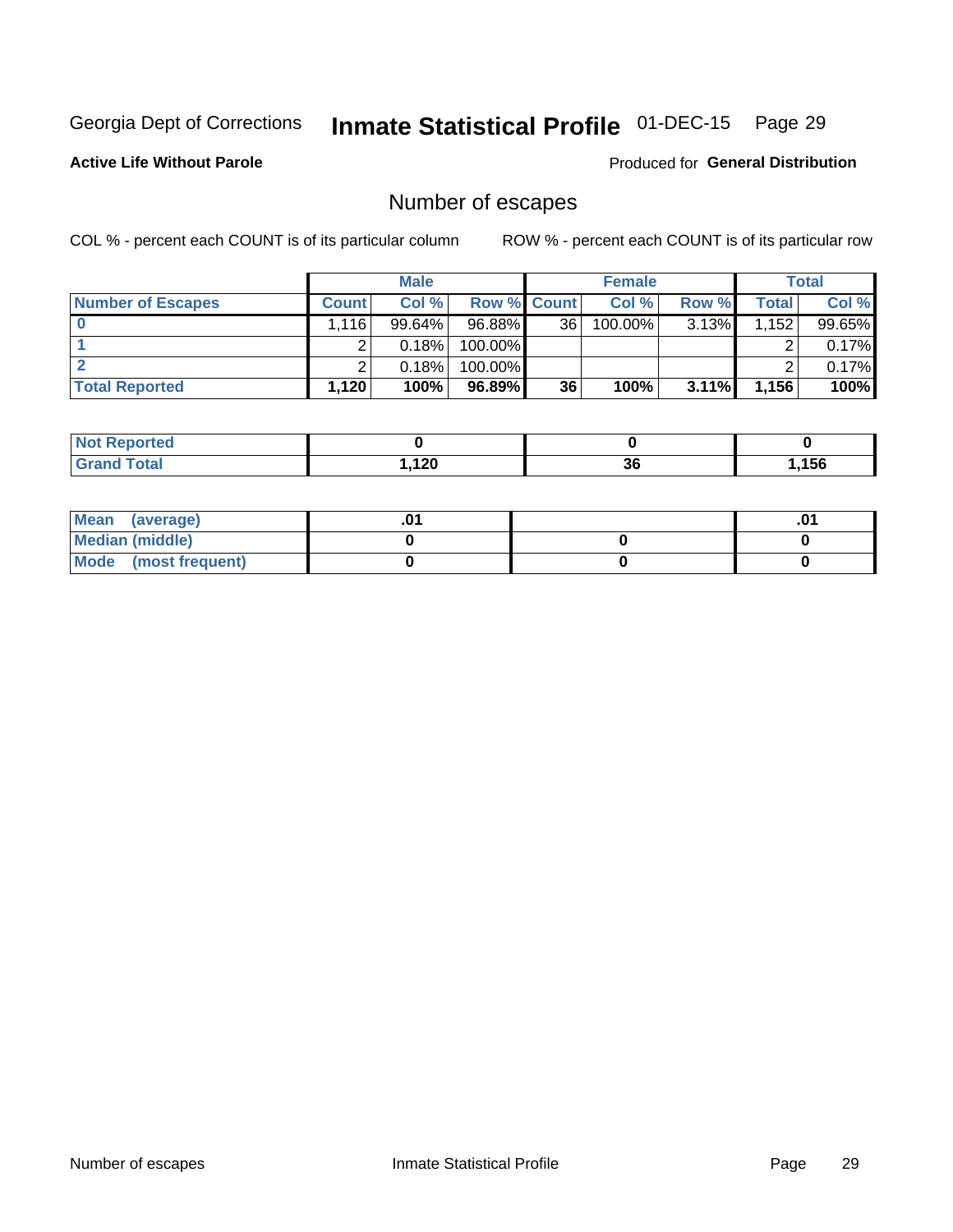Georgia Dept of Corrections **Inmate Statistical Profile** 01-DEC-15

**Active Life Without Parole**

Produced for **General Distribution**

## Number of escapes

COL % - percent each COUNT is of its particular column

ROW % - percent each COUNT is of its particular row

| | Male | | | Female | | | Total | |
|---|---|---|---|---|---|---|---|---|
| **Number of Escapes** | **Count** | **Col %** | **Row %** | **Count** | **Col %** | **Row %** | **Total** | **Col %** |
| **0** | 1,116 | 99.64% | 96.88% | 36 | 100.00% | 3.13% | 1,152 | 99.65% |
| **1** | 2 | 0.18% | 100.00% | | | | 2 | 0.17% |
| **2** | 2 | 0.18% | 100.00% | | | | 2 | 0.17% |
| **Total Reported** | **1,120** | **100%** | **96.89%** | **36** | **100%** | **3.11%** | **1,156** | **100%** |

| | Male | Female | Total |
|---|---|---|---|
| **Not Reported** | **0** | **0** | **0** |
| **Grand Total** | **1,120** | **36** | **1,156** |

| | Male | Female | Total |
|---|---|---|---|
| **Mean (average)** | **.01** | | **.01** |
| **Median (middle)** | **0** | **0** | **0** |
| **Mode (most frequent)** | **0** | **0** | **0** |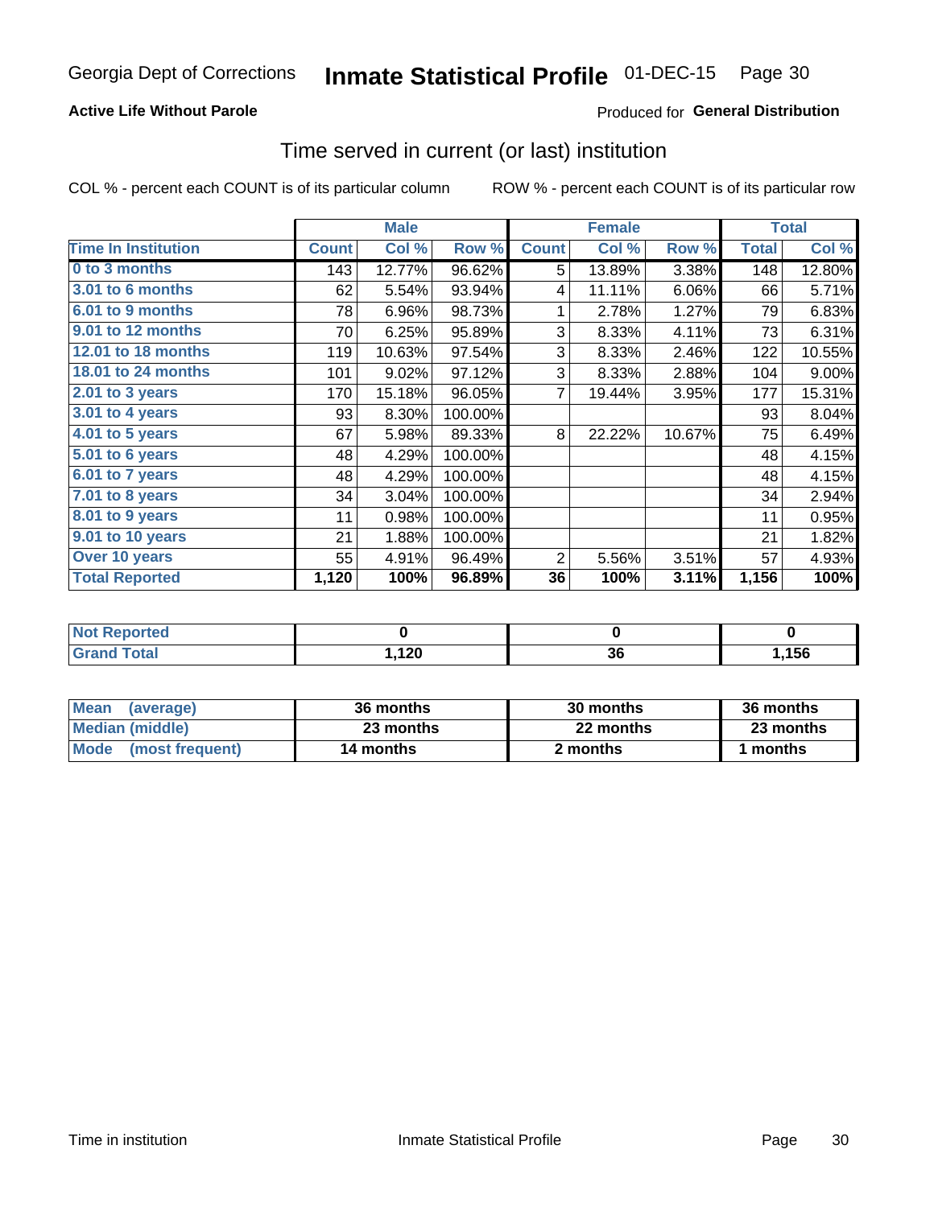Georgia Dept of Corrections **Inmate Statistical Profile** 01-DEC-15 Page 30

**Active Life Without Parole**

Produced for **General Distribution**

## Time served in current (or last) institution

COL % - percent each COUNT is of its particular column

ROW % - percent each COUNT is of its particular row

| | Male | | | Female | | | Total | |
|---|---|---|---|---|---|---|---|---|
| **Time In Institution** | **Count** | **Col %** | **Row %** | **Count** | **Col %** | **Row %** | **Total** | **Col %** |
| **0 to 3 months** | 143 | 12.77% | 96.62% | 5 | 13.89% | 3.38% | 148 | 12.80% |
| **3.01 to 6 months** | 62 | 5.54% | 93.94% | 4 | 11.11% | 6.06% | 66 | 5.71% |
| **6.01 to 9 months** | 78 | 6.96% | 98.73% | 1 | 2.78% | 1.27% | 79 | 6.83% |
| **9.01 to 12 months** | 70 | 6.25% | 95.89% | 3 | 8.33% | 4.11% | 73 | 6.31% |
| **12.01 to 18 months** | 119 | 10.63% | 97.54% | 3 | 8.33% | 2.46% | 122 | 10.55% |
| **18.01 to 24 months** | 101 | 9.02% | 97.12% | 3 | 8.33% | 2.88% | 104 | 9.00% |
| **2.01 to 3 years** | 170 | 15.18% | 96.05% | 7 | 19.44% | 3.95% | 177 | 15.31% |
| **3.01 to 4 years** | 93 | 8.30% | 100.00% | | | | 93 | 8.04% |
| **4.01 to 5 years** | 67 | 5.98% | 89.33% | 8 | 22.22% | 10.67% | 75 | 6.49% |
| **5.01 to 6 years** | 48 | 4.29% | 100.00% | | | | 48 | 4.15% |
| **6.01 to 7 years** | 48 | 4.29% | 100.00% | | | | 48 | 4.15% |
| **7.01 to 8 years** | 34 | 3.04% | 100.00% | | | | 34 | 2.94% |
| **8.01 to 9 years** | 11 | 0.98% | 100.00% | | | | 11 | 0.95% |
| **9.01 to 10 years** | 21 | 1.88% | 100.00% | | | | 21 | 1.82% |
| **Over 10 years** | 55 | 4.91% | 96.49% | 2 | 5.56% | 3.51% | 57 | 4.93% |
| **Total Reported** | **1,120** | **100%** | **96.89%** | **36** | **100%** | **3.11%** | **1,156** | **100%** |

| | Male | Female | Total |
|---|---|---|---|
| **Not Reported** | **0** | **0** | **0** |
| **Grand Total** | **1,120** | **36** | **1,156** |

| | Male | Female | Total |
|---|---|---|---|
| **Mean (average)** | **36 months** | **30 months** | **36 months** |
| **Median (middle)** | **23 months** | **22 months** | **23 months** |
| **Mode (most frequent)** | **14 months** | **2 months** | **1 months** |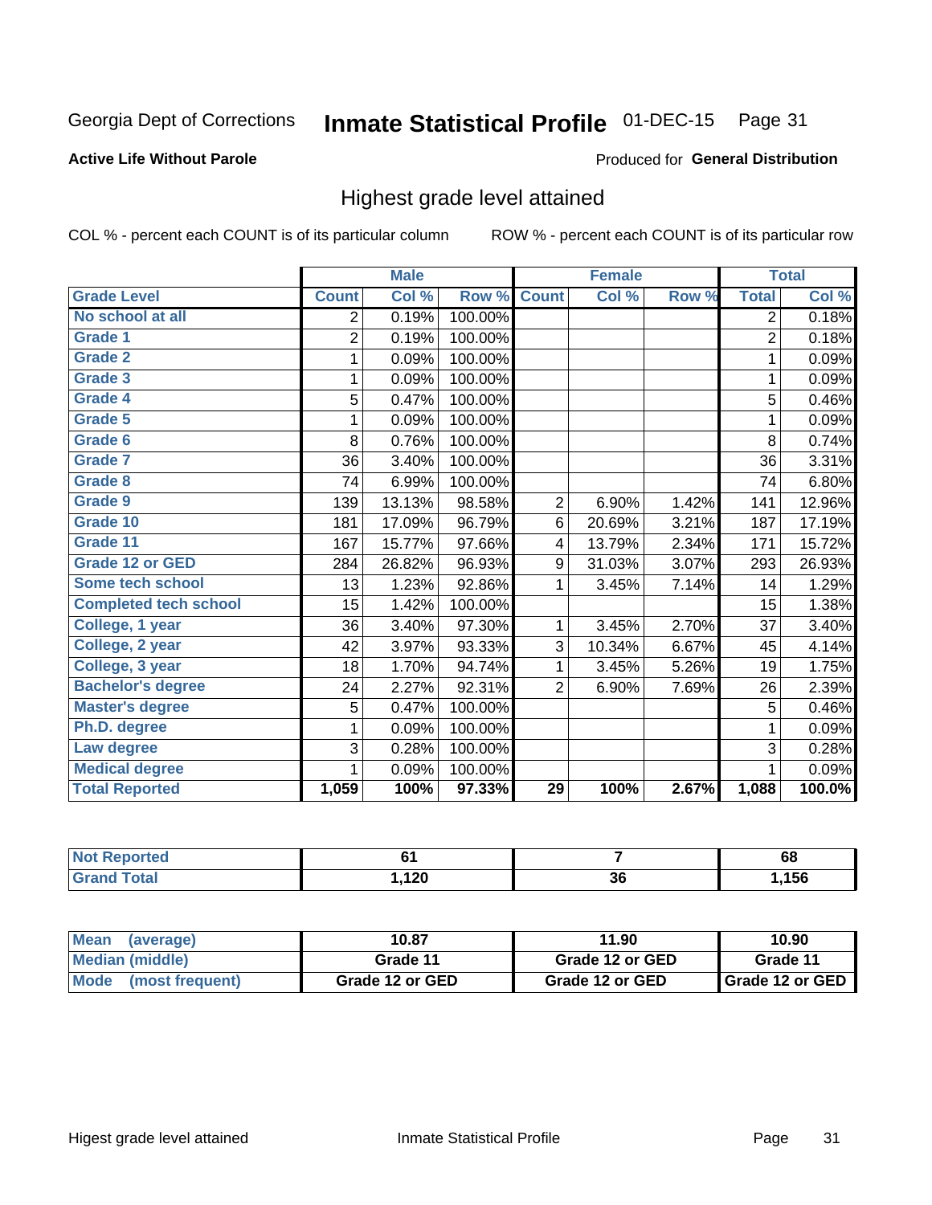Georgia Dept of Corrections **Inmate Statistical Profile** 01-DEC-15

**Active Life Without Parole**

Produced for **General Distribution**

## Highest grade level attained

COL % - percent each COUNT is of its particular column ROW % - percent each COUNT is of its particular row

| | Male | | | Female | | | Total | |
|---|---|---|---|---|---|---|---|---|
| **Grade Level** | **Count** | **Col %** | **Row %** | **Count** | **Col %** | **Row %** | **Total** | **Col %** |
| No school at all | 2 | 0.19% | 100.00% | | | | 2 | 0.18% |
| Grade 1 | 2 | 0.19% | 100.00% | | | | 2 | 0.18% |
| Grade 2 | 1 | 0.09% | 100.00% | | | | 1 | 0.09% |
| Grade 3 | 1 | 0.09% | 100.00% | | | | 1 | 0.09% |
| Grade 4 | 5 | 0.47% | 100.00% | | | | 5 | 0.46% |
| Grade 5 | 1 | 0.09% | 100.00% | | | | 1 | 0.09% |
| Grade 6 | 8 | 0.76% | 100.00% | | | | 8 | 0.74% |
| Grade 7 | 36 | 3.40% | 100.00% | | | | 36 | 3.31% |
| Grade 8 | 74 | 6.99% | 100.00% | | | | 74 | 6.80% |
| Grade 9 | 139 | 13.13% | 98.58% | 2 | 6.90% | 1.42% | 141 | 12.96% |
| Grade 10 | 181 | 17.09% | 96.79% | 6 | 20.69% | 3.21% | 187 | 17.19% |
| Grade 11 | 167 | 15.77% | 97.66% | 4 | 13.79% | 2.34% | 171 | 15.72% |
| Grade 12 or GED | 284 | 26.82% | 96.93% | 9 | 31.03% | 3.07% | 293 | 26.93% |
| Some tech school | 13 | 1.23% | 92.86% | 1 | 3.45% | 7.14% | 14 | 1.29% |
| Completed tech school | 15 | 1.42% | 100.00% | | | | 15 | 1.38% |
| College, 1 year | 36 | 3.40% | 97.30% | 1 | 3.45% | 2.70% | 37 | 3.40% |
| College, 2 year | 42 | 3.97% | 93.33% | 3 | 10.34% | 6.67% | 45 | 4.14% |
| College, 3 year | 18 | 1.70% | 94.74% | 1 | 3.45% | 5.26% | 19 | 1.75% |
| Bachelor's degree | 24 | 2.27% | 92.31% | 2 | 6.90% | 7.69% | 26 | 2.39% |
| Master's degree | 5 | 0.47% | 100.00% | | | | 5 | 0.46% |
| Ph.D. degree | 1 | 0.09% | 100.00% | | | | 1 | 0.09% |
| Law degree | 3 | 0.28% | 100.00% | | | | 3 | 0.28% |
| Medical degree | 1 | 0.09% | 100.00% | | | | 1 | 0.09% |
| **Total Reported** | **1,059** | **100%** | **97.33%** | **29** | **100%** | **2.67%** | **1,088** | **100.0%** |

| | Male | Female | Total |
|---|---|---|---|
| Not Reported | 61 | 7 | 68 |
| Grand Total | 1,120 | 36 | 1,156 |

| | Male | Female | Total |
|---|---|---|---|
| Mean (average) | 10.87 | 11.90 | 10.90 |
| Median (middle) | Grade 11 | Grade 12 or GED | Grade 11 |
| Mode (most frequent) | Grade 12 or GED | Grade 12 or GED | Grade 12 or GED |

Higest grade level attained Inmate Statistical Profile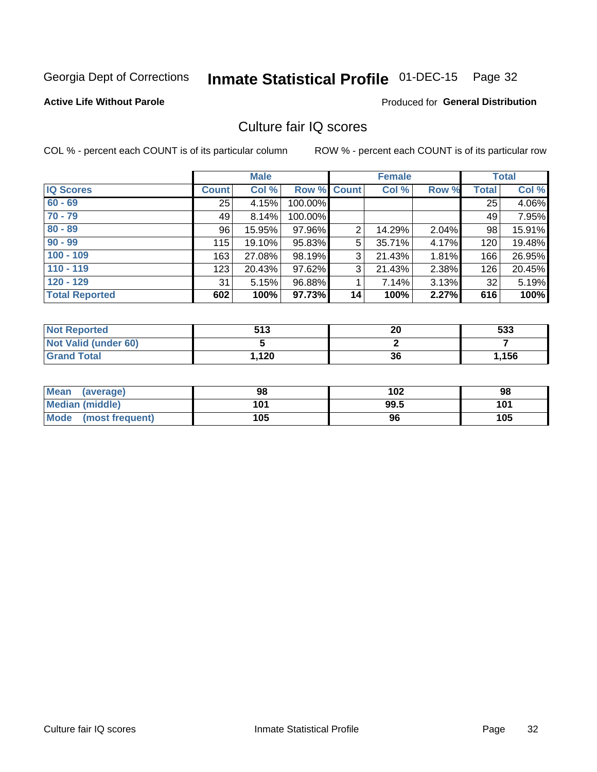Georgia Dept of Corrections **Inmate Statistical Profile** 01-DEC-15 Page 32

**Active Life Without Parole**

Produced for **General Distribution**

## Culture fair IQ scores

COL % - percent each COUNT is of its particular column ROW % - percent each COUNT is of its particular row

| | Male | | | Female | | | Total | |
|---|---|---|---|---|---|---|---|---|
| **IQ Scores** | **Count** | **Col %** | **Row %** | **Count** | **Col %** | **Row %** | **Total** | **Col %** |
| **60 - 69** | 25 | 4.15% | 100.00% | | | | 25 | 4.06% |
| **70 - 79** | 49 | 8.14% | 100.00% | | | | 49 | 7.95% |
| **80 - 89** | 96 | 15.95% | 97.96% | 2 | 14.29% | 2.04% | 98 | 15.91% |
| **90 - 99** | 115 | 19.10% | 95.83% | 5 | 35.71% | 4.17% | 120 | 19.48% |
| **100 - 109** | 163 | 27.08% | 98.19% | 3 | 21.43% | 1.81% | 166 | 26.95% |
| **110 - 119** | 123 | 20.43% | 97.62% | 3 | 21.43% | 2.38% | 126 | 20.45% |
| **120 - 129** | 31 | 5.15% | 96.88% | 1 | 7.14% | 3.13% | 32 | 5.19% |
| **Total Reported** | **602** | **100%** | **97.73%** | **14** | **100%** | **2.27%** | **616** | **100%** |

| | Male | Female | Total |
|---|---|---|---|
| **Not Reported** | **513** | **20** | **533** |
| **Not Valid (under 60)** | **5** | **2** | **7** |
| **Grand Total** | **1,120** | **36** | **1,156** |

| | Male | Female | Total |
|---|---|---|---|
| **Mean (average)** | **98** | **102** | **98** |
| **Median (middle)** | **101** | **99.5** | **101** |
| **Mode (most frequent)** | **105** | **96** | **105** |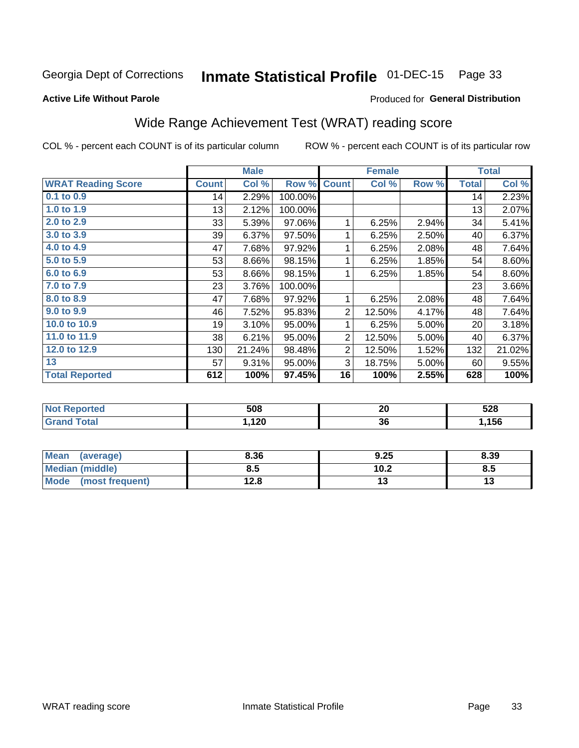Georgia Dept of Corrections **Inmate Statistical Profile** 01-DEC-15

**Active Life Without Parole**

Produced for **General Distribution**

## Wide Range Achievement Test (WRAT) reading score

COL % - percent each COUNT is of its particular column ROW % - percent each COUNT is of its particular row

| | Male | | | Female | | | Total | |
|---|---|---|---|---|---|---|---|---|
| **WRAT Reading Score** | **Count** | **Col %** | **Row %** | **Count** | **Col %** | **Row %** | **Total** | **Col %** |
| 0.1 to 0.9 | 14 | 2.29% | 100.00% | | | | 14 | 2.23% |
| 1.0 to 1.9 | 13 | 2.12% | 100.00% | | | | 13 | 2.07% |
| 2.0 to 2.9 | 33 | 5.39% | 97.06% | 1 | 6.25% | 2.94% | 34 | 5.41% |
| 3.0 to 3.9 | 39 | 6.37% | 97.50% | 1 | 6.25% | 2.50% | 40 | 6.37% |
| 4.0 to 4.9 | 47 | 7.68% | 97.92% | 1 | 6.25% | 2.08% | 48 | 7.64% |
| 5.0 to 5.9 | 53 | 8.66% | 98.15% | 1 | 6.25% | 1.85% | 54 | 8.60% |
| 6.0 to 6.9 | 53 | 8.66% | 98.15% | 1 | 6.25% | 1.85% | 54 | 8.60% |
| 7.0 to 7.9 | 23 | 3.76% | 100.00% | | | | 23 | 3.66% |
| 8.0 to 8.9 | 47 | 7.68% | 97.92% | 1 | 6.25% | 2.08% | 48 | 7.64% |
| 9.0 to 9.9 | 46 | 7.52% | 95.83% | 2 | 12.50% | 4.17% | 48 | 7.64% |
| 10.0 to 10.9 | 19 | 3.10% | 95.00% | 1 | 6.25% | 5.00% | 20 | 3.18% |
| 11.0 to 11.9 | 38 | 6.21% | 95.00% | 2 | 12.50% | 5.00% | 40 | 6.37% |
| 12.0 to 12.9 | 130 | 21.24% | 98.48% | 2 | 12.50% | 1.52% | 132 | 21.02% |
| 13 | 57 | 9.31% | 95.00% | 3 | 18.75% | 5.00% | 60 | 9.55% |
| **Total Reported** | **612** | **100%** | **97.45%** | **16** | **100%** | **2.55%** | **628** | **100%** |

| | Male | Female | Total |
|---|---|---|---|
| Not Reported | 508 | 20 | 528 |
| Grand Total | 1,120 | 36 | 1,156 |

| | Male | Female | Total |
|---|---|---|---|
| Mean (average) | 8.36 | 9.25 | 8.39 |
| Median (middle) | 8.5 | 10.2 | 8.5 |
| Mode (most frequent) | 12.8 | 13 | 13 |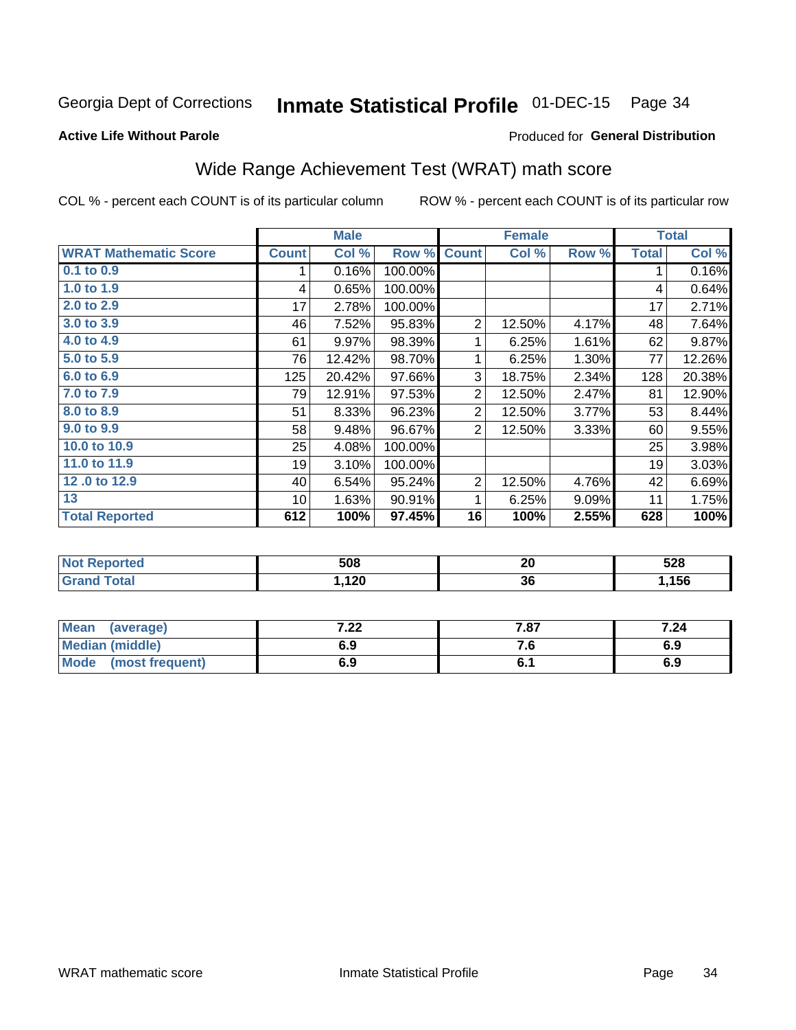Georgia Dept of Corrections **Inmate Statistical Profile** 01-DEC-15

**Active Life Without Parole**

Produced for **General Distribution**

## Wide Range Achievement Test (WRAT) math score

COL % - percent each COUNT is of its particular column ROW % - percent each COUNT is of its particular row

| WRAT Mathematic Score | Male | | | Female | | | Total | |
|---|---|---|---|---|---|---|---|---|
| | Count | Col % | Row % | Count | Col % | Row % | Total | Col % |
| 0.1 to 0.9 | 1 | 0.16% | 100.00% | | | | 1 | 0.16% |
| 1.0 to 1.9 | 4 | 0.65% | 100.00% | | | | 4 | 0.64% |
| 2.0 to 2.9 | 17 | 2.78% | 100.00% | | | | 17 | 2.71% |
| 3.0 to 3.9 | 46 | 7.52% | 95.83% | 2 | 12.50% | 4.17% | 48 | 7.64% |
| 4.0 to 4.9 | 61 | 9.97% | 98.39% | 1 | 6.25% | 1.61% | 62 | 9.87% |
| 5.0 to 5.9 | 76 | 12.42% | 98.70% | 1 | 6.25% | 1.30% | 77 | 12.26% |
| 6.0 to 6.9 | 125 | 20.42% | 97.66% | 3 | 18.75% | 2.34% | 128 | 20.38% |
| 7.0 to 7.9 | 79 | 12.91% | 97.53% | 2 | 12.50% | 2.47% | 81 | 12.90% |
| 8.0 to 8.9 | 51 | 8.33% | 96.23% | 2 | 12.50% | 3.77% | 53 | 8.44% |
| 9.0 to 9.9 | 58 | 9.48% | 96.67% | 2 | 12.50% | 3.33% | 60 | 9.55% |
| 10.0 to 10.9 | 25 | 4.08% | 100.00% | | | | 25 | 3.98% |
| 11.0 to 11.9 | 19 | 3.10% | 100.00% | | | | 19 | 3.03% |
| 12 .0 to 12.9 | 40 | 6.54% | 95.24% | 2 | 12.50% | 4.76% | 42 | 6.69% |
| 13 | 10 | 1.63% | 90.91% | 1 | 6.25% | 9.09% | 11 | 1.75% |
| **Total Reported** | **612** | **100%** | **97.45%** | **16** | **100%** | **2.55%** | **628** | **100%** |

| | Male | Female | Total |
|---|---|---|---|
| Not Reported | 508 | 20 | 528 |
| Grand Total | 1,120 | 36 | 1,156 |

| | Male | Female | Total |
|---|---|---|---|
| Mean (average) | 7.22 | 7.87 | 7.24 |
| Median (middle) | 6.9 | 7.6 | 6.9 |
| Mode (most frequent) | 6.9 | 6.1 | 6.9 |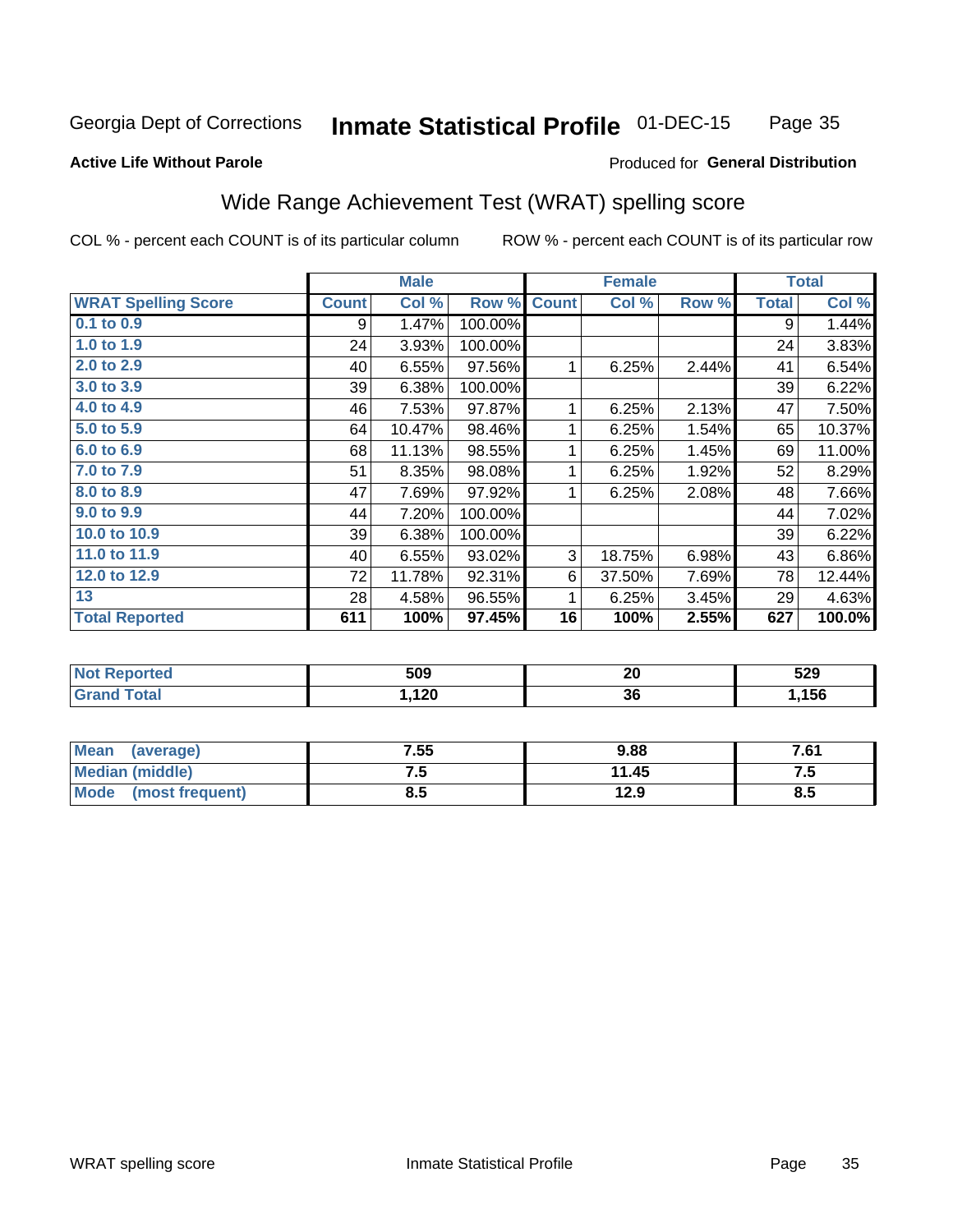Georgia Dept of Corrections **Inmate Statistical Profile** 01-DEC-15

**Active Life Without Parole**

Produced for **General Distribution**

## Wide Range Achievement Test (WRAT) spelling score

COL % - percent each COUNT is of its particular column

ROW % - percent each COUNT is of its particular row

| | Male | | | Female | | | Total | |
|---|---|---|---|---|---|---|---|---|
| **WRAT Spelling Score** | **Count** | **Col %** | **Row %** | **Count** | **Col %** | **Row %** | **Total** | **Col %** |
| **0.1 to 0.9** | 9 | 1.47% | 100.00% | | | | 9 | 1.44% |
| **1.0 to 1.9** | 24 | 3.93% | 100.00% | | | | 24 | 3.83% |
| **2.0 to 2.9** | 40 | 6.55% | 97.56% | 1 | 6.25% | 2.44% | 41 | 6.54% |
| **3.0 to 3.9** | 39 | 6.38% | 100.00% | | | | 39 | 6.22% |
| **4.0 to 4.9** | 46 | 7.53% | 97.87% | 1 | 6.25% | 2.13% | 47 | 7.50% |
| **5.0 to 5.9** | 64 | 10.47% | 98.46% | 1 | 6.25% | 1.54% | 65 | 10.37% |
| **6.0 to 6.9** | 68 | 11.13% | 98.55% | 1 | 6.25% | 1.45% | 69 | 11.00% |
| **7.0 to 7.9** | 51 | 8.35% | 98.08% | 1 | 6.25% | 1.92% | 52 | 8.29% |
| **8.0 to 8.9** | 47 | 7.69% | 97.92% | 1 | 6.25% | 2.08% | 48 | 7.66% |
| **9.0 to 9.9** | 44 | 7.20% | 100.00% | | | | 44 | 7.02% |
| **10.0 to 10.9** | 39 | 6.38% | 100.00% | | | | 39 | 6.22% |
| **11.0 to 11.9** | 40 | 6.55% | 93.02% | 3 | 18.75% | 6.98% | 43 | 6.86% |
| **12.0 to 12.9** | 72 | 11.78% | 92.31% | 6 | 37.50% | 7.69% | 78 | 12.44% |
| **13** | 28 | 4.58% | 96.55% | 1 | 6.25% | 3.45% | 29 | 4.63% |
| **Total Reported** | **611** | **100%** | **97.45%** | **16** | **100%** | **2.55%** | **627** | **100.0%** |

| | Male | Female | Total |
|---|---|---|---|
| **Not Reported** | **509** | **20** | **529** |
| **Grand Total** | **1,120** | **36** | **1,156** |

| | Male | Female | Total |
|---|---|---|---|
| **Mean (average)** | **7.55** | **9.88** | **7.61** |
| **Median (middle)** | **7.5** | **11.45** | **7.5** |
| **Mode (most frequent)** | **8.5** | **12.9** | **8.5** |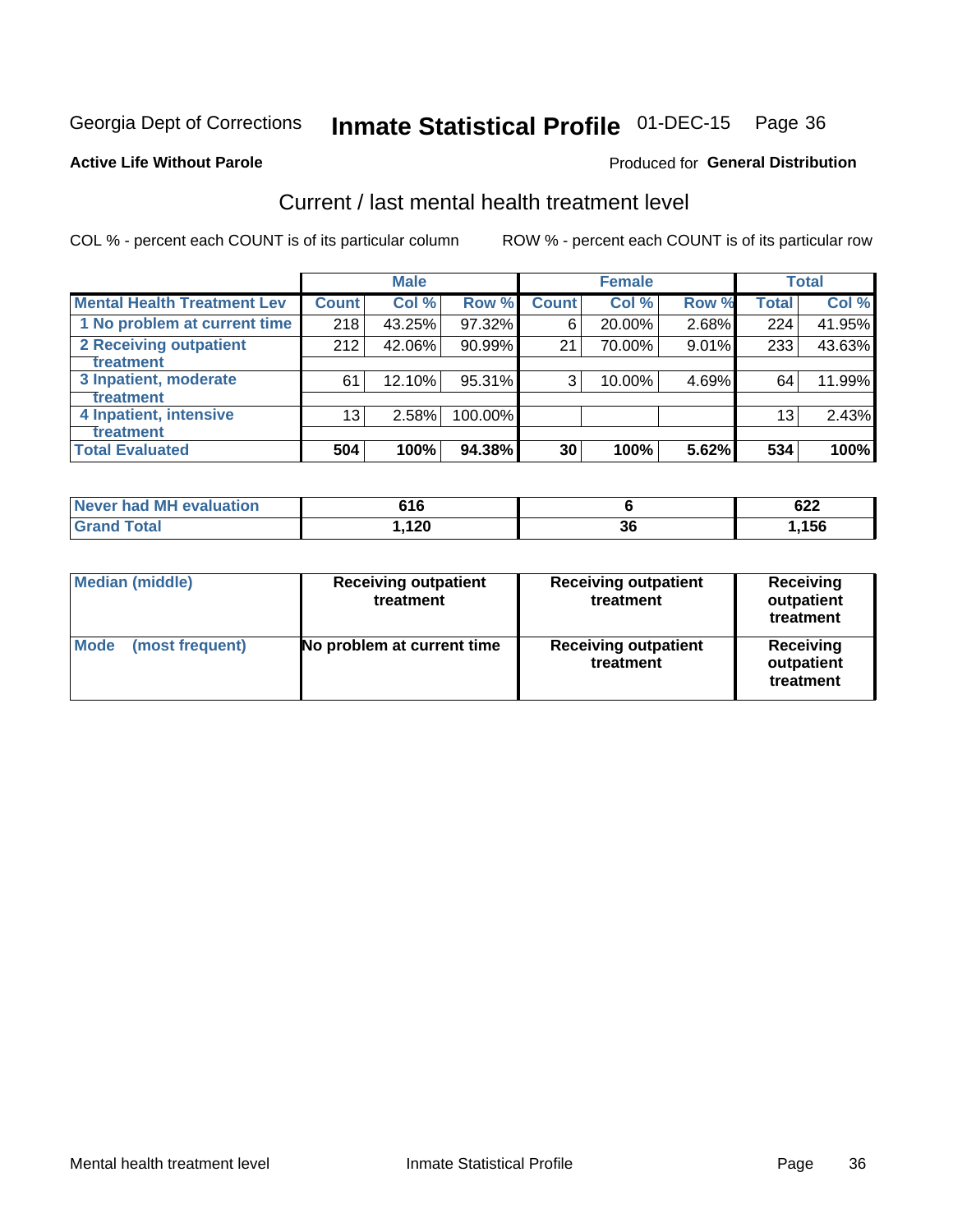Georgia Dept of Corrections **Inmate Statistical Profile** 01-DEC-15 Page 36

**Active Life Without Parole**

Produced for **General Distribution**

## Current / last mental health treatment level

COL % - percent each COUNT is of its particular column

ROW % - percent each COUNT is of its particular row

| | Male | | | Female | | | Total | |
|---|---|---|---|---|---|---|---|---|
| **Mental Health Treatment Lev** | **Count** | **Col %** | **Row %** | **Count** | **Col %** | **Row %** | **Total** | **Col %** |
| 1 No problem at current time | 218 | 43.25% | 97.32% | 6 | 20.00% | 2.68% | 224 | 41.95% |
| 2 Receiving outpatient treatment | 212 | 42.06% | 90.99% | 21 | 70.00% | 9.01% | 233 | 43.63% |
| 3 Inpatient, moderate treatment | 61 | 12.10% | 95.31% | 3 | 10.00% | 4.69% | 64 | 11.99% |
| 4 Inpatient, intensive treatment | 13 | 2.58% | 100.00% | | | | 13 | 2.43% |
| **Total Evaluated** | **504** | **100%** | **94.38%** | **30** | **100%** | **5.62%** | **534** | **100%** |

| | Male | Female | Total |
|---|---|---|---|
| **Never had MH evaluation** | **616** | **6** | **622** |
| **Grand Total** | **1,120** | **36** | **1,156** |

| | Male | Female | Total |
|---|---|---|---|
| **Median (middle)** | **Receiving outpatient treatment** | **Receiving outpatient treatment** | **Receiving outpatient treatment** |
| **Mode (most frequent)** | **No problem at current time** | **Receiving outpatient treatment** | **Receiving outpatient treatment** |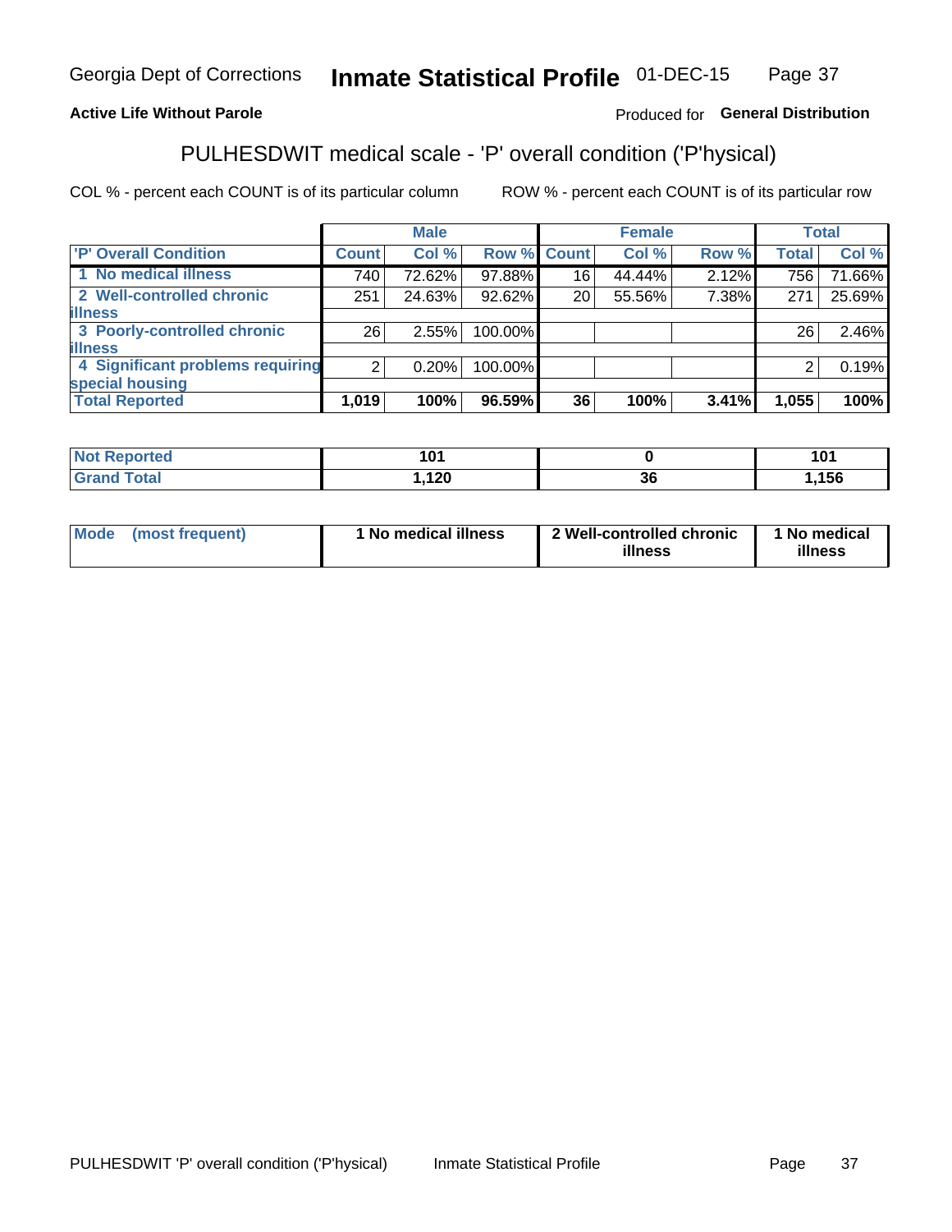Georgia Dept of Corrections **Inmate Statistical Profile** 01-DEC-15

**Active Life Without Parole**

Produced for **General Distribution**

## PULHESDWIT medical scale - 'P' overall condition ('P'hysical)

COL % - percent each COUNT is of its particular column

ROW % - percent each COUNT is of its particular row

| | Male | | | Female | | | Total | |
|---|---|---|---|---|---|---|---|---|
| **'P' Overall Condition** | **Count** | **Col %** | **Row %** | **Count** | **Col %** | **Row %** | **Total** | **Col %** |
| 1 No medical illness | 740 | 72.62% | 97.88% | 16 | 44.44% | 2.12% | 756 | 71.66% |
| 2 Well-controlled chronic illness | 251 | 24.63% | 92.62% | 20 | 55.56% | 7.38% | 271 | 25.69% |
| 3 Poorly-controlled chronic illness | 26 | 2.55% | 100.00% | | | | 26 | 2.46% |
| 4 Significant problems requiring special housing | 2 | 0.20% | 100.00% | | | | 2 | 0.19% |
| **Total Reported** | **1,019** | **100%** | **96.59%** | **36** | **100%** | **3.41%** | **1,055** | **100%** |

| | Male | Female | Total |
|---|---|---|---|
| **Not Reported** | **101** | **0** | **101** |
| **Grand Total** | **1,120** | **36** | **1,156** |

| | Male | Female | Total |
|---|---|---|---|
| **Mode (most frequent)** | **1 No medical illness** | **2 Well-controlled chronic illness** | **1 No medical illness** |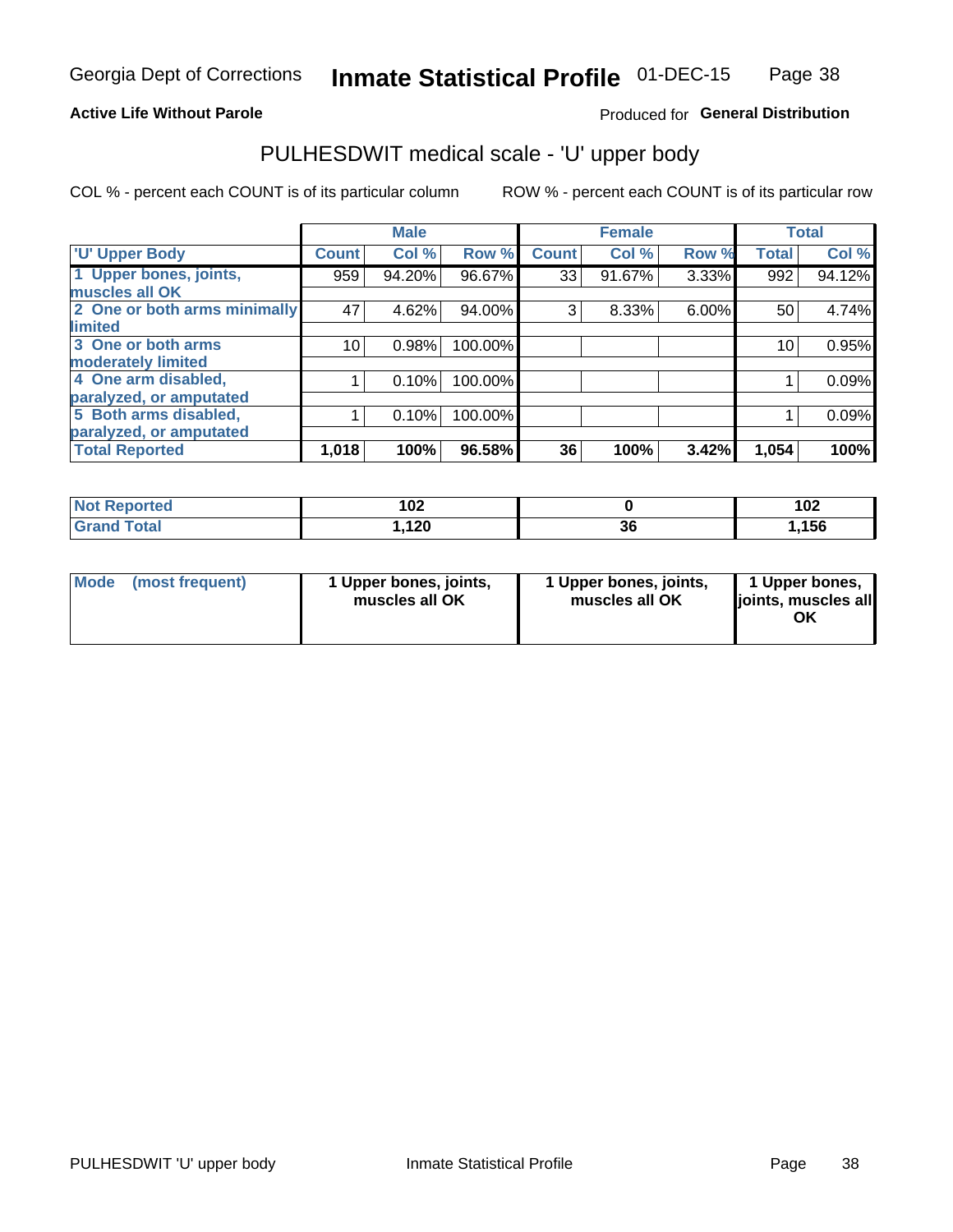**Active Life Without Parole**

Produced for **General Distribution**

## PULHESDWIT medical scale - 'U' upper body

COL % - percent each COUNT is of its particular column

ROW % - percent each COUNT is of its particular row

| | Male | | | Female | | | Total | |
|---|---|---|---|---|---|---|---|---|
| 'U' Upper Body | Count | Col % | Row % | Count | Col % | Row % | Total | Col % |
| 1 Upper bones, joints, muscles all OK | 959 | 94.20% | 96.67% | 33 | 91.67% | 3.33% | 992 | 94.12% |
| 2 One or both arms minimally limited | 47 | 4.62% | 94.00% | 3 | 8.33% | 6.00% | 50 | 4.74% |
| 3 One or both arms moderately limited | 10 | 0.98% | 100.00% | | | | 10 | 0.95% |
| 4 One arm disabled, paralyzed, or amputated | 1 | 0.10% | 100.00% | | | | 1 | 0.09% |
| 5 Both arms disabled, paralyzed, or amputated | 1 | 0.10% | 100.00% | | | | 1 | 0.09% |
| **Total Reported** | **1,018** | **100%** | **96.58%** | **36** | **100%** | **3.42%** | **1,054** | **100%** |

| | Male | Female | Total |
|---|---|---|---|
| Not Reported | 102 | 0 | 102 |
| Grand Total | 1,120 | 36 | 1,156 |

| | Male | Female | Total |
|---|---|---|---|
| Mode (most frequent) | 1 Upper bones, joints, muscles all OK | 1 Upper bones, joints, muscles all OK | 1 Upper bones, joints, muscles all OK |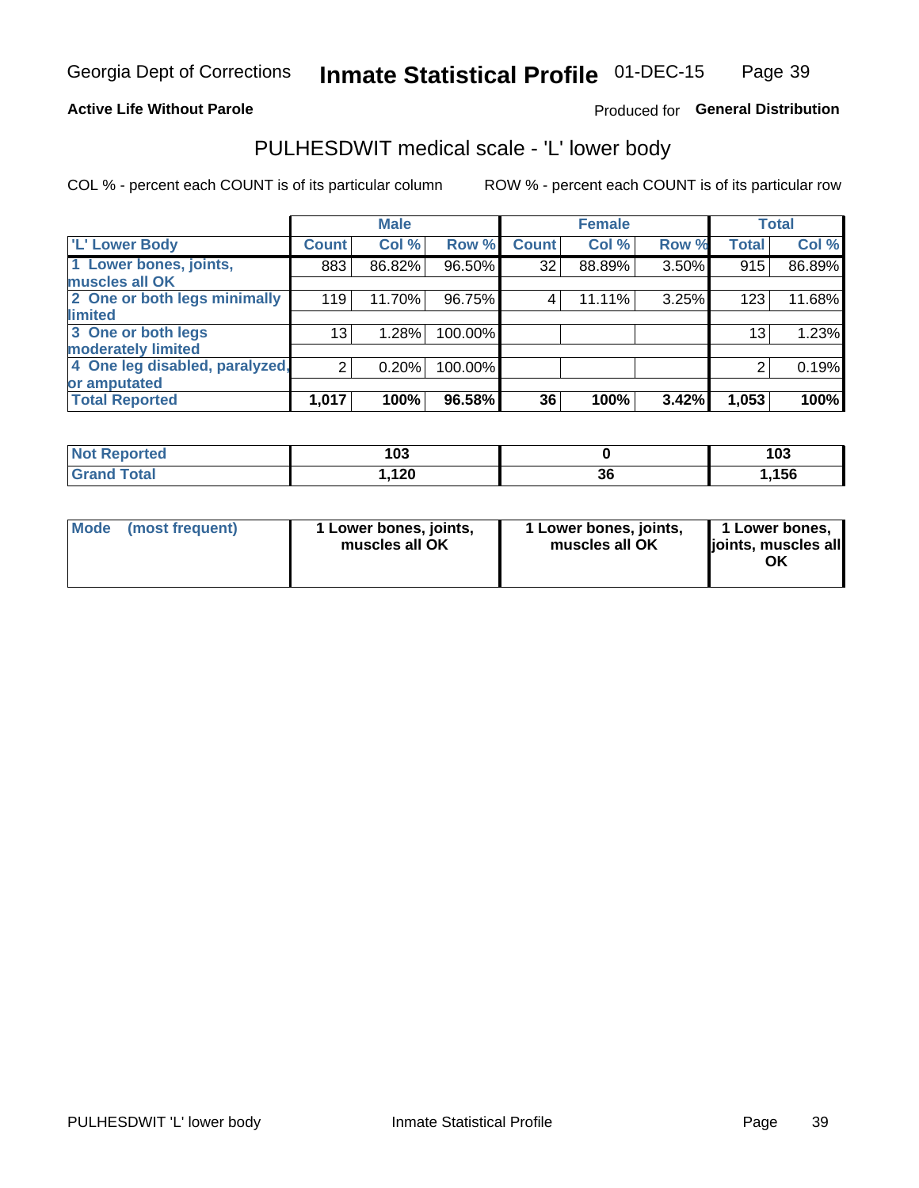Georgia Dept of Corrections **Inmate Statistical Profile** 01-DEC-15

**Active Life Without Parole**

Produced for **General Distribution**

## PULHESDWIT medical scale - 'L' lower body

COL % - percent each COUNT is of its particular column ROW % - percent each COUNT is of its particular row

| | Male | | | Female | | | Total | |
|---|---|---|---|---|---|---|---|---|
| **'L' Lower Body** | **Count** | **Col %** | **Row %** | **Count** | **Col %** | **Row %** | **Total** | **Col %** |
| **1 Lower bones, joints, muscles all OK** | 883 | 86.82% | 96.50% | 32 | 88.89% | 3.50% | 915 | 86.89% |
| **2 One or both legs minimally limited** | 119 | 11.70% | 96.75% | 4 | 11.11% | 3.25% | 123 | 11.68% |
| **3 One or both legs moderately limited** | 13 | 1.28% | 100.00% | | | | 13 | 1.23% |
| **4 One leg disabled, paralyzed, or amputated** | 2 | 0.20% | 100.00% | | | | 2 | 0.19% |
| **Total Reported** | **1,017** | **100%** | **96.58%** | **36** | **100%** | **3.42%** | **1,053** | **100%** |

| | Male | Female | Total |
|---|---|---|---|
| **Not Reported** | **103** | **0** | **103** |
| **Grand Total** | **1,120** | **36** | **1,156** |

| | Male | Female | Total |
|---|---|---|---|
| **Mode (most frequent)** | **1 Lower bones, joints, muscles all OK** | **1 Lower bones, joints, muscles all OK** | **1 Lower bones, joints, muscles all OK** |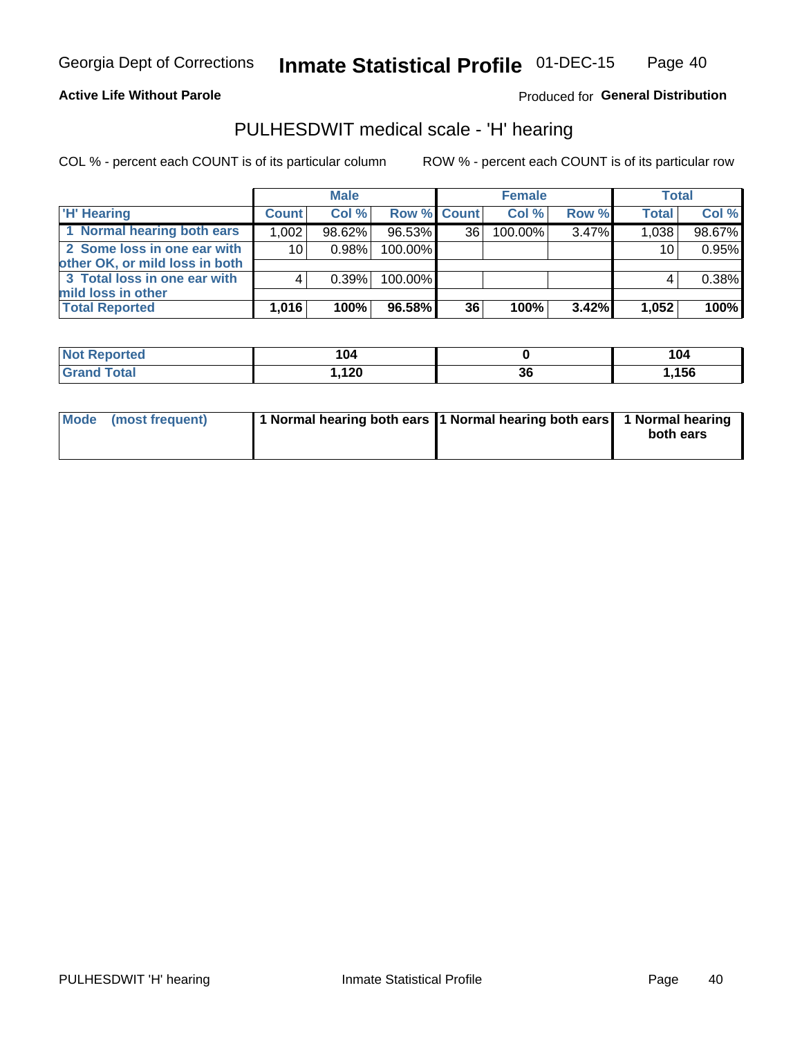Georgia Dept of Corrections **Inmate Statistical Profile** 01-DEC-15

**Active Life Without Parole**

Produced for **General Distribution**

## PULHESDWIT medical scale - 'H' hearing

COL % - percent each COUNT is of its particular column

ROW % - percent each COUNT is of its particular row

| | Male | | | Female | | | Total | |
|---|---|---|---|---|---|---|---|---|
| 'H' Hearing | Count | Col % | Row % | Count | Col % | Row % | Total | Col % |
| 1 Normal hearing both ears | 1,002 | 98.62% | 96.53% | 36 | 100.00% | 3.47% | 1,038 | 98.67% |
| 2 Some loss in one ear with other OK, or mild loss in both | 10 | 0.98% | 100.00% | | | | 10 | 0.95% |
| 3 Total loss in one ear with mild loss in other | 4 | 0.39% | 100.00% | | | | 4 | 0.38% |
| **Total Reported** | **1,016** | **100%** | **96.58%** | **36** | **100%** | **3.42%** | **1,052** | **100%** |

| | Male | Female | Total |
|---|---|---|---|
| Not Reported | 104 | 0 | 104 |
| Grand Total | 1,120 | 36 | 1,156 |

| | Male | Female | Total |
|---|---|---|---|
| Mode (most frequent) | 1 Normal hearing both ears | 1 Normal hearing both ears | 1 Normal hearing both ears |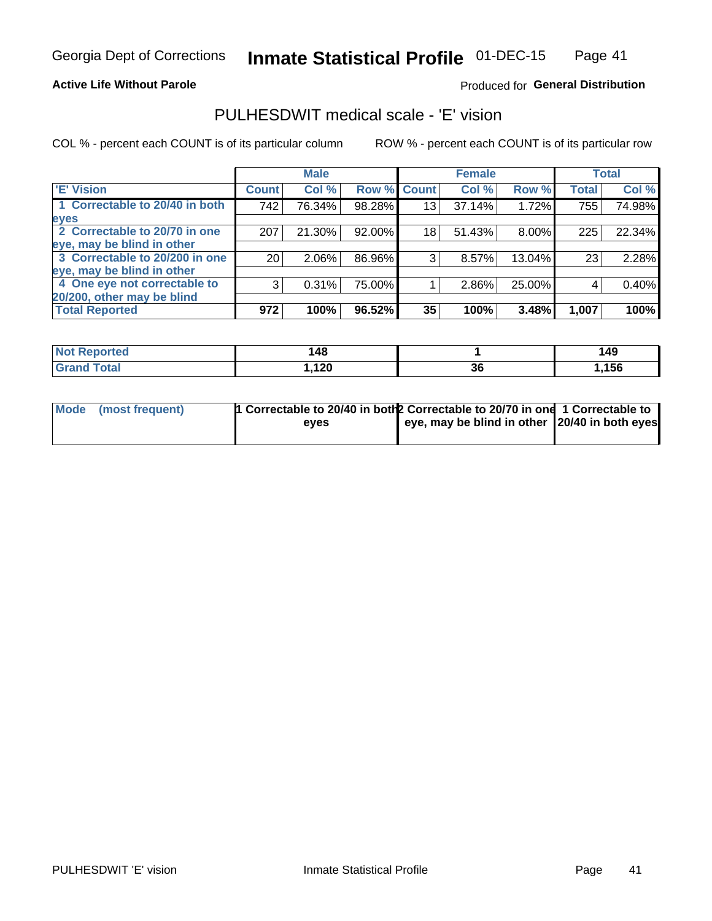Georgia Dept of Corrections **Inmate Statistical Profile** 01-DEC-15

**Active Life Without Parole**

Produced for **General Distribution**

## PULHESDWIT medical scale - 'E' vision

COL % - percent each COUNT is of its particular column

ROW % - percent each COUNT is of its particular row

| | Male | | | Female | | | Total | |
|---|---|---|---|---|---|---|---|---|
| 'E' Vision | Count | Col % | Row % | Count | Col % | Row % | Total | Col % |
| 1 Correctable to 20/40 in both eyes | 742 | 76.34% | 98.28% | 13 | 37.14% | 1.72% | 755 | 74.98% |
| 2 Correctable to 20/70 in one eye, may be blind in other | 207 | 21.30% | 92.00% | 18 | 51.43% | 8.00% | 225 | 22.34% |
| 3 Correctable to 20/200 in one eye, may be blind in other | 20 | 2.06% | 86.96% | 3 | 8.57% | 13.04% | 23 | 2.28% |
| 4 One eye not correctable to 20/200, other may be blind | 3 | 0.31% | 75.00% | 1 | 2.86% | 25.00% | 4 | 0.40% |
| **Total Reported** | **972** | **100%** | **96.52%** | **35** | **100%** | **3.48%** | **1,007** | **100%** |

| | Male | Female | Total |
|---|---|---|---|
| Not Reported | 148 | 1 | 149 |
| Grand Total | 1,120 | 36 | 1,156 |

| | Male | Female | Total |
|---|---|---|---|
| Mode (most frequent) | 1 Correctable to 20/40 in both eyes | 2 Correctable to 20/70 in one eye, may be blind in other | 1 Correctable to 20/40 in both eyes |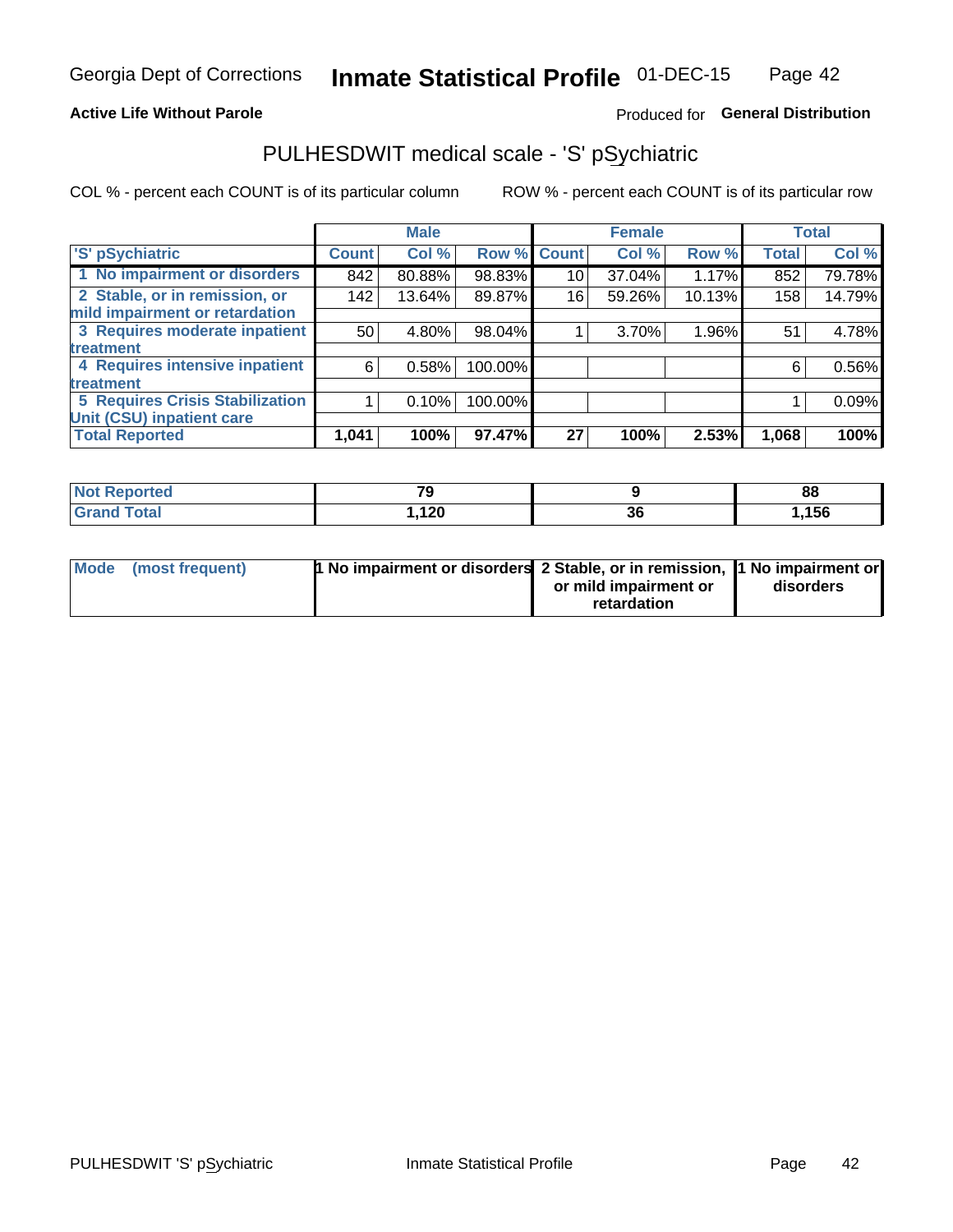Georgia Dept of Corrections **Inmate Statistical Profile** 01-DEC-15

**Active Life Without Parole**

Produced for **General Distribution**

## PULHESDWIT medical scale - 'S' pSychiatric

COL % - percent each COUNT is of its particular column

ROW % - percent each COUNT is of its particular row

| 'S' pSychiatric | Male | | | Female | | | Total | |
|---|---|---|---|---|---|---|---|---|
| | Count | Col % | Row % | Count | Col % | Row % | Total | Col % |
| 1 No impairment or disorders | 842 | 80.88% | 98.83% | 10 | 37.04% | 1.17% | 852 | 79.78% |
| 2 Stable, or in remission, or mild impairment or retardation | 142 | 13.64% | 89.87% | 16 | 59.26% | 10.13% | 158 | 14.79% |
| 3 Requires moderate inpatient treatment | 50 | 4.80% | 98.04% | 1 | 3.70% | 1.96% | 51 | 4.78% |
| 4 Requires intensive inpatient treatment | 6 | 0.58% | 100.00% | | | | 6 | 0.56% |
| 5 Requires Crisis Stabilization Unit (CSU) inpatient care | 1 | 0.10% | 100.00% | | | | 1 | 0.09% |
| **Total Reported** | **1,041** | **100%** | **97.47%** | **27** | **100%** | **2.53%** | **1,068** | **100%** |

| | Male | Female | Total |
|---|---|---|---|
| Not Reported | 79 | 9 | 88 |
| Grand Total | 1,120 | 36 | 1,156 |

| | Male | Female | Total |
|---|---|---|---|
| Mode (most frequent) | 1 No impairment or disorders | 2 Stable, or in remission, or mild impairment or retardation | 1 No impairment or disorders |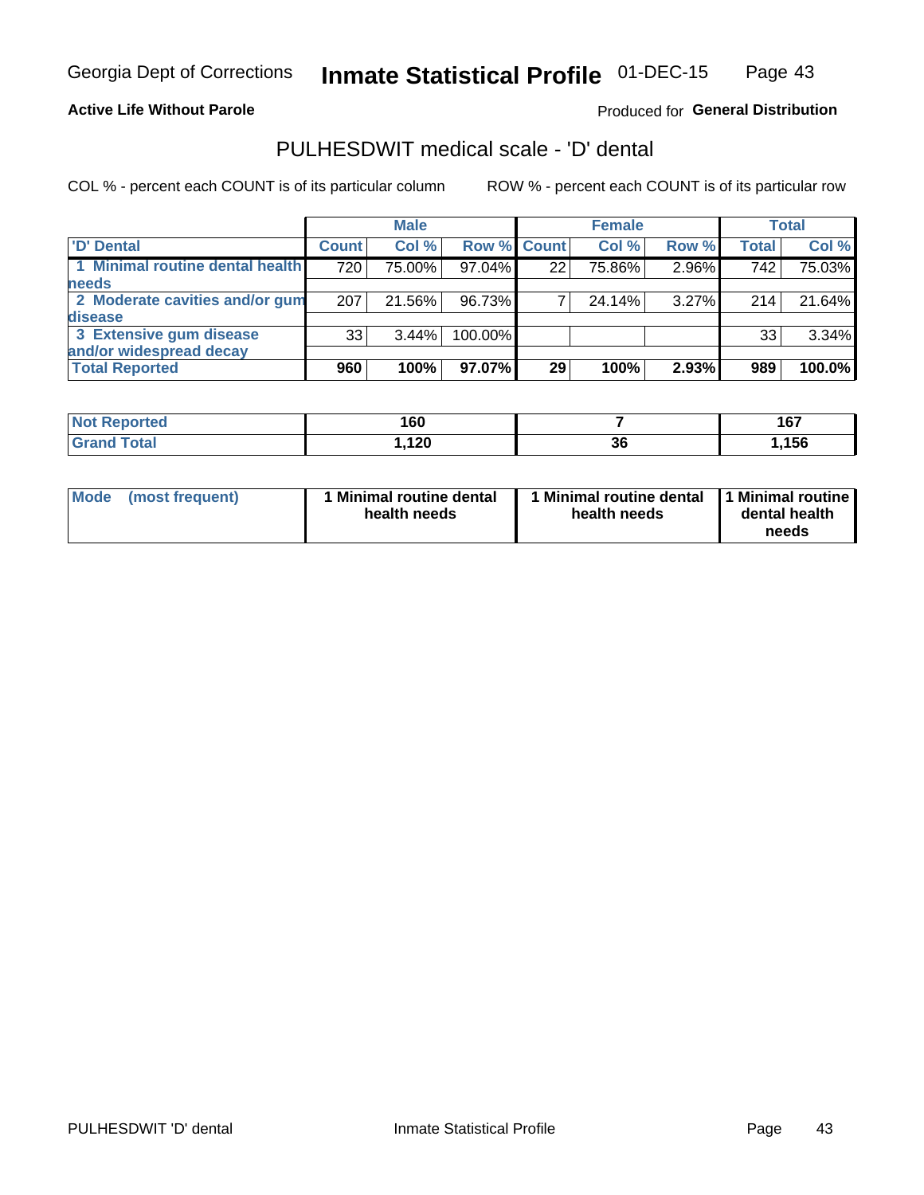Georgia Dept of Corrections **Inmate Statistical Profile** 01-DEC-15

**Active Life Without Parole**

Produced for **General Distribution**

## PULHESDWIT medical scale - 'D' dental

COL % - percent each COUNT is of its particular column

ROW % - percent each COUNT is of its particular row

| | Male | | | Female | | | Total | |
|---|---|---|---|---|---|---|---|---|
| 'D' Dental | Count | Col % | Row % | Count | Col % | Row % | Total | Col % |
| 1 Minimal routine dental health needs | 720 | 75.00% | 97.04% | 22 | 75.86% | 2.96% | 742 | 75.03% |
| 2 Moderate cavities and/or gum disease | 207 | 21.56% | 96.73% | 7 | 24.14% | 3.27% | 214 | 21.64% |
| 3 Extensive gum disease and/or widespread decay | 33 | 3.44% | 100.00% | | | | 33 | 3.34% |
| **Total Reported** | **960** | **100%** | **97.07%** | **29** | **100%** | **2.93%** | **989** | **100.0%** |

| | Male | Female | Total |
|---|---|---|---|
| Not Reported | 160 | 7 | 167 |
| Grand Total | 1,120 | 36 | 1,156 |

| | Male | Female | Total |
|---|---|---|---|
| Mode (most frequent) | 1 Minimal routine dental health needs | 1 Minimal routine dental health needs | 1 Minimal routine dental health needs |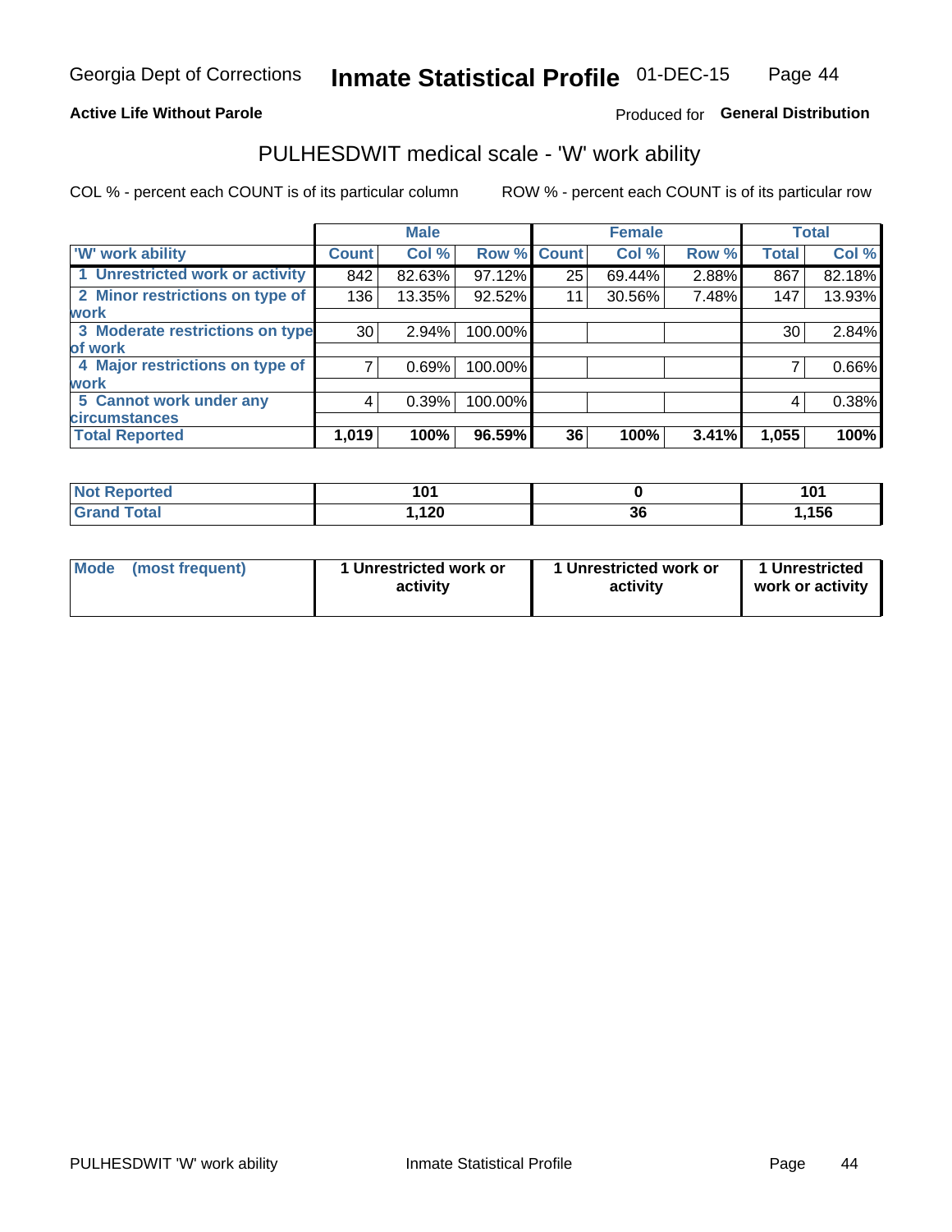Georgia Dept of Corrections **Inmate Statistical Profile** 01-DEC-15

**Active Life Without Parole**

Produced for **General Distribution**

## PULHESDWIT medical scale - 'W' work ability

COL % - percent each COUNT is of its particular column ROW % - percent each COUNT is of its particular row

| | Male | | | Female | | | Total | |
|---|---|---|---|---|---|---|---|---|
| 'W' work ability | Count | Col % | Row % | Count | Col % | Row % | Total | Col % |
| 1 Unrestricted work or activity | 842 | 82.63% | 97.12% | 25 | 69.44% | 2.88% | 867 | 82.18% |
| 2 Minor restrictions on type of work | 136 | 13.35% | 92.52% | 11 | 30.56% | 7.48% | 147 | 13.93% |
| 3 Moderate restrictions on type of work | 30 | 2.94% | 100.00% | | | | 30 | 2.84% |
| 4 Major restrictions on type of work | 7 | 0.69% | 100.00% | | | | 7 | 0.66% |
| 5 Cannot work under any circumstances | 4 | 0.39% | 100.00% | | | | 4 | 0.38% |
| **Total Reported** | **1,019** | **100%** | **96.59%** | **36** | **100%** | **3.41%** | **1,055** | **100%** |

| | Male | Female | Total |
|---|---|---|---|
| Not Reported | 101 | 0 | 101 |
| Grand Total | 1,120 | 36 | 1,156 |

| | Male | Female | Total |
|---|---|---|---|
| Mode (most frequent) | 1 Unrestricted work or activity | 1 Unrestricted work or activity | 1 Unrestricted work or activity |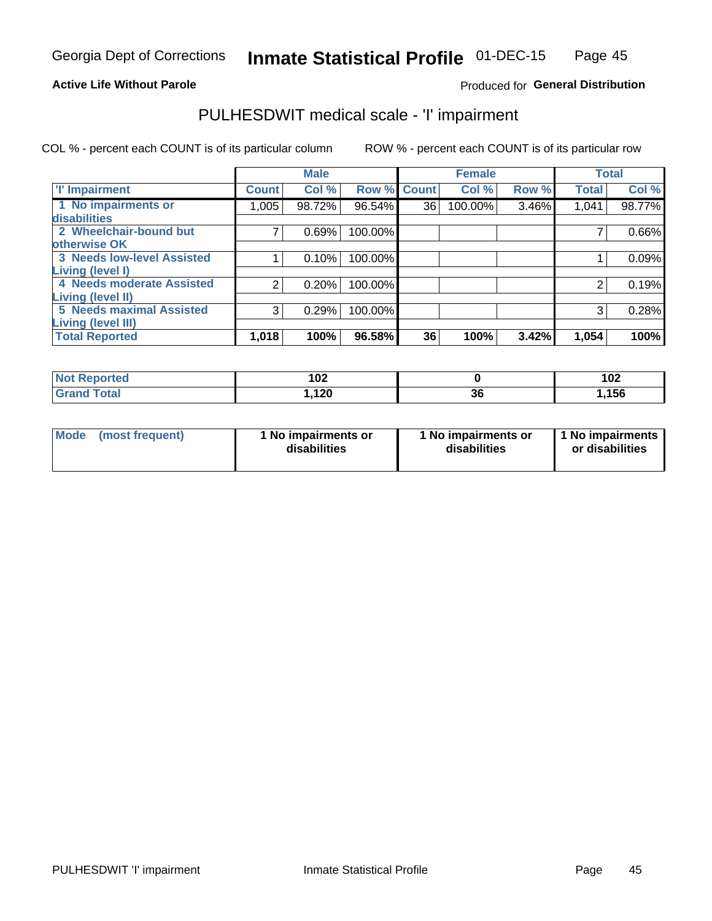Georgia Dept of Corrections **Inmate Statistical Profile** 01-DEC-15

**Active Life Without Parole**

Produced for **General Distribution**

# PULHESDWIT medical scale - 'I' impairment

COL % - percent each COUNT is of its particular column ROW % - percent each COUNT is of its particular row

| | Male | | | Female | | | Total | |
|---|---|---|---|---|---|---|---|---|
| 'I' Impairment | Count | Col % | Row % | Count | Col % | Row % | Total | Col % |
| 1 No impairments or disabilities | 1,005 | 98.72% | 96.54% | 36 | 100.00% | 3.46% | 1,041 | 98.77% |
| 2 Wheelchair-bound but otherwise OK | 7 | 0.69% | 100.00% | | | | 7 | 0.66% |
| 3 Needs low-level Assisted Living (level I) | 1 | 0.10% | 100.00% | | | | 1 | 0.09% |
| 4 Needs moderate Assisted Living (level II) | 2 | 0.20% | 100.00% | | | | 2 | 0.19% |
| 5 Needs maximal Assisted Living (level III) | 3 | 0.29% | 100.00% | | | | 3 | 0.28% |
| **Total Reported** | **1,018** | **100%** | **96.58%** | **36** | **100%** | **3.42%** | **1,054** | **100%** |

| | Male | Female | Total |
|---|---|---|---|
| Not Reported | 102 | 0 | 102 |
| Grand Total | 1,120 | 36 | 1,156 |

| | Male | Female | Total |
|---|---|---|---|
| Mode (most frequent) | 1 No impairments or disabilities | 1 No impairments or disabilities | 1 No impairments or disabilities |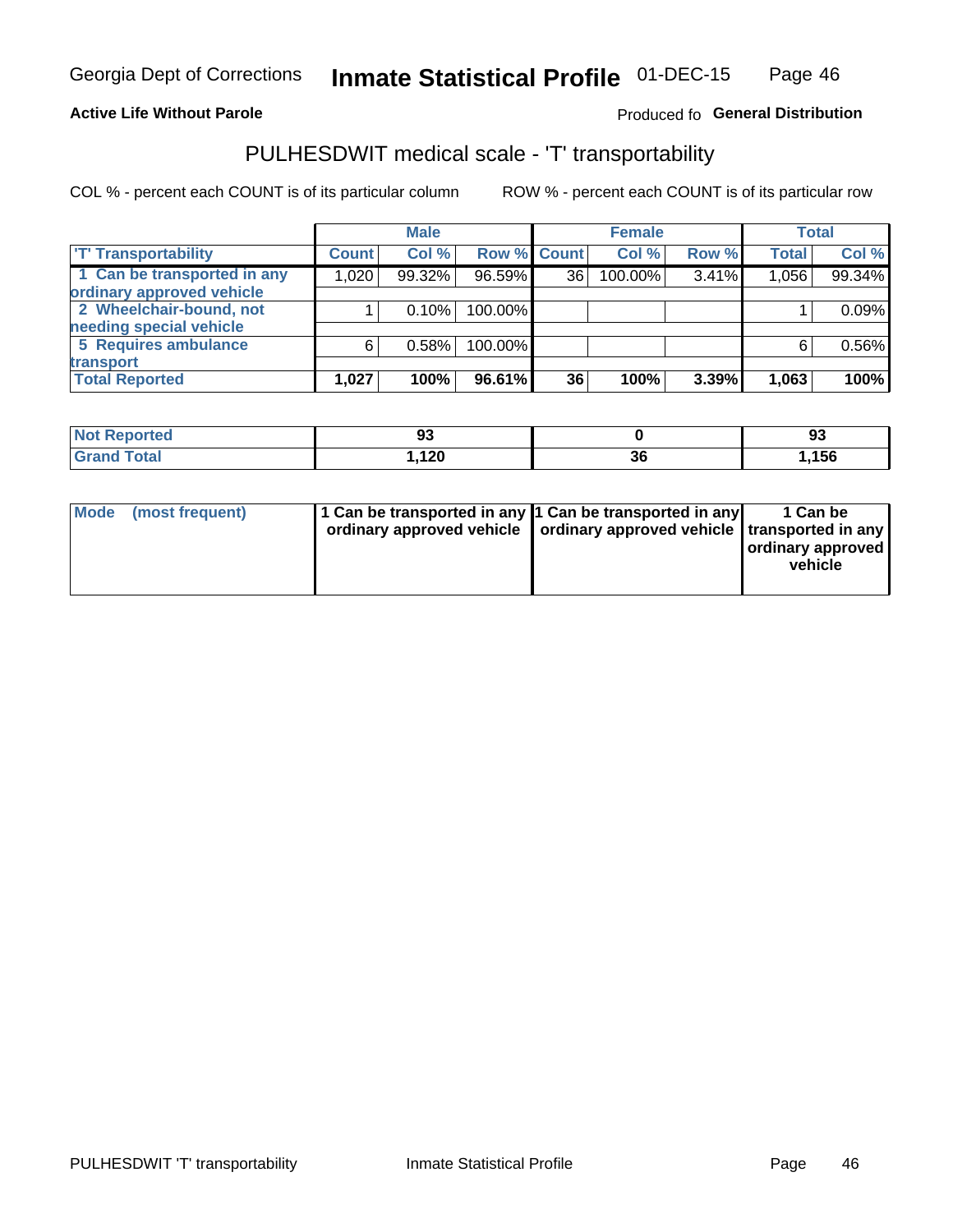Georgia Dept of Corrections **Inmate Statistical Profile** 01-DEC-15

**Active Life Without Parole**

Produced fo **General Distribution**

## PULHESDWIT medical scale - 'T' transportability

COL % - percent each COUNT is of its particular column ROW % - percent each COUNT is of its particular row

| | Male | | | Female | | | Total | |
|---|---|---|---|---|---|---|---|---|
| 'T' Transportability | Count | Col % | Row % | Count | Col % | Row % | Total | Col % |
| 1 Can be transported in any ordinary approved vehicle | 1,020 | 99.32% | 96.59% | 36 | 100.00% | 3.41% | 1,056 | 99.34% |
| 2 Wheelchair-bound, not needing special vehicle | 1 | 0.10% | 100.00% | | | | 1 | 0.09% |
| 5 Requires ambulance transport | 6 | 0.58% | 100.00% | | | | 6 | 0.56% |
| **Total Reported** | **1,027** | **100%** | **96.61%** | **36** | **100%** | **3.39%** | **1,063** | **100%** |

| | Male | Female | Total |
|---|---|---|---|
| **Not Reported** | **93** | **0** | **93** |
| **Grand Total** | **1,120** | **36** | **1,156** |

| | Male | Female | Total |
|---|---|---|---|
| **Mode (most frequent)** | **1 Can be transported in any ordinary approved vehicle** | **1 Can be transported in any ordinary approved vehicle** | **1 Can be transported in any ordinary approved vehicle** |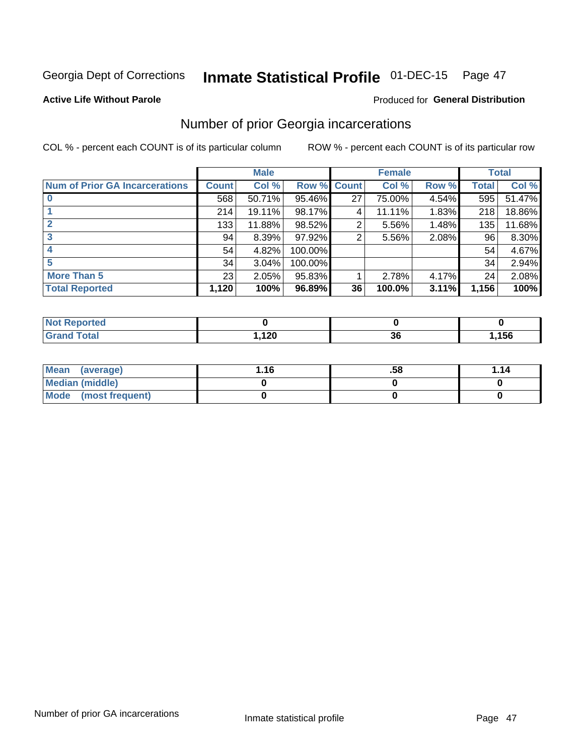Georgia Dept of Corrections **Inmate Statistical Profile** 01-DEC-15 Page 47

**Active Life Without Parole**

Produced for **General Distribution**

## Number of prior Georgia incarcerations

COL % - percent each COUNT is of its particular column    ROW % - percent each COUNT is of its particular row

| | Male | | | Female | | | Total | |
|---|---|---|---|---|---|---|---|---|
| **Num of Prior GA Incarcerations** | **Count** | **Col %** | **Row %** | **Count** | **Col %** | **Row %** | **Total** | **Col %** |
| **0** | 568 | 50.71% | 95.46% | 27 | 75.00% | 4.54% | 595 | 51.47% |
| **1** | 214 | 19.11% | 98.17% | 4 | 11.11% | 1.83% | 218 | 18.86% |
| **2** | 133 | 11.88% | 98.52% | 2 | 5.56% | 1.48% | 135 | 11.68% |
| **3** | 94 | 8.39% | 97.92% | 2 | 5.56% | 2.08% | 96 | 8.30% |
| **4** | 54 | 4.82% | 100.00% | | | | 54 | 4.67% |
| **5** | 34 | 3.04% | 100.00% | | | | 34 | 2.94% |
| **More Than 5** | 23 | 2.05% | 95.83% | 1 | 2.78% | 4.17% | 24 | 2.08% |
| **Total Reported** | **1,120** | **100%** | **96.89%** | **36** | **100.0%** | **3.11%** | **1,156** | **100%** |

| | Male | Female | Total |
|---|---|---|---|
| **Not Reported** | **0** | **0** | **0** |
| **Grand Total** | **1,120** | **36** | **1,156** |

| | Male | Female | Total |
|---|---|---|---|
| **Mean (average)** | **1.16** | **.58** | **1.14** |
| **Median (middle)** | **0** | **0** | **0** |
| **Mode (most frequent)** | **0** | **0** | **0** |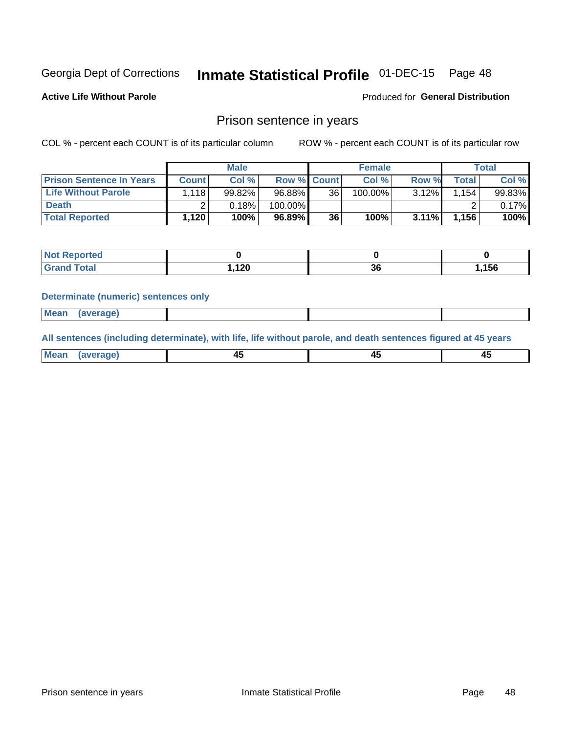Georgia Dept of Corrections **Inmate Statistical Profile** 01-DEC-15 Page 48

**Active Life Without Parole**

Produced for **General Distribution**

## Prison sentence in years

COL % - percent each COUNT is of its particular column

ROW % - percent each COUNT is of its particular row

| | Male | | | Female | | | Total | |
|---|---|---|---|---|---|---|---|---|
| **Prison Sentence In Years** | **Count** | **Col %** | **Row %** | **Count** | **Col %** | **Row %** | **Total** | **Col %** |
| **Life Without Parole** | 1,118 | 99.82% | 96.88% | 36 | 100.00% | 3.12% | 1,154 | 99.83% |
| **Death** | 2 | 0.18% | 100.00% | | | | 2 | 0.17% |
| **Total Reported** | **1,120** | **100%** | **96.89%** | **36** | **100%** | **3.11%** | **1,156** | **100%** |

| | Male | Female | Total |
|---|---|---|---|
| **Not Reported** | **0** | **0** | **0** |
| **Grand Total** | **1,120** | **36** | **1,156** |

**Determinate (numeric) sentences only**

| | Male | Female | Total |
|---|---|---|---|
| **Mean (average)** | | | |

**All sentences (including determinate), with life, life without parole, and death sentences figured at 45 years**

| | Male | Female | Total |
|---|---|---|---|
| **Mean (average)** | **45** | **45** | **45** |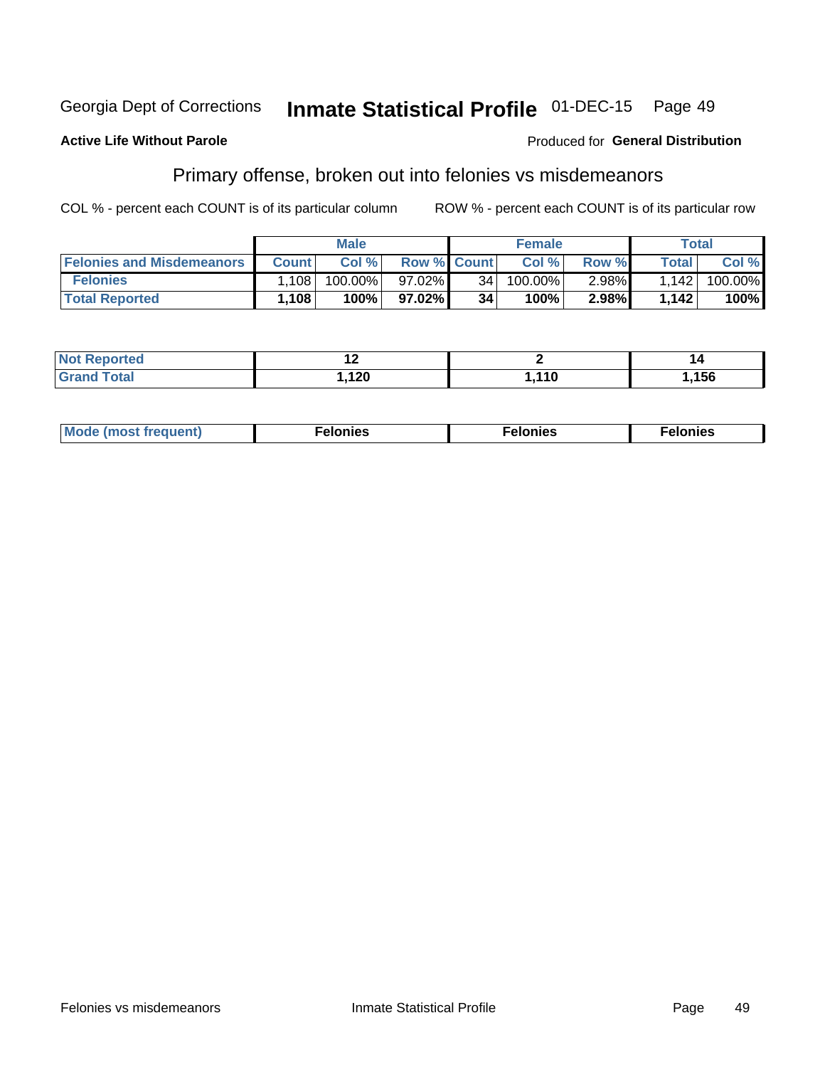Georgia Dept of Corrections **Inmate Statistical Profile** 01-DEC-15

**Active Life Without Parole** Produced for **General Distribution**

## Primary offense, broken out into felonies vs misdemeanors

COL % - percent each COUNT is of its particular column ROW % - percent each COUNT is of its particular row

| | Male | | | Female | | | Total | |
|---|---|---|---|---|---|---|---|---|
| **Felonies and Misdemeanors** | **Count** | **Col %** | **Row %** | **Count** | **Col %** | **Row %** | **Total** | **Col %** |
| **Felonies** | 1,108 | 100.00% | 97.02% | 34 | 100.00% | 2.98% | 1,142 | 100.00% |
| **Total Reported** | **1,108** | **100%** | **97.02%** | **34** | **100%** | **2.98%** | **1,142** | **100%** |

| | Male | Female | Total |
|---|---|---|---|
| **Not Reported** | **12** | **2** | **14** |
| **Grand Total** | **1,120** | **1,110** | **1,156** |

| | Male | Female | Total |
|---|---|---|---|
| **Mode (most frequent)** | **Felonies** | **Felonies** | **Felonies** |

Felonies vs misdemeanors Inmate Statistical Profile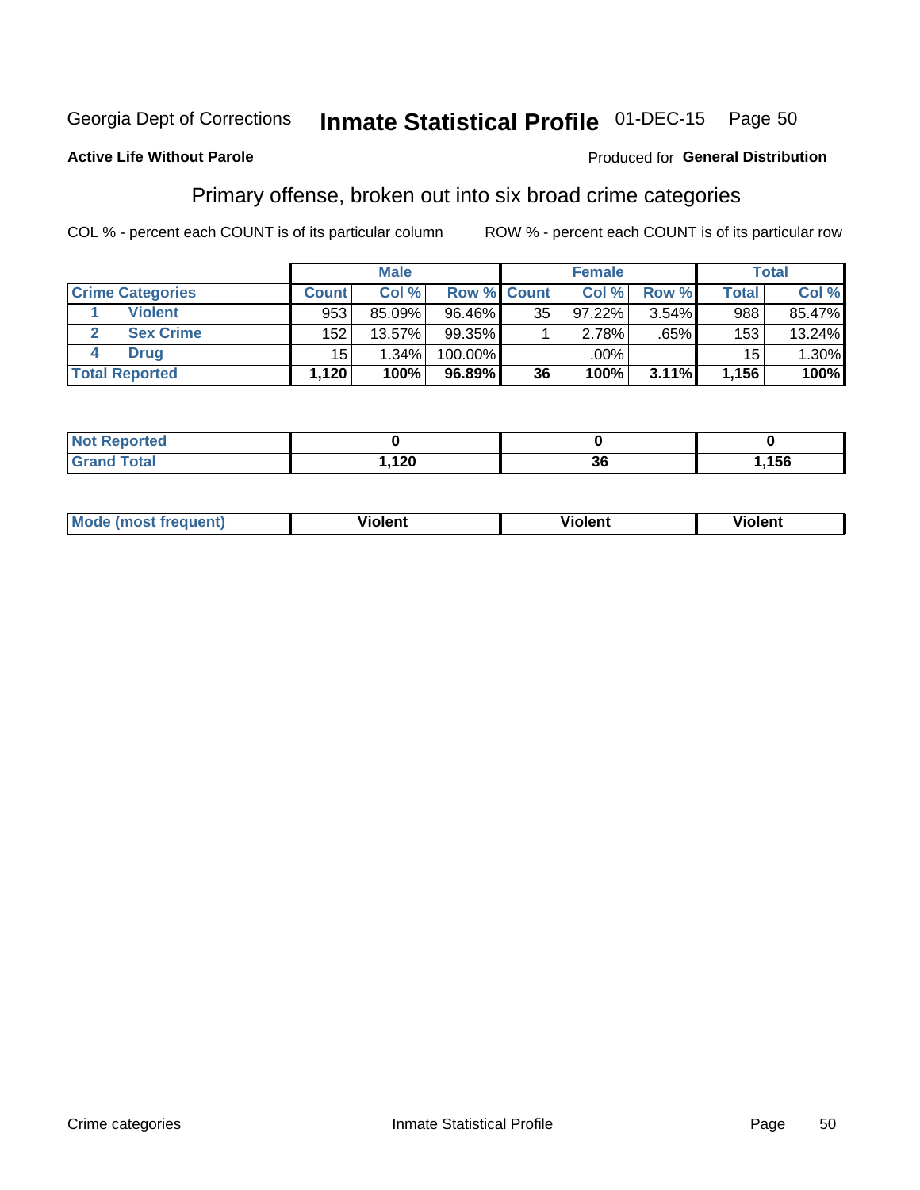Georgia Dept of Corrections **Inmate Statistical Profile** 01-DEC-15

**Active Life Without Parole**

Produced for **General Distribution**

## Primary offense, broken out into six broad crime categories

COL % - percent each COUNT is of its particular column

ROW % - percent each COUNT is of its particular row

| | | Male | | | Female | | | Total | |
|---|---|---|---|---|---|---|---|---|---|
| Crime Categories | | Count | Col % | Row % | Count | Col % | Row % | Total | Col % |
| 1 | Violent | 953 | 85.09% | 96.46% | 35 | 97.22% | 3.54% | 988 | 85.47% |
| 2 | Sex Crime | 152 | 13.57% | 99.35% | 1 | 2.78% | .65% | 153 | 13.24% |
| 4 | Drug | 15 | 1.34% | 100.00% | | .00% | | 15 | 1.30% |
| **Total Reported** | | **1,120** | **100%** | **96.89%** | **36** | **100%** | **3.11%** | **1,156** | **100%** |

| | Male | Female | Total |
|---|---|---|---|
| Not Reported | **0** | **0** | **0** |
| Grand Total | **1,120** | **36** | **1,156** |

| | Male | Female | Total |
|---|---|---|---|
| Mode (most frequent) | **Violent** | **Violent** | **Violent** |

Crime categories

Inmate Statistical Profile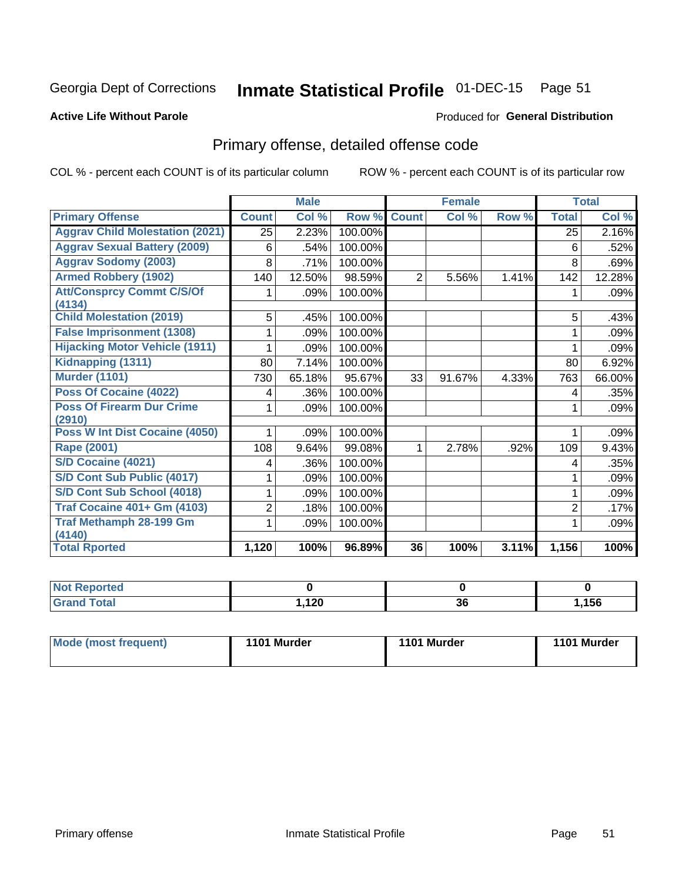Georgia Dept of Corrections **Inmate Statistical Profile** 01-DEC-15 Page 51

**Active Life Without Parole**

Produced for **General Distribution**

## Primary offense, detailed offense code

COL % - percent each COUNT is of its particular column    ROW % - percent each COUNT is of its particular row

| | Male | | | Female | | | Total | |
|---|---|---|---|---|---|---|---|---|
| **Primary Offense** | **Count** | **Col %** | **Row %** | **Count** | **Col %** | **Row %** | **Total** | **Col %** |
| Aggrav Child Molestation (2021) | 25 | 2.23% | 100.00% | | | | 25 | 2.16% |
| Aggrav Sexual Battery (2009) | 6 | .54% | 100.00% | | | | 6 | .52% |
| Aggrav Sodomy (2003) | 8 | .71% | 100.00% | | | | 8 | .69% |
| Armed Robbery (1902) | 140 | 12.50% | 98.59% | 2 | 5.56% | 1.41% | 142 | 12.28% |
| Att/Consprcy Commt C/S/Of (4134) | 1 | .09% | 100.00% | | | | 1 | .09% |
| Child Molestation (2019) | 5 | .45% | 100.00% | | | | 5 | .43% |
| False Imprisonment (1308) | 1 | .09% | 100.00% | | | | 1 | .09% |
| Hijacking Motor Vehicle (1911) | 1 | .09% | 100.00% | | | | 1 | .09% |
| Kidnapping (1311) | 80 | 7.14% | 100.00% | | | | 80 | 6.92% |
| Murder (1101) | 730 | 65.18% | 95.67% | 33 | 91.67% | 4.33% | 763 | 66.00% |
| Poss Of Cocaine (4022) | 4 | .36% | 100.00% | | | | 4 | .35% |
| Poss Of Firearm Dur Crime (2910) | 1 | .09% | 100.00% | | | | 1 | .09% |
| Poss W Int Dist Cocaine (4050) | 1 | .09% | 100.00% | | | | 1 | .09% |
| Rape (2001) | 108 | 9.64% | 99.08% | 1 | 2.78% | .92% | 109 | 9.43% |
| S/D Cocaine (4021) | 4 | .36% | 100.00% | | | | 4 | .35% |
| S/D Cont Sub Public (4017) | 1 | .09% | 100.00% | | | | 1 | .09% |
| S/D Cont Sub School (4018) | 1 | .09% | 100.00% | | | | 1 | .09% |
| Traf Cocaine 401+ Gm (4103) | 2 | .18% | 100.00% | | | | 2 | .17% |
| Traf Methamph 28-199 Gm (4140) | 1 | .09% | 100.00% | | | | 1 | .09% |
| **Total Rported** | **1,120** | **100%** | **96.89%** | **36** | **100%** | **3.11%** | **1,156** | **100%** |

| | Male | Female | Total |
|---|---|---|---|
| Not Reported | 0 | 0 | 0 |
| Grand Total | 1,120 | 36 | 1,156 |

| | Male | Female | Total |
|---|---|---|---|
| Mode (most frequent) | 1101 Murder | 1101 Murder | 1101 Murder |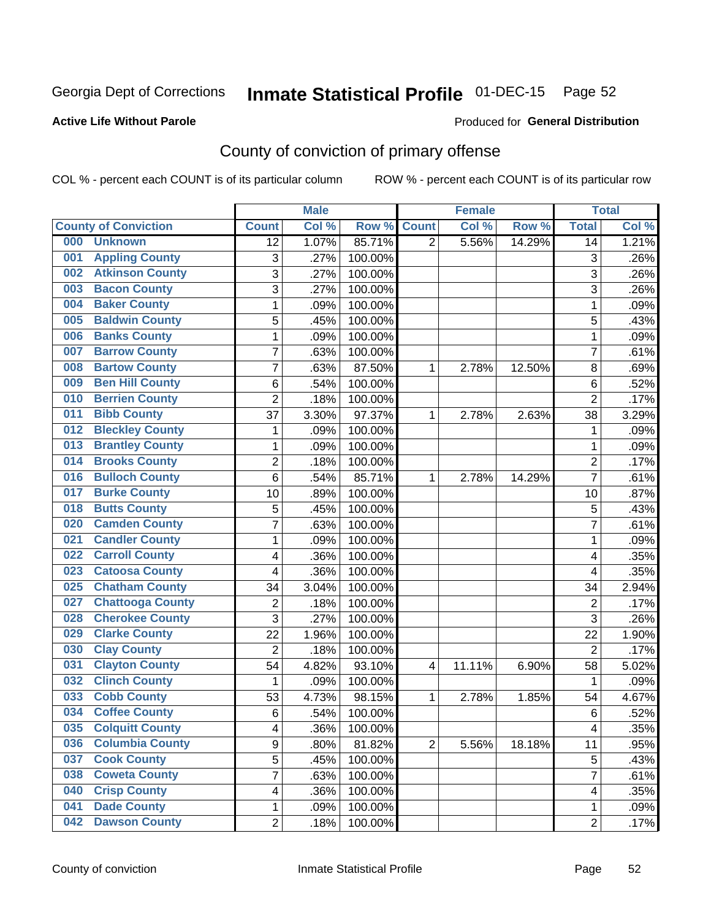Georgia Dept of Corrections **Inmate Statistical Profile** 01-DEC-15

**Active Life Without Parole**

Produced for **General Distribution**

## County of conviction of primary offense

COL % - percent each COUNT is of its particular column ROW % - percent each COUNT is of its particular row

| County of Conviction | Male | | | Female | | | Total | |
|---|---|---|---|---|---|---|---|---|
| | Count | Col % | Row % | Count | Col % | Row % | Total | Col % |
| 000 Unknown | 12 | 1.07% | 85.71% | 2 | 5.56% | 14.29% | 14 | 1.21% |
| 001 Appling County | 3 | .27% | 100.00% | | | | 3 | .26% |
| 002 Atkinson County | 3 | .27% | 100.00% | | | | 3 | .26% |
| 003 Bacon County | 3 | .27% | 100.00% | | | | 3 | .26% |
| 004 Baker County | 1 | .09% | 100.00% | | | | 1 | .09% |
| 005 Baldwin County | 5 | .45% | 100.00% | | | | 5 | .43% |
| 006 Banks County | 1 | .09% | 100.00% | | | | 1 | .09% |
| 007 Barrow County | 7 | .63% | 100.00% | | | | 7 | .61% |
| 008 Bartow County | 7 | .63% | 87.50% | 1 | 2.78% | 12.50% | 8 | .69% |
| 009 Ben Hill County | 6 | .54% | 100.00% | | | | 6 | .52% |
| 010 Berrien County | 2 | .18% | 100.00% | | | | 2 | .17% |
| 011 Bibb County | 37 | 3.30% | 97.37% | 1 | 2.78% | 2.63% | 38 | 3.29% |
| 012 Bleckley County | 1 | .09% | 100.00% | | | | 1 | .09% |
| 013 Brantley County | 1 | .09% | 100.00% | | | | 1 | .09% |
| 014 Brooks County | 2 | .18% | 100.00% | | | | 2 | .17% |
| 016 Bulloch County | 6 | .54% | 85.71% | 1 | 2.78% | 14.29% | 7 | .61% |
| 017 Burke County | 10 | .89% | 100.00% | | | | 10 | .87% |
| 018 Butts County | 5 | .45% | 100.00% | | | | 5 | .43% |
| 020 Camden County | 7 | .63% | 100.00% | | | | 7 | .61% |
| 021 Candler County | 1 | .09% | 100.00% | | | | 1 | .09% |
| 022 Carroll County | 4 | .36% | 100.00% | | | | 4 | .35% |
| 023 Catoosa County | 4 | .36% | 100.00% | | | | 4 | .35% |
| 025 Chatham County | 34 | 3.04% | 100.00% | | | | 34 | 2.94% |
| 027 Chattooga County | 2 | .18% | 100.00% | | | | 2 | .17% |
| 028 Cherokee County | 3 | .27% | 100.00% | | | | 3 | .26% |
| 029 Clarke County | 22 | 1.96% | 100.00% | | | | 22 | 1.90% |
| 030 Clay County | 2 | .18% | 100.00% | | | | 2 | .17% |
| 031 Clayton County | 54 | 4.82% | 93.10% | 4 | 11.11% | 6.90% | 58 | 5.02% |
| 032 Clinch County | 1 | .09% | 100.00% | | | | 1 | .09% |
| 033 Cobb County | 53 | 4.73% | 98.15% | 1 | 2.78% | 1.85% | 54 | 4.67% |
| 034 Coffee County | 6 | .54% | 100.00% | | | | 6 | .52% |
| 035 Colquitt County | 4 | .36% | 100.00% | | | | 4 | .35% |
| 036 Columbia County | 9 | .80% | 81.82% | 2 | 5.56% | 18.18% | 11 | .95% |
| 037 Cook County | 5 | .45% | 100.00% | | | | 5 | .43% |
| 038 Coweta County | 7 | .63% | 100.00% | | | | 7 | .61% |
| 040 Crisp County | 4 | .36% | 100.00% | | | | 4 | .35% |
| 041 Dade County | 1 | .09% | 100.00% | | | | 1 | .09% |
| 042 Dawson County | 2 | .18% | 100.00% | | | | 2 | .17% |

County of conviction Inmate Statistical Profile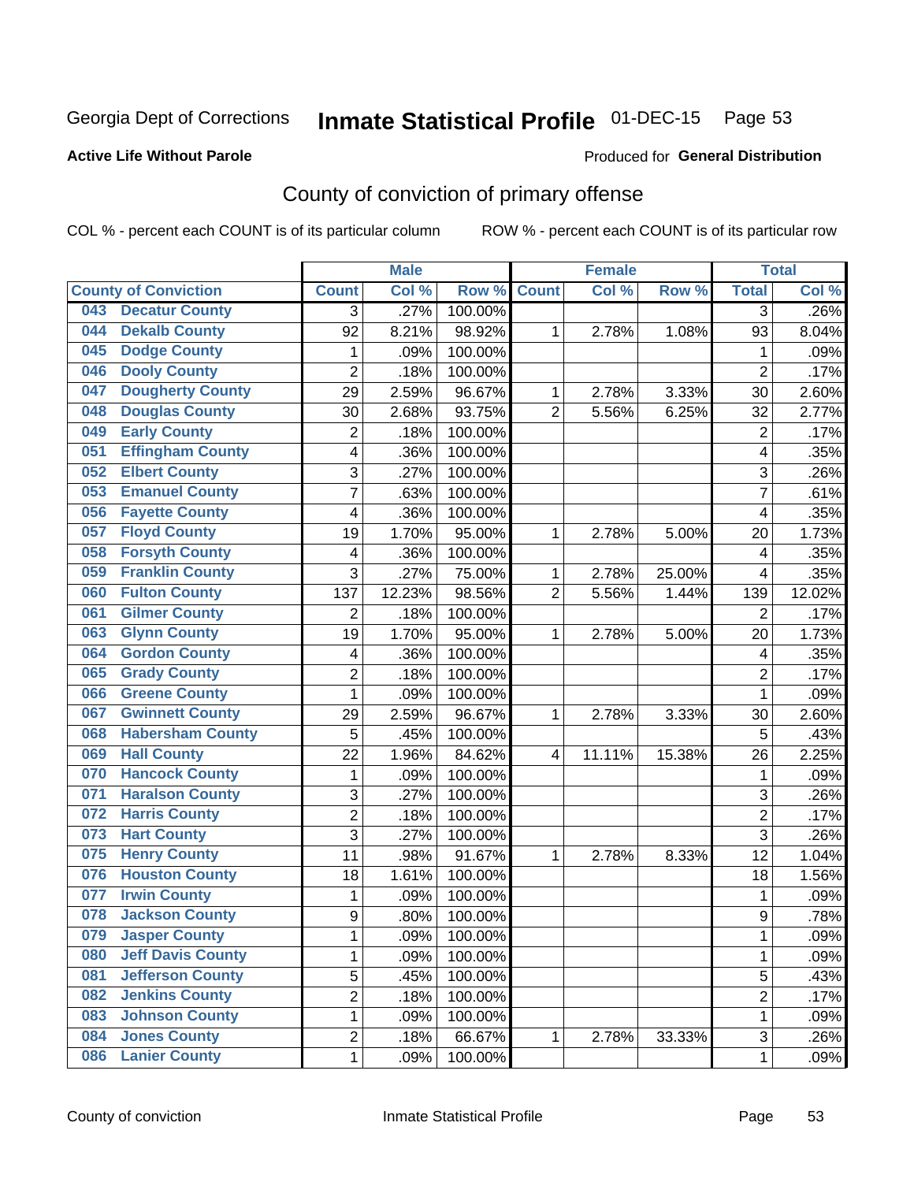Georgia Dept of Corrections **Inmate Statistical Profile** 01-DEC-15 Page 53

**Active Life Without Parole** Produced for **General Distribution**

## County of conviction of primary offense

COL % - percent each COUNT is of its particular column ROW % - percent each COUNT is of its particular row

| County of Conviction | | Male | | | Female | | | Total | |
|---|---|---|---|---|---|---|---|---|---|
| | | Count | Col % | Row % | Count | Col % | Row % | Total | Col % |
| 043 | Decatur County | 3 | .27% | 100.00% | | | | 3 | .26% |
| 044 | Dekalb County | 92 | 8.21% | 98.92% | 1 | 2.78% | 1.08% | 93 | 8.04% |
| 045 | Dodge County | 1 | .09% | 100.00% | | | | 1 | .09% |
| 046 | Dooly County | 2 | .18% | 100.00% | | | | 2 | .17% |
| 047 | Dougherty County | 29 | 2.59% | 96.67% | 1 | 2.78% | 3.33% | 30 | 2.60% |
| 048 | Douglas County | 30 | 2.68% | 93.75% | 2 | 5.56% | 6.25% | 32 | 2.77% |
| 049 | Early County | 2 | .18% | 100.00% | | | | 2 | .17% |
| 051 | Effingham County | 4 | .36% | 100.00% | | | | 4 | .35% |
| 052 | Elbert County | 3 | .27% | 100.00% | | | | 3 | .26% |
| 053 | Emanuel County | 7 | .63% | 100.00% | | | | 7 | .61% |
| 056 | Fayette County | 4 | .36% | 100.00% | | | | 4 | .35% |
| 057 | Floyd County | 19 | 1.70% | 95.00% | 1 | 2.78% | 5.00% | 20 | 1.73% |
| 058 | Forsyth County | 4 | .36% | 100.00% | | | | 4 | .35% |
| 059 | Franklin County | 3 | .27% | 75.00% | 1 | 2.78% | 25.00% | 4 | .35% |
| 060 | Fulton County | 137 | 12.23% | 98.56% | 2 | 5.56% | 1.44% | 139 | 12.02% |
| 061 | Gilmer County | 2 | .18% | 100.00% | | | | 2 | .17% |
| 063 | Glynn County | 19 | 1.70% | 95.00% | 1 | 2.78% | 5.00% | 20 | 1.73% |
| 064 | Gordon County | 4 | .36% | 100.00% | | | | 4 | .35% |
| 065 | Grady County | 2 | .18% | 100.00% | | | | 2 | .17% |
| 066 | Greene County | 1 | .09% | 100.00% | | | | 1 | .09% |
| 067 | Gwinnett County | 29 | 2.59% | 96.67% | 1 | 2.78% | 3.33% | 30 | 2.60% |
| 068 | Habersham County | 5 | .45% | 100.00% | | | | 5 | .43% |
| 069 | Hall County | 22 | 1.96% | 84.62% | 4 | 11.11% | 15.38% | 26 | 2.25% |
| 070 | Hancock County | 1 | .09% | 100.00% | | | | 1 | .09% |
| 071 | Haralson County | 3 | .27% | 100.00% | | | | 3 | .26% |
| 072 | Harris County | 2 | .18% | 100.00% | | | | 2 | .17% |
| 073 | Hart County | 3 | .27% | 100.00% | | | | 3 | .26% |
| 075 | Henry County | 11 | .98% | 91.67% | 1 | 2.78% | 8.33% | 12 | 1.04% |
| 076 | Houston County | 18 | 1.61% | 100.00% | | | | 18 | 1.56% |
| 077 | Irwin County | 1 | .09% | 100.00% | | | | 1 | .09% |
| 078 | Jackson County | 9 | .80% | 100.00% | | | | 9 | .78% |
| 079 | Jasper County | 1 | .09% | 100.00% | | | | 1 | .09% |
| 080 | Jeff Davis County | 1 | .09% | 100.00% | | | | 1 | .09% |
| 081 | Jefferson County | 5 | .45% | 100.00% | | | | 5 | .43% |
| 082 | Jenkins County | 2 | .18% | 100.00% | | | | 2 | .17% |
| 083 | Johnson County | 1 | .09% | 100.00% | | | | 1 | .09% |
| 084 | Jones County | 2 | .18% | 66.67% | 1 | 2.78% | 33.33% | 3 | .26% |
| 086 | Lanier County | 1 | .09% | 100.00% | | | | 1 | .09% |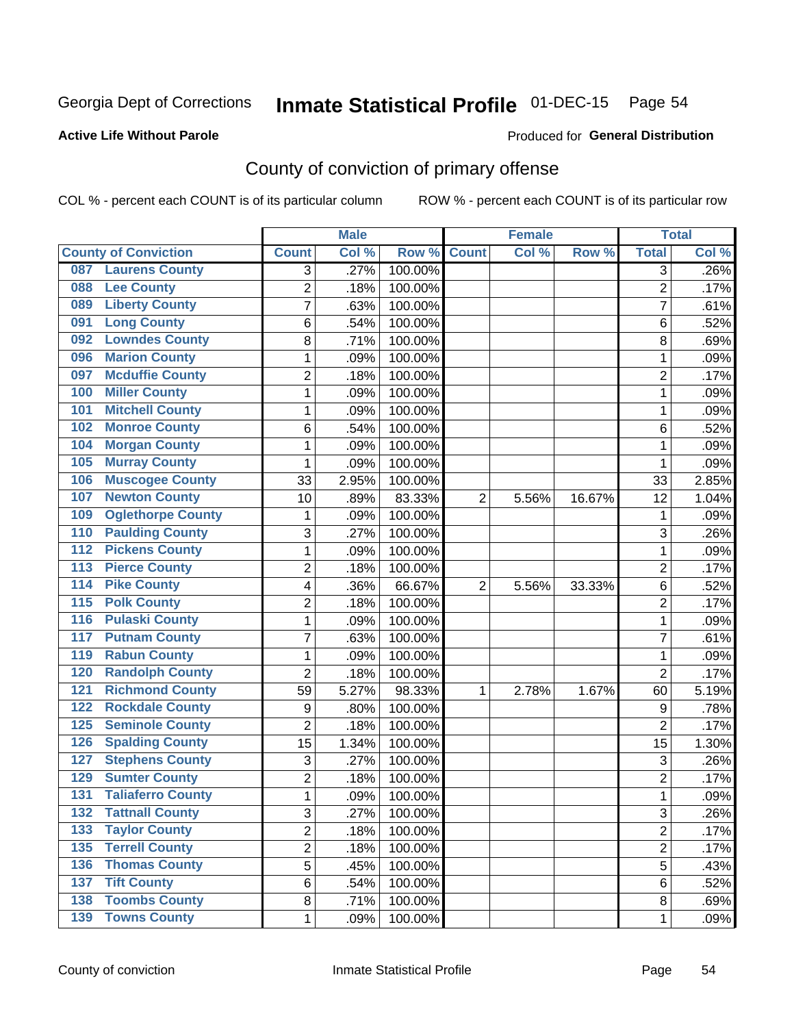Georgia Dept of Corrections **Inmate Statistical Profile** 01-DEC-15

**Active Life Without Parole** Produced for **General Distribution**

## County of conviction of primary offense

COL % - percent each COUNT is of its particular column ROW % - percent each COUNT is of its particular row

| County of Conviction | Male | | | Female | | | Total | |
|---|---|---|---|---|---|---|---|---|
| | Count | Col % | Row % | Count | Col % | Row % | Total | Col % |
| 087 Laurens County | 3 | .27% | 100.00% | | | | 3 | .26% |
| 088 Lee County | 2 | .18% | 100.00% | | | | 2 | .17% |
| 089 Liberty County | 7 | .63% | 100.00% | | | | 7 | .61% |
| 091 Long County | 6 | .54% | 100.00% | | | | 6 | .52% |
| 092 Lowndes County | 8 | .71% | 100.00% | | | | 8 | .69% |
| 096 Marion County | 1 | .09% | 100.00% | | | | 1 | .09% |
| 097 Mcduffie County | 2 | .18% | 100.00% | | | | 2 | .17% |
| 100 Miller County | 1 | .09% | 100.00% | | | | 1 | .09% |
| 101 Mitchell County | 1 | .09% | 100.00% | | | | 1 | .09% |
| 102 Monroe County | 6 | .54% | 100.00% | | | | 6 | .52% |
| 104 Morgan County | 1 | .09% | 100.00% | | | | 1 | .09% |
| 105 Murray County | 1 | .09% | 100.00% | | | | 1 | .09% |
| 106 Muscogee County | 33 | 2.95% | 100.00% | | | | 33 | 2.85% |
| 107 Newton County | 10 | .89% | 83.33% | 2 | 5.56% | 16.67% | 12 | 1.04% |
| 109 Oglethorpe County | 1 | .09% | 100.00% | | | | 1 | .09% |
| 110 Paulding County | 3 | .27% | 100.00% | | | | 3 | .26% |
| 112 Pickens County | 1 | .09% | 100.00% | | | | 1 | .09% |
| 113 Pierce County | 2 | .18% | 100.00% | | | | 2 | .17% |
| 114 Pike County | 4 | .36% | 66.67% | 2 | 5.56% | 33.33% | 6 | .52% |
| 115 Polk County | 2 | .18% | 100.00% | | | | 2 | .17% |
| 116 Pulaski County | 1 | .09% | 100.00% | | | | 1 | .09% |
| 117 Putnam County | 7 | .63% | 100.00% | | | | 7 | .61% |
| 119 Rabun County | 1 | .09% | 100.00% | | | | 1 | .09% |
| 120 Randolph County | 2 | .18% | 100.00% | | | | 2 | .17% |
| 121 Richmond County | 59 | 5.27% | 98.33% | 1 | 2.78% | 1.67% | 60 | 5.19% |
| 122 Rockdale County | 9 | .80% | 100.00% | | | | 9 | .78% |
| 125 Seminole County | 2 | .18% | 100.00% | | | | 2 | .17% |
| 126 Spalding County | 15 | 1.34% | 100.00% | | | | 15 | 1.30% |
| 127 Stephens County | 3 | .27% | 100.00% | | | | 3 | .26% |
| 129 Sumter County | 2 | .18% | 100.00% | | | | 2 | .17% |
| 131 Taliaferro County | 1 | .09% | 100.00% | | | | 1 | .09% |
| 132 Tattnall County | 3 | .27% | 100.00% | | | | 3 | .26% |
| 133 Taylor County | 2 | .18% | 100.00% | | | | 2 | .17% |
| 135 Terrell County | 2 | .18% | 100.00% | | | | 2 | .17% |
| 136 Thomas County | 5 | .45% | 100.00% | | | | 5 | .43% |
| 137 Tift County | 6 | .54% | 100.00% | | | | 6 | .52% |
| 138 Toombs County | 8 | .71% | 100.00% | | | | 8 | .69% |
| 139 Towns County | 1 | .09% | 100.00% | | | | 1 | .09% |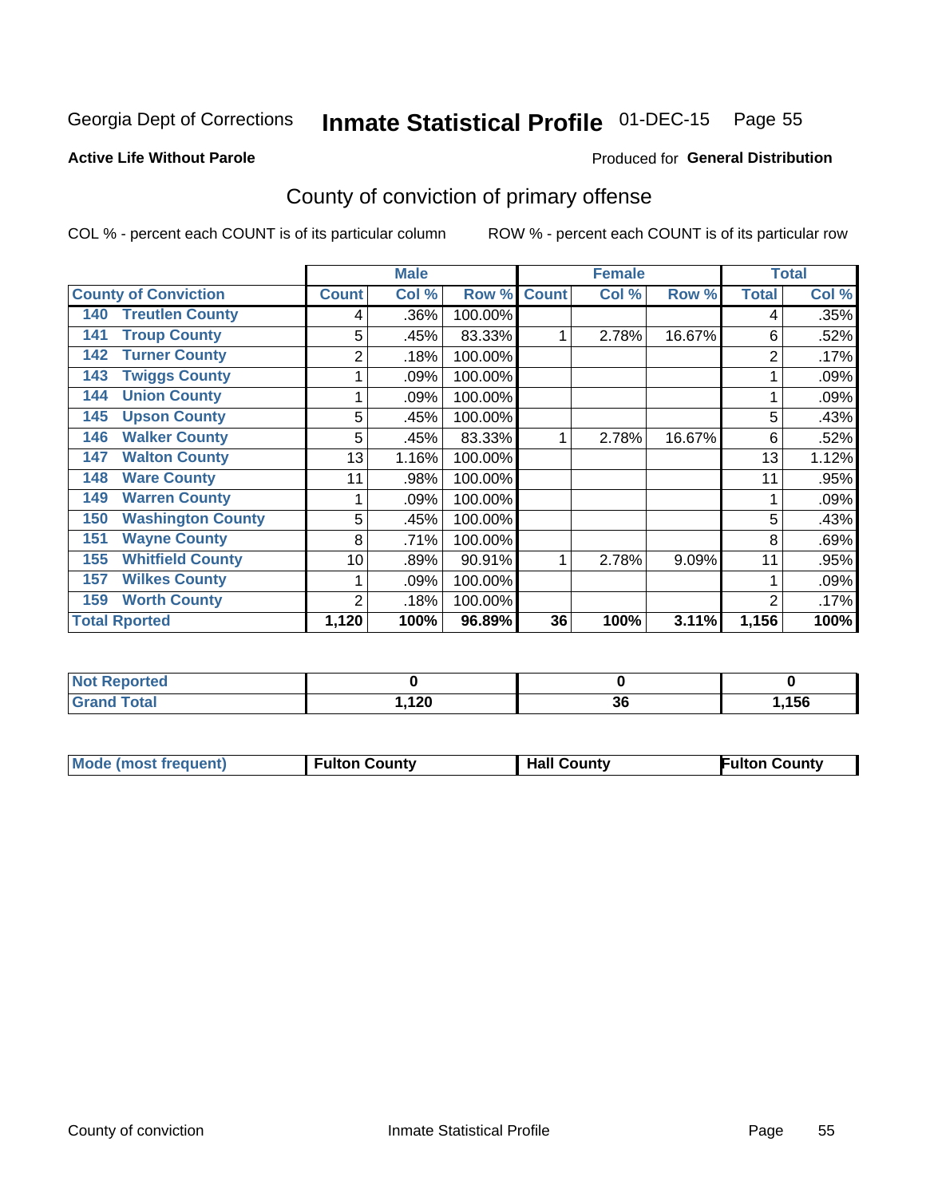Georgia Dept of Corrections **Inmate Statistical Profile** 01-DEC-15

**Active Life Without Parole**

Produced for **General Distribution**

## County of conviction of primary offense

COL % - percent each COUNT is of its particular column ROW % - percent each COUNT is of its particular row

| | Male | | | Female | | | Total | |
|---|---|---|---|---|---|---|---|---|
| **County of Conviction** | **Count** | **Col %** | **Row %** | **Count** | **Col %** | **Row %** | **Total** | **Col %** |
| 140 Treutlen County | 4 | .36% | 100.00% | | | | 4 | .35% |
| 141 Troup County | 5 | .45% | 83.33% | 1 | 2.78% | 16.67% | 6 | .52% |
| 142 Turner County | 2 | .18% | 100.00% | | | | 2 | .17% |
| 143 Twiggs County | 1 | .09% | 100.00% | | | | 1 | .09% |
| 144 Union County | 1 | .09% | 100.00% | | | | 1 | .09% |
| 145 Upson County | 5 | .45% | 100.00% | | | | 5 | .43% |
| 146 Walker County | 5 | .45% | 83.33% | 1 | 2.78% | 16.67% | 6 | .52% |
| 147 Walton County | 13 | 1.16% | 100.00% | | | | 13 | 1.12% |
| 148 Ware County | 11 | .98% | 100.00% | | | | 11 | .95% |
| 149 Warren County | 1 | .09% | 100.00% | | | | 1 | .09% |
| 150 Washington County | 5 | .45% | 100.00% | | | | 5 | .43% |
| 151 Wayne County | 8 | .71% | 100.00% | | | | 8 | .69% |
| 155 Whitfield County | 10 | .89% | 90.91% | 1 | 2.78% | 9.09% | 11 | .95% |
| 157 Wilkes County | 1 | .09% | 100.00% | | | | 1 | .09% |
| 159 Worth County | 2 | .18% | 100.00% | | | | 2 | .17% |
| **Total Rported** | **1,120** | **100%** | **96.89%** | **36** | **100%** | **3.11%** | **1,156** | **100%** |

| | Male | Female | Total |
|---|---|---|---|
| **Not Reported** | **0** | **0** | **0** |
| **Grand Total** | **1,120** | **36** | **1,156** |

| | Male | Female | Total |
|---|---|---|---|
| **Mode (most frequent)** | **Fulton County** | **Hall County** | **Fulton County** |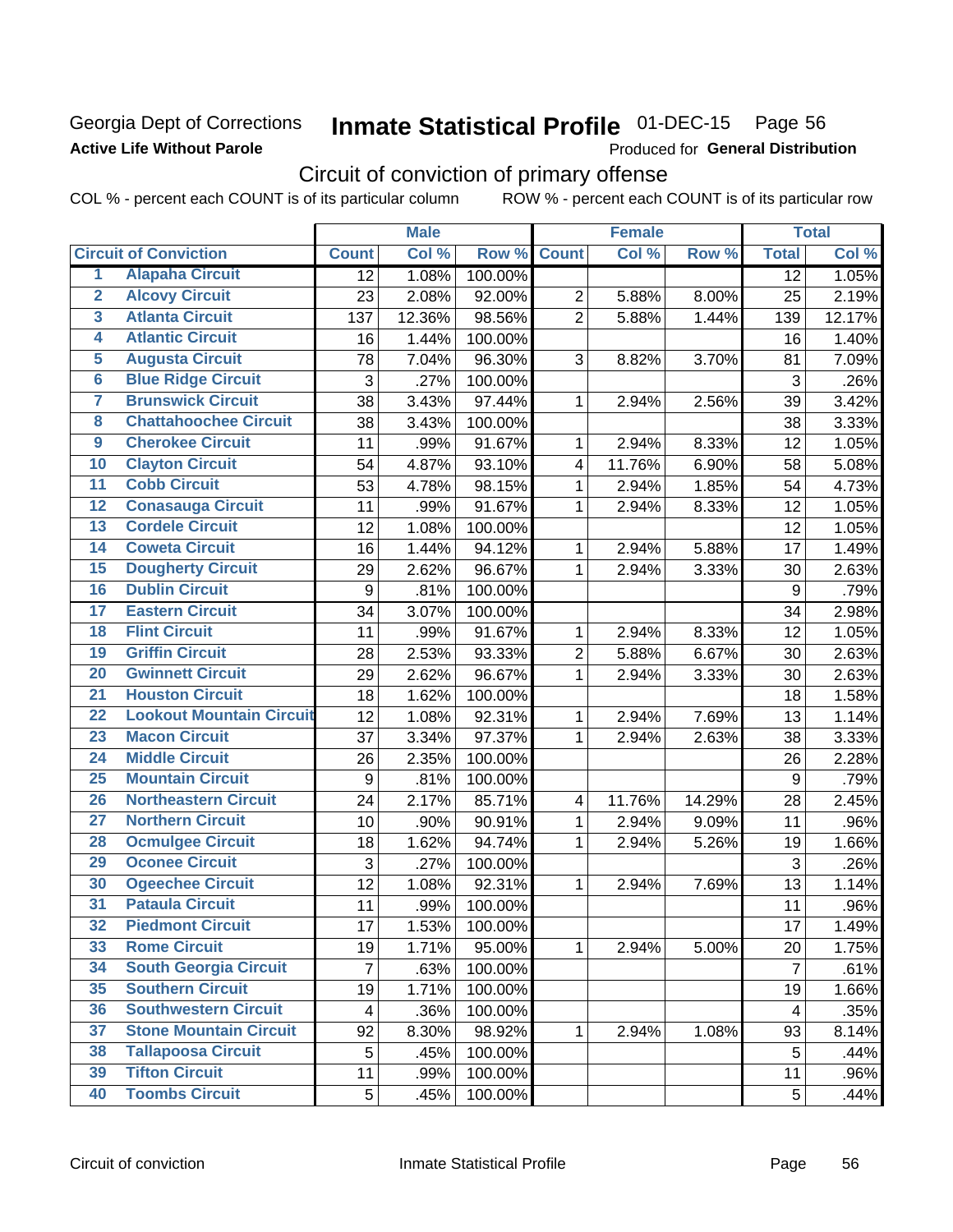Georgia Dept of Corrections
**Active Life Without Parole**

# Inmate Statistical Profile 01-DEC-15 Page 56

Produced for **General Distribution**

## Circuit of conviction of primary offense

COL % - percent each COUNT is of its particular column ROW % - percent each COUNT is of its particular row

| | Circuit of Conviction | Male | | | Female | | | Total | |
|---|---|---|---|---|---|---|---|---|---|
| | | Count | Col % | Row % | Count | Col % | Row % | Total | Col % |
| 1 | Alapaha Circuit | 12 | 1.08% | 100.00% | | | | 12 | 1.05% |
| 2 | Alcovy Circuit | 23 | 2.08% | 92.00% | 2 | 5.88% | 8.00% | 25 | 2.19% |
| 3 | Atlanta Circuit | 137 | 12.36% | 98.56% | 2 | 5.88% | 1.44% | 139 | 12.17% |
| 4 | Atlantic Circuit | 16 | 1.44% | 100.00% | | | | 16 | 1.40% |
| 5 | Augusta Circuit | 78 | 7.04% | 96.30% | 3 | 8.82% | 3.70% | 81 | 7.09% |
| 6 | Blue Ridge Circuit | 3 | .27% | 100.00% | | | | 3 | .26% |
| 7 | Brunswick Circuit | 38 | 3.43% | 97.44% | 1 | 2.94% | 2.56% | 39 | 3.42% |
| 8 | Chattahoochee Circuit | 38 | 3.43% | 100.00% | | | | 38 | 3.33% |
| 9 | Cherokee Circuit | 11 | .99% | 91.67% | 1 | 2.94% | 8.33% | 12 | 1.05% |
| 10 | Clayton Circuit | 54 | 4.87% | 93.10% | 4 | 11.76% | 6.90% | 58 | 5.08% |
| 11 | Cobb Circuit | 53 | 4.78% | 98.15% | 1 | 2.94% | 1.85% | 54 | 4.73% |
| 12 | Conasauga Circuit | 11 | .99% | 91.67% | 1 | 2.94% | 8.33% | 12 | 1.05% |
| 13 | Cordele Circuit | 12 | 1.08% | 100.00% | | | | 12 | 1.05% |
| 14 | Coweta Circuit | 16 | 1.44% | 94.12% | 1 | 2.94% | 5.88% | 17 | 1.49% |
| 15 | Dougherty Circuit | 29 | 2.62% | 96.67% | 1 | 2.94% | 3.33% | 30 | 2.63% |
| 16 | Dublin Circuit | 9 | .81% | 100.00% | | | | 9 | .79% |
| 17 | Eastern Circuit | 34 | 3.07% | 100.00% | | | | 34 | 2.98% |
| 18 | Flint Circuit | 11 | .99% | 91.67% | 1 | 2.94% | 8.33% | 12 | 1.05% |
| 19 | Griffin Circuit | 28 | 2.53% | 93.33% | 2 | 5.88% | 6.67% | 30 | 2.63% |
| 20 | Gwinnett Circuit | 29 | 2.62% | 96.67% | 1 | 2.94% | 3.33% | 30 | 2.63% |
| 21 | Houston Circuit | 18 | 1.62% | 100.00% | | | | 18 | 1.58% |
| 22 | Lookout Mountain Circuit | 12 | 1.08% | 92.31% | 1 | 2.94% | 7.69% | 13 | 1.14% |
| 23 | Macon Circuit | 37 | 3.34% | 97.37% | 1 | 2.94% | 2.63% | 38 | 3.33% |
| 24 | Middle Circuit | 26 | 2.35% | 100.00% | | | | 26 | 2.28% |
| 25 | Mountain Circuit | 9 | .81% | 100.00% | | | | 9 | .79% |
| 26 | Northeastern Circuit | 24 | 2.17% | 85.71% | 4 | 11.76% | 14.29% | 28 | 2.45% |
| 27 | Northern Circuit | 10 | .90% | 90.91% | 1 | 2.94% | 9.09% | 11 | .96% |
| 28 | Ocmulgee Circuit | 18 | 1.62% | 94.74% | 1 | 2.94% | 5.26% | 19 | 1.66% |
| 29 | Oconee Circuit | 3 | .27% | 100.00% | | | | 3 | .26% |
| 30 | Ogeechee Circuit | 12 | 1.08% | 92.31% | 1 | 2.94% | 7.69% | 13 | 1.14% |
| 31 | Pataula Circuit | 11 | .99% | 100.00% | | | | 11 | .96% |
| 32 | Piedmont Circuit | 17 | 1.53% | 100.00% | | | | 17 | 1.49% |
| 33 | Rome Circuit | 19 | 1.71% | 95.00% | 1 | 2.94% | 5.00% | 20 | 1.75% |
| 34 | South Georgia Circuit | 7 | .63% | 100.00% | | | | 7 | .61% |
| 35 | Southern Circuit | 19 | 1.71% | 100.00% | | | | 19 | 1.66% |
| 36 | Southwestern Circuit | 4 | .36% | 100.00% | | | | 4 | .35% |
| 37 | Stone Mountain Circuit | 92 | 8.30% | 98.92% | 1 | 2.94% | 1.08% | 93 | 8.14% |
| 38 | Tallapoosa Circuit | 5 | .45% | 100.00% | | | | 5 | .44% |
| 39 | Tifton Circuit | 11 | .99% | 100.00% | | | | 11 | .96% |
| 40 | Toombs Circuit | 5 | .45% | 100.00% | | | | 5 | .44% |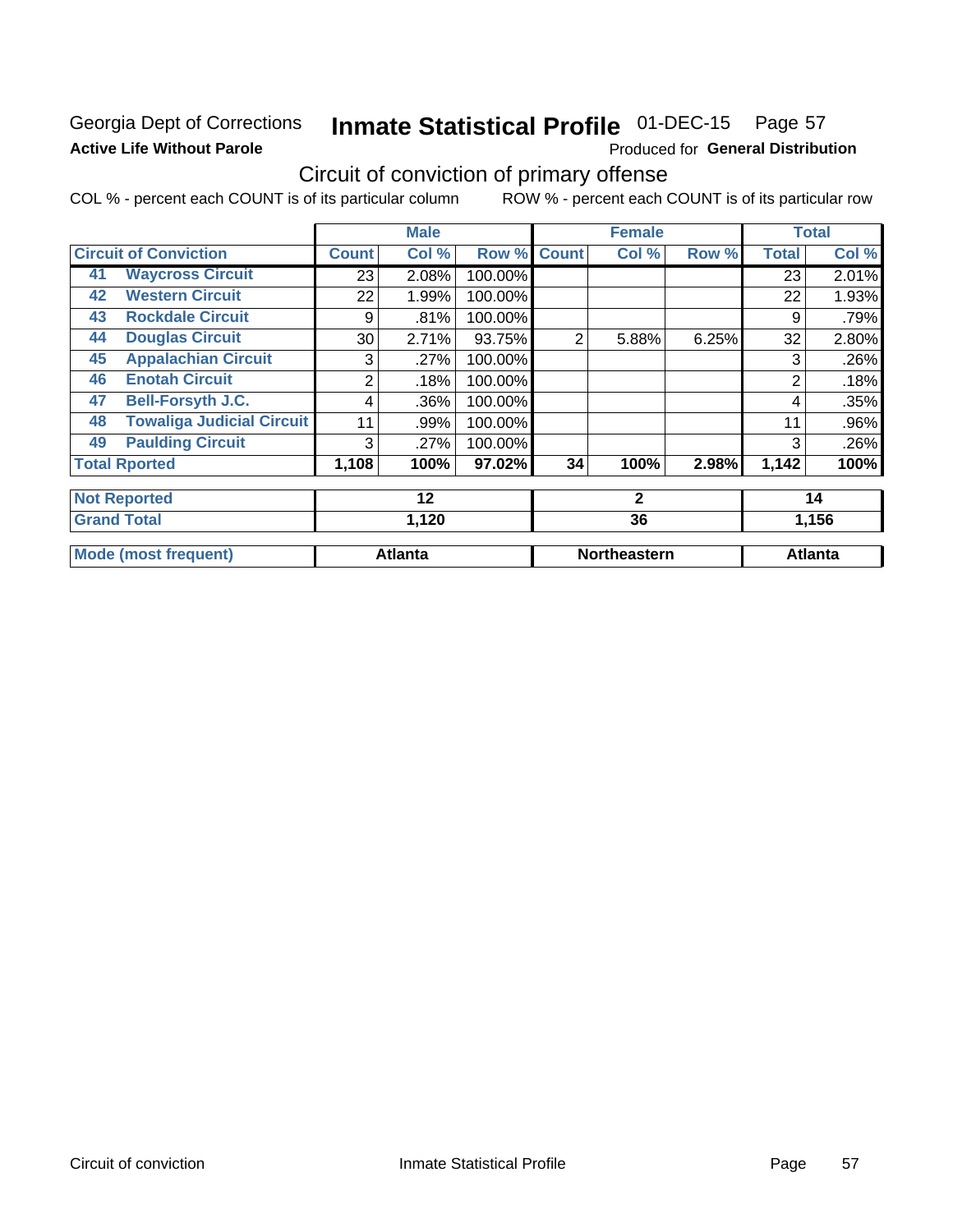Georgia Dept of Corrections **Inmate Statistical Profile** 01-DEC-15 Page 57

**Active Life Without Parole** Produced for **General Distribution**

## Circuit of conviction of primary offense

COL % - percent each COUNT is of its particular column ROW % - percent each COUNT is of its particular row

| | | Male | | | Female | | | Total | |
|---|---|---|---|---|---|---|---|---|---|
| **Circuit of Conviction** | | **Count** | **Col %** | **Row %** | **Count** | **Col %** | **Row %** | **Total** | **Col %** |
| 41 | **Waycross Circuit** | 23 | 2.08% | 100.00% | | | | 23 | 2.01% |
| 42 | **Western Circuit** | 22 | 1.99% | 100.00% | | | | 22 | 1.93% |
| 43 | **Rockdale Circuit** | 9 | .81% | 100.00% | | | | 9 | .79% |
| 44 | **Douglas Circuit** | 30 | 2.71% | 93.75% | 2 | 5.88% | 6.25% | 32 | 2.80% |
| 45 | **Appalachian Circuit** | 3 | .27% | 100.00% | | | | 3 | .26% |
| 46 | **Enotah Circuit** | 2 | .18% | 100.00% | | | | 2 | .18% |
| 47 | **Bell-Forsyth J.C.** | 4 | .36% | 100.00% | | | | 4 | .35% |
| 48 | **Towaliga Judicial Circuit** | 11 | .99% | 100.00% | | | | 11 | .96% |
| 49 | **Paulding Circuit** | 3 | .27% | 100.00% | | | | 3 | .26% |
| **Total Rported** | | **1,108** | **100%** | **97.02%** | **34** | **100%** | **2.98%** | **1,142** | **100%** |
| **Not Reported** | | **12** | | | **2** | | | **14** | |
| **Grand Total** | | **1,120** | | | **36** | | | **1,156** | |
| **Mode (most frequent)** | | **Atlanta** | | | **Northeastern** | | | **Atlanta** | |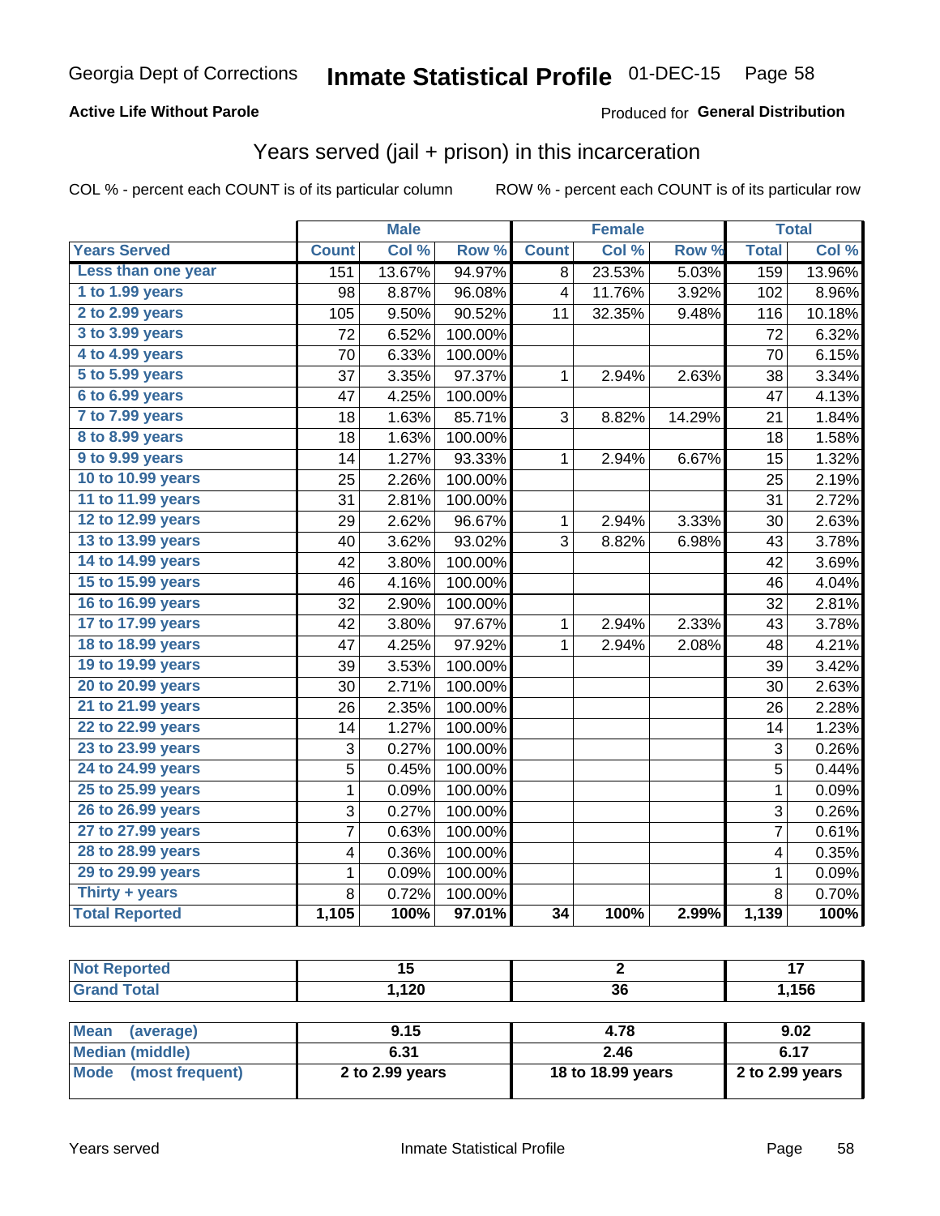Georgia Dept of Corrections **Inmate Statistical Profile** 01-DEC-15

**Active Life Without Parole**

Produced for **General Distribution**

## Years served (jail + prison) in this incarceration

COL % - percent each COUNT is of its particular column

ROW % - percent each COUNT is of its particular row

| | Male | | | Female | | | Total | |
|---|---|---|---|---|---|---|---|---|
| **Years Served** | **Count** | **Col %** | **Row %** | **Count** | **Col %** | **Row %** | **Total** | **Col %** |
| Less than one year | 151 | 13.67% | 94.97% | 8 | 23.53% | 5.03% | 159 | 13.96% |
| 1 to 1.99 years | 98 | 8.87% | 96.08% | 4 | 11.76% | 3.92% | 102 | 8.96% |
| 2 to 2.99 years | 105 | 9.50% | 90.52% | 11 | 32.35% | 9.48% | 116 | 10.18% |
| 3 to 3.99 years | 72 | 6.52% | 100.00% | | | | 72 | 6.32% |
| 4 to 4.99 years | 70 | 6.33% | 100.00% | | | | 70 | 6.15% |
| 5 to 5.99 years | 37 | 3.35% | 97.37% | 1 | 2.94% | 2.63% | 38 | 3.34% |
| 6 to 6.99 years | 47 | 4.25% | 100.00% | | | | 47 | 4.13% |
| 7 to 7.99 years | 18 | 1.63% | 85.71% | 3 | 8.82% | 14.29% | 21 | 1.84% |
| 8 to 8.99 years | 18 | 1.63% | 100.00% | | | | 18 | 1.58% |
| 9 to 9.99 years | 14 | 1.27% | 93.33% | 1 | 2.94% | 6.67% | 15 | 1.32% |
| 10 to 10.99 years | 25 | 2.26% | 100.00% | | | | 25 | 2.19% |
| 11 to 11.99 years | 31 | 2.81% | 100.00% | | | | 31 | 2.72% |
| 12 to 12.99 years | 29 | 2.62% | 96.67% | 1 | 2.94% | 3.33% | 30 | 2.63% |
| 13 to 13.99 years | 40 | 3.62% | 93.02% | 3 | 8.82% | 6.98% | 43 | 3.78% |
| 14 to 14.99 years | 42 | 3.80% | 100.00% | | | | 42 | 3.69% |
| 15 to 15.99 years | 46 | 4.16% | 100.00% | | | | 46 | 4.04% |
| 16 to 16.99 years | 32 | 2.90% | 100.00% | | | | 32 | 2.81% |
| 17 to 17.99 years | 42 | 3.80% | 97.67% | 1 | 2.94% | 2.33% | 43 | 3.78% |
| 18 to 18.99 years | 47 | 4.25% | 97.92% | 1 | 2.94% | 2.08% | 48 | 4.21% |
| 19 to 19.99 years | 39 | 3.53% | 100.00% | | | | 39 | 3.42% |
| 20 to 20.99 years | 30 | 2.71% | 100.00% | | | | 30 | 2.63% |
| 21 to 21.99 years | 26 | 2.35% | 100.00% | | | | 26 | 2.28% |
| 22 to 22.99 years | 14 | 1.27% | 100.00% | | | | 14 | 1.23% |
| 23 to 23.99 years | 3 | 0.27% | 100.00% | | | | 3 | 0.26% |
| 24 to 24.99 years | 5 | 0.45% | 100.00% | | | | 5 | 0.44% |
| 25 to 25.99 years | 1 | 0.09% | 100.00% | | | | 1 | 0.09% |
| 26 to 26.99 years | 3 | 0.27% | 100.00% | | | | 3 | 0.26% |
| 27 to 27.99 years | 7 | 0.63% | 100.00% | | | | 7 | 0.61% |
| 28 to 28.99 years | 4 | 0.36% | 100.00% | | | | 4 | 0.35% |
| 29 to 29.99 years | 1 | 0.09% | 100.00% | | | | 1 | 0.09% |
| Thirty + years | 8 | 0.72% | 100.00% | | | | 8 | 0.70% |
| **Total Reported** | **1,105** | **100%** | **97.01%** | **34** | **100%** | **2.99%** | **1,139** | **100%** |

| | Male | Female | Total |
|---|---|---|---|
| Not Reported | 15 | 2 | 17 |
| Grand Total | 1,120 | 36 | 1,156 |

| | Male | Female | Total |
|---|---|---|---|
| Mean (average) | 9.15 | 4.78 | 9.02 |
| Median (middle) | 6.31 | 2.46 | 6.17 |
| Mode (most frequent) | 2 to 2.99 years | 18 to 18.99 years | 2 to 2.99 years |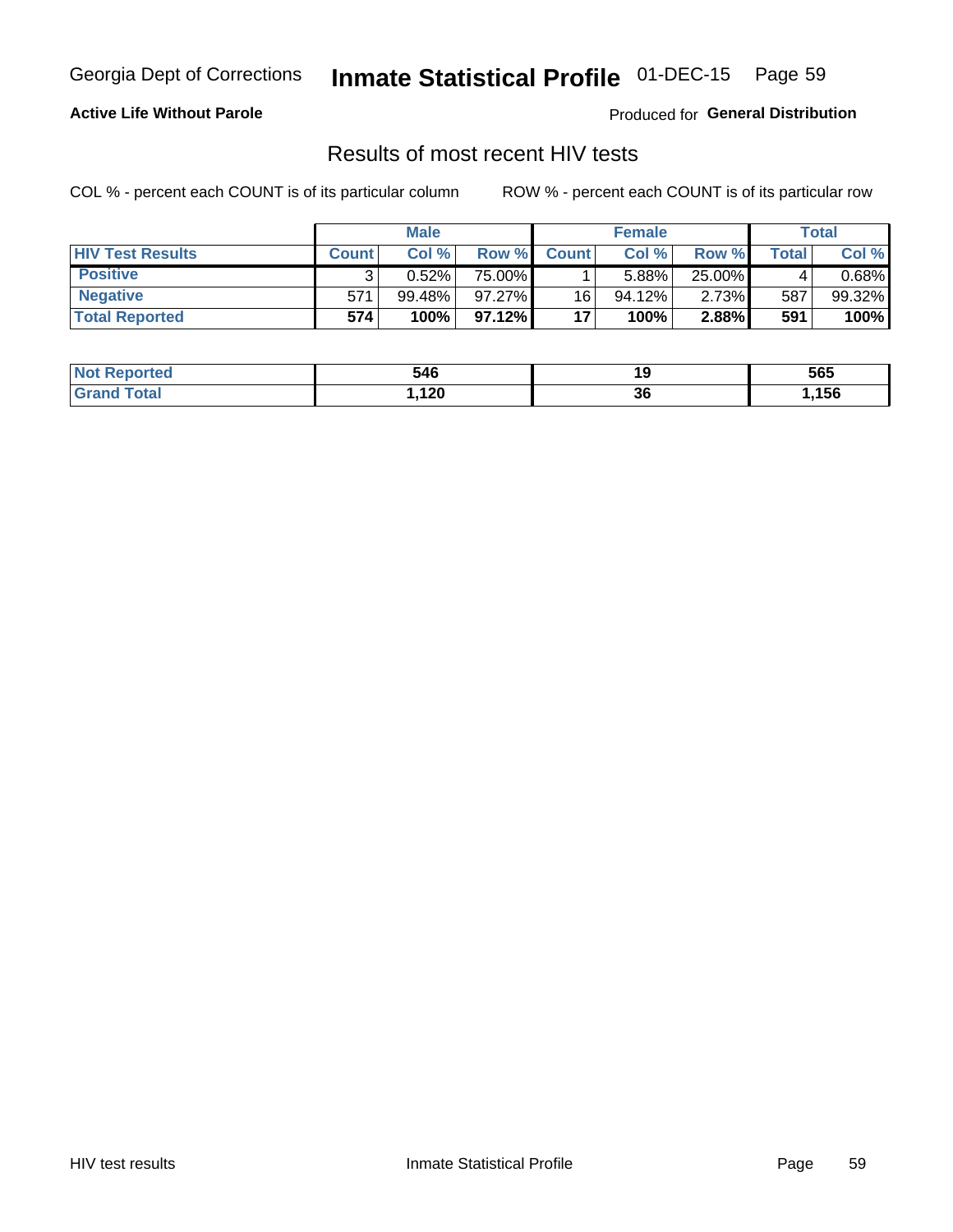**Active Life Without Parole**

Produced for **General Distribution**

## Results of most recent HIV tests

COL % - percent each COUNT is of its particular column

ROW % - percent each COUNT is of its particular row

| | Male | | | Female | | | Total | |
|---|---|---|---|---|---|---|---|---|
| **HIV Test Results** | **Count** | **Col %** | **Row %** | **Count** | **Col %** | **Row %** | **Total** | **Col %** |
| **Positive** | 3 | 0.52% | 75.00% | 1 | 5.88% | 25.00% | 4 | 0.68% |
| **Negative** | 571 | 99.48% | 97.27% | 16 | 94.12% | 2.73% | 587 | 99.32% |
| **Total Reported** | **574** | **100%** | **97.12%** | **17** | **100%** | **2.88%** | **591** | **100%** |

| | Male | Female | Total |
|---|---|---|---|
| **Not Reported** | **546** | **19** | **565** |
| **Grand Total** | **1,120** | **36** | **1,156** |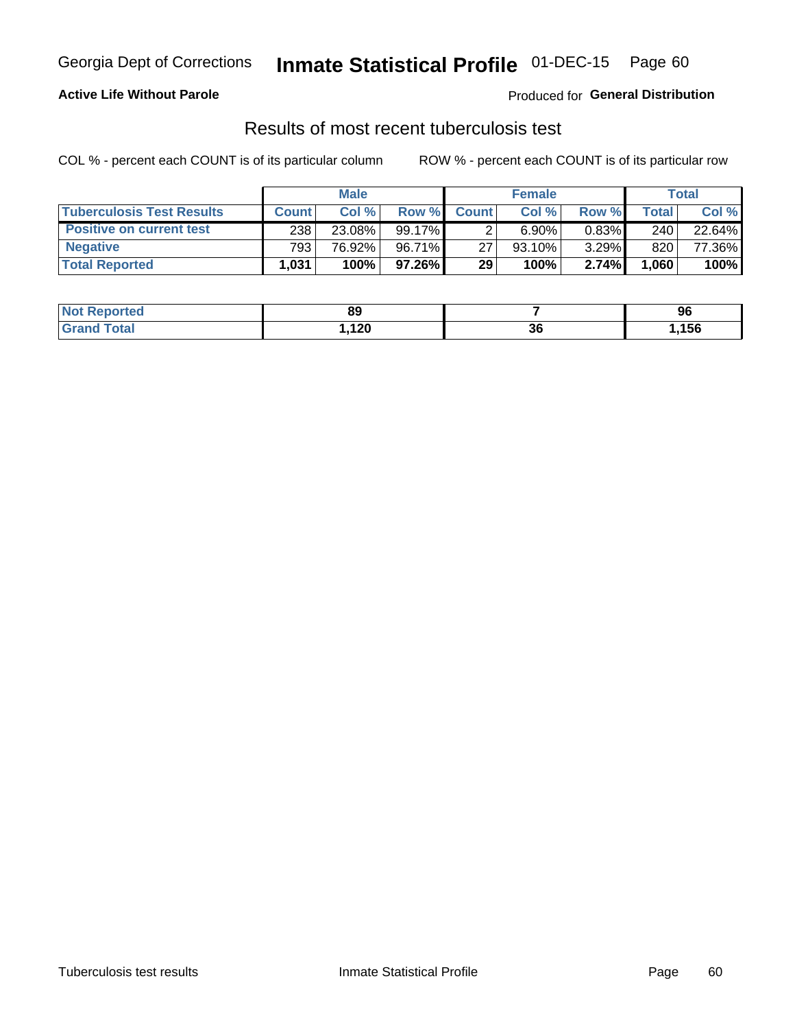Georgia Dept of Corrections **Inmate Statistical Profile** 01-DEC-15

**Active Life Without Parole**

Produced for **General Distribution**

## Results of most recent tuberculosis test

COL % - percent each COUNT is of its particular column    ROW % - percent each COUNT is of its particular row

| | Male | | | Female | | | Total | |
|---|---|---|---|---|---|---|---|---|
| **Tuberculosis Test Results** | **Count** | **Col %** | **Row %** | **Count** | **Col %** | **Row %** | **Total** | **Col %** |
| **Positive on current test** | 238 | 23.08% | 99.17% | 2 | 6.90% | 0.83% | 240 | 22.64% |
| **Negative** | 793 | 76.92% | 96.71% | 27 | 93.10% | 3.29% | 820 | 77.36% |
| **Total Reported** | **1,031** | **100%** | **97.26%** | **29** | **100%** | **2.74%** | **1,060** | **100%** |

| | Male | Female | Total |
|---|---|---|---|
| **Not Reported** | **89** | **7** | **96** |
| **Grand Total** | **1,120** | **36** | **1,156** |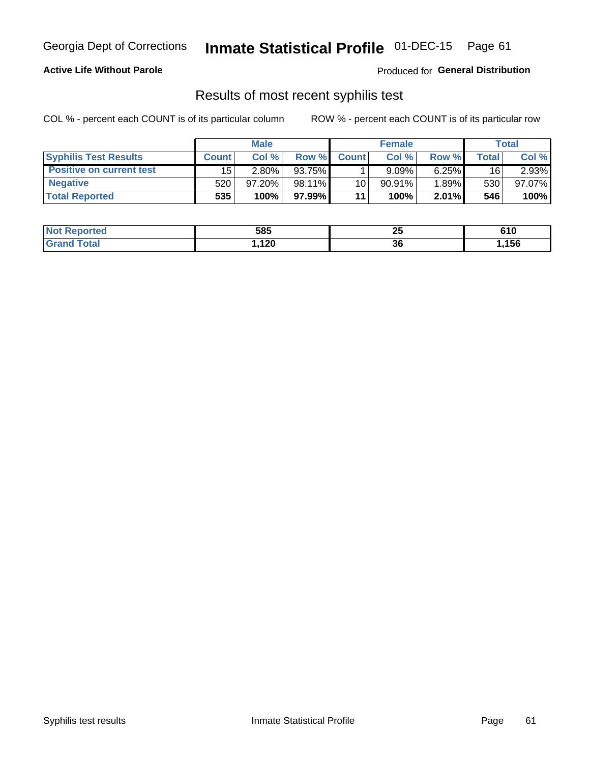Georgia Dept of Corrections **Inmate Statistical Profile** 01-DEC-15

**Active Life Without Parole**

Produced for **General Distribution**

## Results of most recent syphilis test

COL % - percent each COUNT is of its particular column ROW % - percent each COUNT is of its particular row

| | Male | | | Female | | | Total | |
|---|---|---|---|---|---|---|---|---|
| **Syphilis Test Results** | **Count** | **Col %** | **Row %** | **Count** | **Col %** | **Row %** | **Total** | **Col %** |
| **Positive on current test** | 15 | 2.80% | 93.75% | 1 | 9.09% | 6.25% | 16 | 2.93% |
| **Negative** | 520 | 97.20% | 98.11% | 10 | 90.91% | 1.89% | 530 | 97.07% |
| **Total Reported** | **535** | **100%** | **97.99%** | **11** | **100%** | **2.01%** | **546** | **100%** |

| | Male | Female | Total |
|---|---|---|---|
| **Not Reported** | **585** | **25** | **610** |
| **Grand Total** | **1,120** | **36** | **1,156** |

Syphilis test results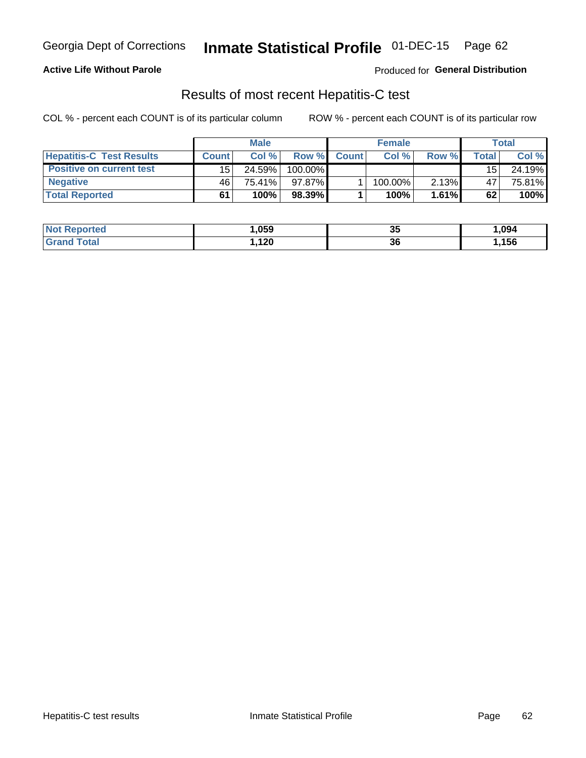Georgia Dept of Corrections **Inmate Statistical Profile** 01-DEC-15 Page 62

**Active Life Without Parole**

Produced for **General Distribution**

## Results of most recent Hepatitis-C test

COL % - percent each COUNT is of its particular column ROW % - percent each COUNT is of its particular row

| | Male | | | Female | | | Total | |
|---|---|---|---|---|---|---|---|---|
| **Hepatitis-C Test Results** | **Count** | **Col %** | **Row %** | **Count** | **Col %** | **Row %** | **Total** | **Col %** |
| **Positive on current test** | 15 | 24.59% | 100.00% | | | | 15 | 24.19% |
| **Negative** | 46 | 75.41% | 97.87% | 1 | 100.00% | 2.13% | 47 | 75.81% |
| **Total Reported** | **61** | **100%** | **98.39%** | **1** | **100%** | **1.61%** | **62** | **100%** |

| | Male | Female | Total |
|---|---|---|---|
| **Not Reported** | **1,059** | **35** | **1,094** |
| **Grand Total** | **1,120** | **36** | **1,156** |